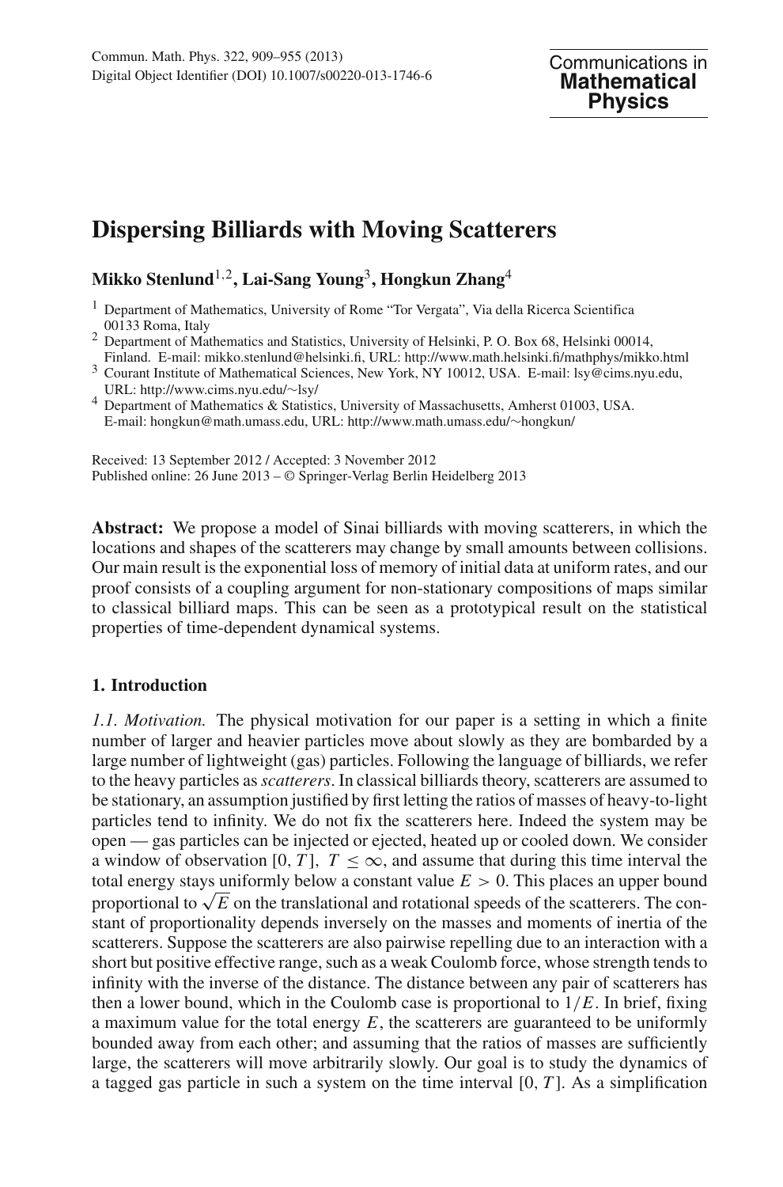# Dispersing Billiards with Moving Scatterers

**Mikko Stenlund**[1,2], **Lai-Sang Young**[3], **Hongkun Zhang**[4]

[1] Department of Mathematics, University of Rome "Tor Vergata", Via della Ricerca Scientifica 00133 Roma, Italy

[2] Department of Mathematics and Statistics, University of Helsinki, P. O. Box 68, Helsinki 00014, Finland. E-mail: mikko.stenlund@helsinki.fi, URL: http://www.math.helsinki.fi/mathphys/mikko.html

[3] Courant Institute of Mathematical Sciences, New York, NY 10012, USA. E-mail: lsy@cims.nyu.edu, URL: http://www.cims.nyu.edu/∼lsy/

[4] Department of Mathematics & Statistics, University of Massachusetts, Amherst 01003, USA. E-mail: hongkun@math.umass.edu, URL: http://www.math.umass.edu/∼hongkun/

Received: 13 September 2012 / Accepted: 3 November 2012
Published online: 26 June 2013 – © Springer-Verlag Berlin Heidelberg 2013

**Abstract:** We propose a model of Sinai billiards with moving scatterers, in which the locations and shapes of the scatterers may change by small amounts between collisions. Our main result is the exponential loss of memory of initial data at uniform rates, and our proof consists of a coupling argument for non-stationary compositions of maps similar to classical billiard maps. This can be seen as a prototypical result on the statistical properties of time-dependent dynamical systems.

## 1. Introduction

*1.1. Motivation.* The physical motivation for our paper is a setting in which a finite number of larger and heavier particles move about slowly as they are bombarded by a large number of lightweight (gas) particles. Following the language of billiards, we refer to the heavy particles as *scatterers*. In classical billiards theory, scatterers are assumed to be stationary, an assumption justified by first letting the ratios of masses of heavy-to-light particles tend to infinity. We do not fix the scatterers here. Indeed the system may be open — gas particles can be injected or ejected, heated up or cooled down. We consider a window of observation $[0, T]$, $T \leq \infty$, and assume that during this time interval the total energy stays uniformly below a constant value $E > 0$. This places an upper bound proportional to $\sqrt{E}$ on the translational and rotational speeds of the scatterers. The constant of proportionality depends inversely on the masses and moments of inertia of the scatterers. Suppose the scatterers are also pairwise repelling due to an interaction with a short but positive effective range, such as a weak Coulomb force, whose strength tends to infinity with the inverse of the distance. The distance between any pair of scatterers has then a lower bound, which in the Coulomb case is proportional to $1/E$. In brief, fixing a maximum value for the total energy $E$, the scatterers are guaranteed to be uniformly bounded away from each other; and assuming that the ratios of masses are sufficiently large, the scatterers will move arbitrarily slowly. Our goal is to study the dynamics of a tagged gas particle in such a system on the time interval $[0, T]$. As a simplification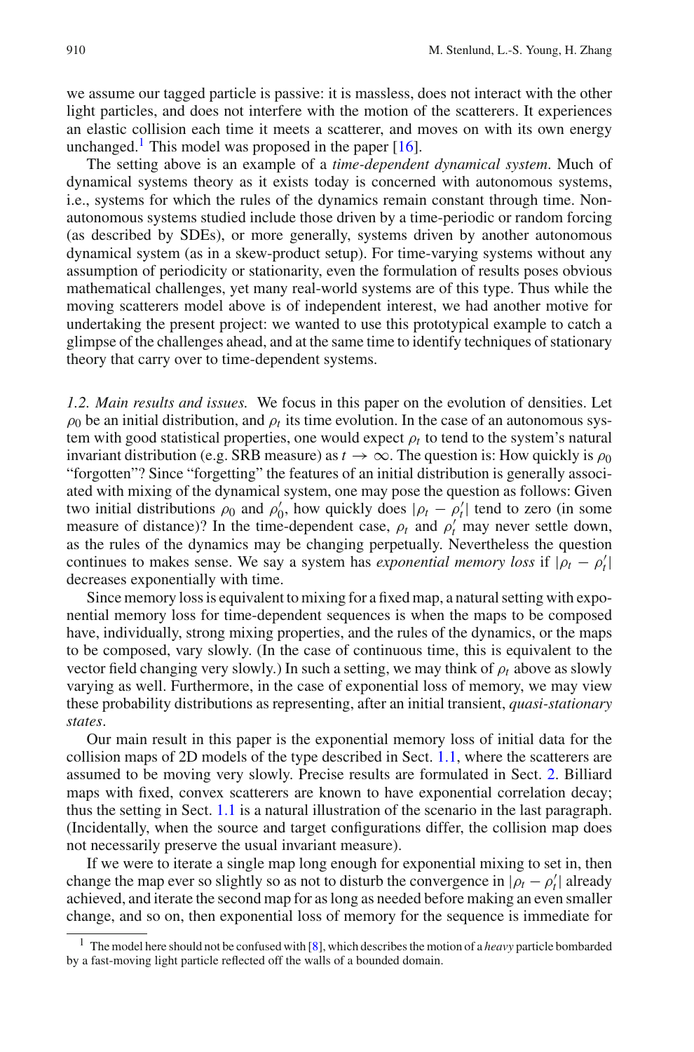we assume our tagged particle is passive: it is massless, does not interact with the other light particles, and does not interfere with the motion of the scatterers. It experiences an elastic collision each time it meets a scatterer, and moves on with its own energy unchanged.[1] This model was proposed in the paper [16].

The setting above is an example of a *time-dependent dynamical system*. Much of dynamical systems theory as it exists today is concerned with autonomous systems, i.e., systems for which the rules of the dynamics remain constant through time. Non-autonomous systems studied include those driven by a time-periodic or random forcing (as described by SDEs), or more generally, systems driven by another autonomous dynamical system (as in a skew-product setup). For time-varying systems without any assumption of periodicity or stationarity, even the formulation of results poses obvious mathematical challenges, yet many real-world systems are of this type. Thus while the moving scatterers model above is of independent interest, we had another motive for undertaking the present project: we wanted to use this prototypical example to catch a glimpse of the challenges ahead, and at the same time to identify techniques of stationary theory that carry over to time-dependent systems.

*1.2. Main results and issues.* We focus in this paper on the evolution of densities. Let $\rho_0$ be an initial distribution, and $\rho_t$ its time evolution. In the case of an autonomous system with good statistical properties, one would expect $\rho_t$ to tend to the system's natural invariant distribution (e.g. SRB measure) as $t \to \infty$. The question is: How quickly is $\rho_0$ "forgotten"? Since "forgetting" the features of an initial distribution is generally associated with mixing of the dynamical system, one may pose the question as follows: Given two initial distributions $\rho_0$ and $\rho_0'$, how quickly does $|\rho_t - \rho_t'|$ tend to zero (in some measure of distance)? In the time-dependent case, $\rho_t$ and $\rho_t'$ may never settle down, as the rules of the dynamics may be changing perpetually. Nevertheless the question continues to makes sense. We say a system has *exponential memory loss* if $|\rho_t - \rho_t'|$ decreases exponentially with time.

Since memory loss is equivalent to mixing for a fixed map, a natural setting with exponential memory loss for time-dependent sequences is when the maps to be composed have, individually, strong mixing properties, and the rules of the dynamics, or the maps to be composed, vary slowly. (In the case of continuous time, this is equivalent to the vector field changing very slowly.) In such a setting, we may think of $\rho_t$ above as slowly varying as well. Furthermore, in the case of exponential loss of memory, we may view these probability distributions as representing, after an initial transient, *quasi-stationary states*.

Our main result in this paper is the exponential memory loss of initial data for the collision maps of 2D models of the type described in Sect. 1.1, where the scatterers are assumed to be moving very slowly. Precise results are formulated in Sect. 2. Billiard maps with fixed, convex scatterers are known to have exponential correlation decay; thus the setting in Sect. 1.1 is a natural illustration of the scenario in the last paragraph. (Incidentally, when the source and target configurations differ, the collision map does not necessarily preserve the usual invariant measure).

If we were to iterate a single map long enough for exponential mixing to set in, then change the map ever so slightly so as not to disturb the convergence in $|\rho_t - \rho_t'|$ already achieved, and iterate the second map for as long as needed before making an even smaller change, and so on, then exponential loss of memory for the sequence is immediate for

[1] The model here should not be confused with [8], which describes the motion of a *heavy* particle bombarded by a fast-moving light particle reflected off the walls of a bounded domain.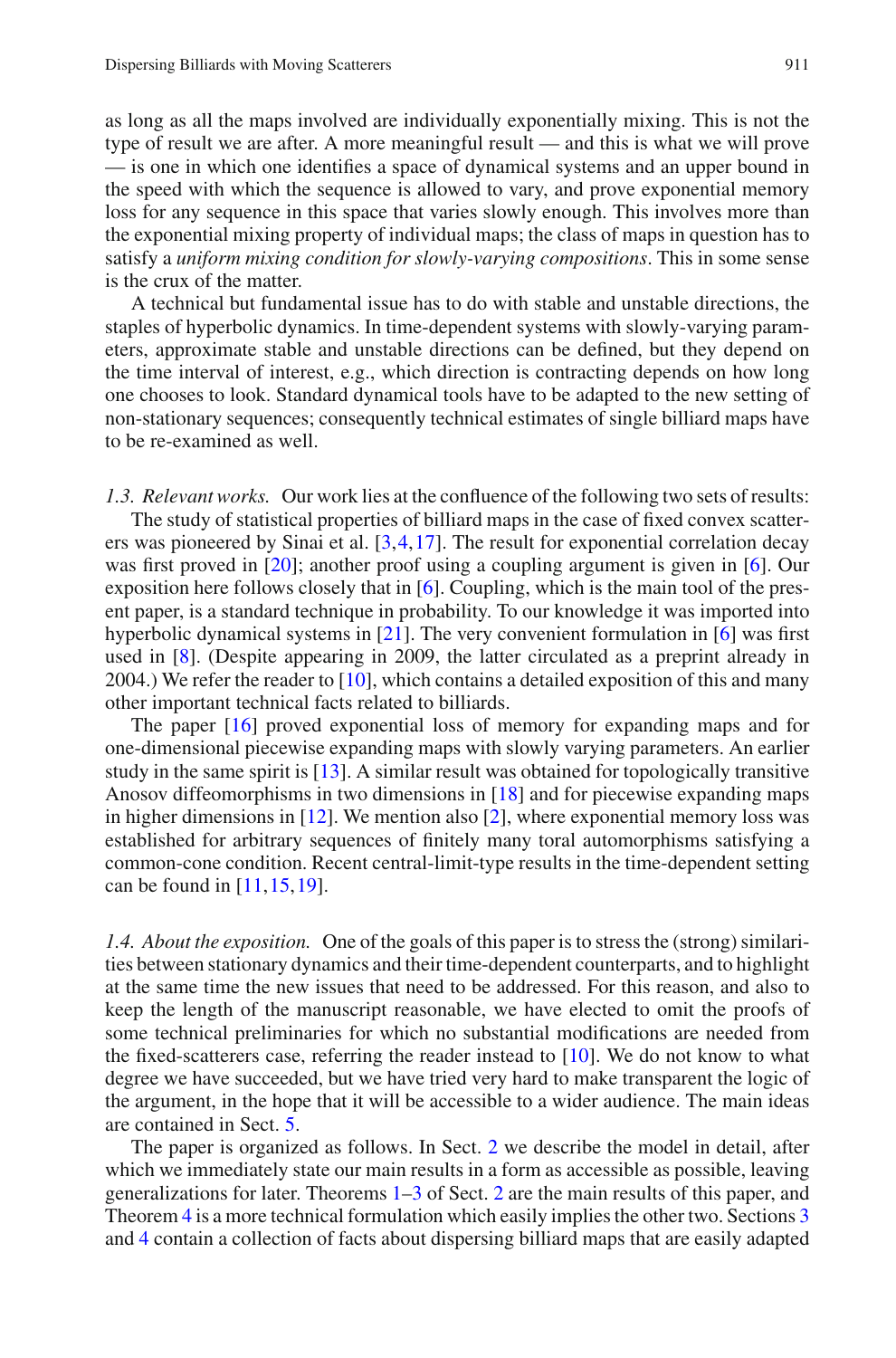as long as all the maps involved are individually exponentially mixing. This is not the type of result we are after. A more meaningful result — and this is what we will prove — is one in which one identifies a space of dynamical systems and an upper bound in the speed with which the sequence is allowed to vary, and prove exponential memory loss for any sequence in this space that varies slowly enough. This involves more than the exponential mixing property of individual maps; the class of maps in question has to satisfy a *uniform mixing condition for slowly-varying compositions*. This in some sense is the crux of the matter.

A technical but fundamental issue has to do with stable and unstable directions, the staples of hyperbolic dynamics. In time-dependent systems with slowly-varying parameters, approximate stable and unstable directions can be defined, but they depend on the time interval of interest, e.g., which direction is contracting depends on how long one chooses to look. Standard dynamical tools have to be adapted to the new setting of non-stationary sequences; consequently technical estimates of single billiard maps have to be re-examined as well.

*1.3. Relevant works.* Our work lies at the confluence of the following two sets of results:

The study of statistical properties of billiard maps in the case of fixed convex scatterers was pioneered by Sinai et al. [3,4,17]. The result for exponential correlation decay was first proved in [20]; another proof using a coupling argument is given in [6]. Our exposition here follows closely that in [6]. Coupling, which is the main tool of the present paper, is a standard technique in probability. To our knowledge it was imported into hyperbolic dynamical systems in [21]. The very convenient formulation in [6] was first used in [8]. (Despite appearing in 2009, the latter circulated as a preprint already in 2004.) We refer the reader to [10], which contains a detailed exposition of this and many other important technical facts related to billiards.

The paper [16] proved exponential loss of memory for expanding maps and for one-dimensional piecewise expanding maps with slowly varying parameters. An earlier study in the same spirit is [13]. A similar result was obtained for topologically transitive Anosov diffeomorphisms in two dimensions in [18] and for piecewise expanding maps in higher dimensions in [12]. We mention also [2], where exponential memory loss was established for arbitrary sequences of finitely many toral automorphisms satisfying a common-cone condition. Recent central-limit-type results in the time-dependent setting can be found in [11,15,19].

*1.4. About the exposition.* One of the goals of this paper is to stress the (strong) similarities between stationary dynamics and their time-dependent counterparts, and to highlight at the same time the new issues that need to be addressed. For this reason, and also to keep the length of the manuscript reasonable, we have elected to omit the proofs of some technical preliminaries for which no substantial modifications are needed from the fixed-scatterers case, referring the reader instead to [10]. We do not know to what degree we have succeeded, but we have tried very hard to make transparent the logic of the argument, in the hope that it will be accessible to a wider audience. The main ideas are contained in Sect. 5.

The paper is organized as follows. In Sect. 2 we describe the model in detail, after which we immediately state our main results in a form as accessible as possible, leaving generalizations for later. Theorems 1–3 of Sect. 2 are the main results of this paper, and Theorem 4 is a more technical formulation which easily implies the other two. Sections 3 and 4 contain a collection of facts about dispersing billiard maps that are easily adapted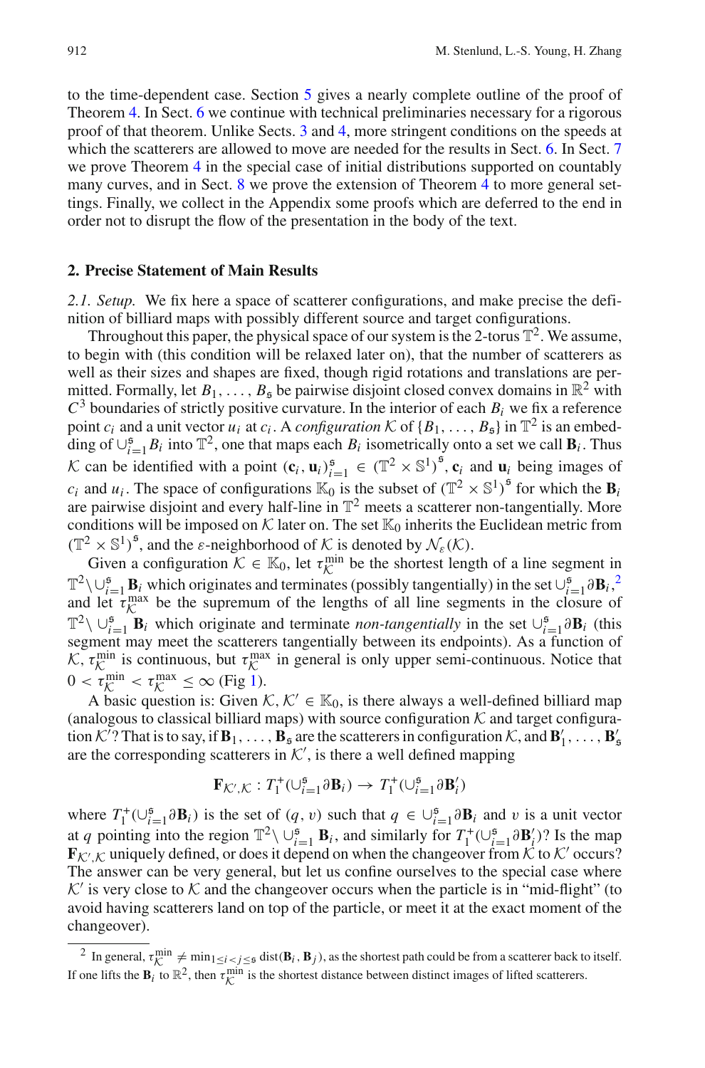to the time-dependent case. Section 5 gives a nearly complete outline of the proof of Theorem 4. In Sect. 6 we continue with technical preliminaries necessary for a rigorous proof of that theorem. Unlike Sects. 3 and 4, more stringent conditions on the speeds at which the scatterers are allowed to move are needed for the results in Sect. 6. In Sect. 7 we prove Theorem 4 in the special case of initial distributions supported on countably many curves, and in Sect. 8 we prove the extension of Theorem 4 to more general settings. Finally, we collect in the Appendix some proofs which are deferred to the end in order not to disrupt the flow of the presentation in the body of the text.

## 2. Precise Statement of Main Results

*2.1. Setup.* We fix here a space of scatterer configurations, and make precise the definition of billiard maps with possibly different source and target configurations.

Throughout this paper, the physical space of our system is the 2-torus $\mathbb{T}^2$. We assume, to begin with (this condition will be relaxed later on), that the number of scatterers as well as their sizes and shapes are fixed, though rigid rotations and translations are permitted. Formally, let $B_1, \ldots, B_{\mathfrak{s}}$ be pairwise disjoint closed convex domains in $\mathbb{R}^2$ with $C^3$ boundaries of strictly positive curvature. In the interior of each $B_i$ we fix a reference point $c_i$ and a unit vector $u_i$ at $c_i$. A *configuration* $\mathcal{K}$ of $\{B_1, \ldots, B_{\mathfrak{s}}\}$ in $\mathbb{T}^2$ is an embedding of $\cup_{i=1}^{\mathfrak{s}} B_i$ into $\mathbb{T}^2$, one that maps each $B_i$ isometrically onto a set we call $\mathbf{B}_i$. Thus $\mathcal{K}$ can be identified with a point $(\mathbf{c}_i, \mathbf{u}_i)_{i=1}^{\mathfrak{s}} \in (\mathbb{T}^2 \times \mathbb{S}^1)^{\mathfrak{s}}$, $\mathbf{c}_i$ and $\mathbf{u}_i$ being images of $c_i$ and $u_i$. The space of configurations $\mathbb{K}_0$ is the subset of $(\mathbb{T}^2 \times \mathbb{S}^1)^{\mathfrak{s}}$ for which the $\mathbf{B}_i$ are pairwise disjoint and every half-line in $\mathbb{T}^2$ meets a scatterer non-tangentially. More conditions will be imposed on $\mathcal{K}$ later on. The set $\mathbb{K}_0$ inherits the Euclidean metric from $(\mathbb{T}^2 \times \mathbb{S}^1)^{\mathfrak{s}}$, and the $\varepsilon$-neighborhood of $\mathcal{K}$ is denoted by $\mathcal{N}_\varepsilon(\mathcal{K})$.

Given a configuration $\mathcal{K} \in \mathbb{K}_0$, let $\tau_{\mathcal{K}}^{\min}$ be the shortest length of a line segment in $\mathbb{T}^2 \setminus \cup_{i=1}^{\mathfrak{s}} \mathbf{B}_i$ which originates and terminates (possibly tangentially) in the set $\cup_{i=1}^{\mathfrak{s}} \partial \mathbf{B}_i$,[2] and let $\tau_{\mathcal{K}}^{\max}$ be the supremum of the lengths of all line segments in the closure of $\mathbb{T}^2 \setminus \cup_{i=1}^{\mathfrak{s}} \mathbf{B}_i$ which originate and terminate *non-tangentially* in the set $\cup_{i=1}^{\mathfrak{s}} \partial \mathbf{B}_i$ (this segment may meet the scatterers tangentially between its endpoints). As a function of $\mathcal{K}$, $\tau_{\mathcal{K}}^{\min}$ is continuous, but $\tau_{\mathcal{K}}^{\max}$ in general is only upper semi-continuous. Notice that $0 < \tau_{\mathcal{K}}^{\min} < \tau_{\mathcal{K}}^{\max} \leq \infty$ (Fig 1).

A basic question is: Given $\mathcal{K}, \mathcal{K}' \in \mathbb{K}_0$, is there always a well-defined billiard map (analogous to classical billiard maps) with source configuration $\mathcal{K}$ and target configuration $\mathcal{K}'$? That is to say, if $\mathbf{B}_1, \ldots, \mathbf{B}_{\mathfrak{s}}$ are the scatterers in configuration $\mathcal{K}$, and $\mathbf{B}'_1, \ldots, \mathbf{B}'_{\mathfrak{s}}$ are the corresponding scatterers in $\mathcal{K}'$, is there a well defined mapping

$$\mathbf{F}_{\mathcal{K}',\mathcal{K}} : T_1^+(\cup_{i=1}^{\mathfrak{s}} \partial \mathbf{B}_i) \to T_1^+(\cup_{i=1}^{\mathfrak{s}} \partial \mathbf{B}'_i)$$

where $T_1^+(\cup_{i=1}^{\mathfrak{s}} \partial \mathbf{B}_i)$ is the set of $(q, v)$ such that $q \in \cup_{i=1}^{\mathfrak{s}} \partial \mathbf{B}_i$ and $v$ is a unit vector at $q$ pointing into the region $\mathbb{T}^2 \setminus \cup_{i=1}^{\mathfrak{s}} \mathbf{B}_i$, and similarly for $T_1^+(\cup_{i=1}^{\mathfrak{s}} \partial \mathbf{B}'_i)$? Is the map $\mathbf{F}_{\mathcal{K}',\mathcal{K}}$ uniquely defined, or does it depend on when the changeover from $\mathcal{K}$ to $\mathcal{K}'$ occurs? The answer can be very general, but let us confine ourselves to the special case where $\mathcal{K}'$ is very close to $\mathcal{K}$ and the changeover occurs when the particle is in "mid-flight" (to avoid having scatterers land on top of the particle, or meet it at the exact moment of the changeover).

[2] In general, $\tau_{\mathcal{K}}^{\min} \neq \min_{1 \leq i < j \leq \mathfrak{s}} \mathrm{dist}(\mathbf{B}_i, \mathbf{B}_j)$, as the shortest path could be from a scatterer back to itself. If one lifts the $\mathbf{B}_i$ to $\mathbb{R}^2$, then $\tau_{\mathcal{K}}^{\min}$ is the shortest distance between distinct images of lifted scatterers.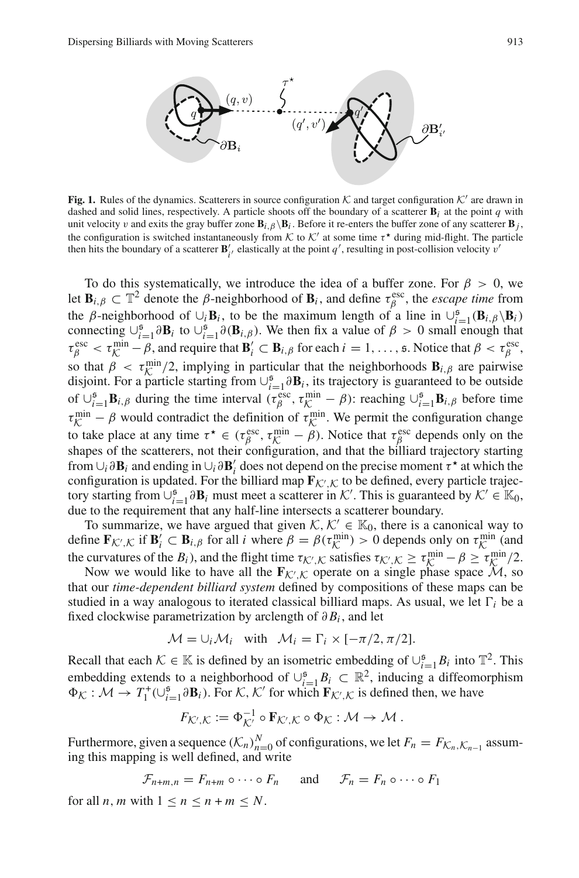**Fig. 1.** Rules of the dynamics. Scatterers in source configuration $\mathcal{K}$ and target configuration $\mathcal{K}'$ are drawn in dashed and solid lines, respectively. A particle shoots off the boundary of a scatterer $\mathbf{B}_i$ at the point $q$ with unit velocity $v$ and exits the gray buffer zone $\mathbf{B}_{i,\beta}\backslash\mathbf{B}_i$. Before it re-enters the buffer zone of any scatterer $\mathbf{B}_j$, the configuration is switched instantaneously from $\mathcal{K}$ to $\mathcal{K}'$ at some time $\tau^\star$ during mid-flight. The particle then hits the boundary of a scatterer $\mathbf{B}'_{i'}$ elastically at the point $q'$, resulting in post-collision velocity $v'$

To do this systematically, we introduce the idea of a buffer zone. For $\beta > 0$, we let $\mathbf{B}_{i,\beta} \subset \mathbb{T}^2$ denote the $\beta$-neighborhood of $\mathbf{B}_i$, and define $\tau_\beta^{\mathrm{esc}}$, the *escape time* from the $\beta$-neighborhood of $\cup_i \mathbf{B}_i$, to be the maximum length of a line in $\cup_{i=1}^{\mathfrak{s}}(\mathbf{B}_{i,\beta}\backslash\mathbf{B}_i)$ connecting $\cup_{i=1}^{\mathfrak{s}}\partial\mathbf{B}_i$ to $\cup_{i=1}^{\mathfrak{s}}\partial(\mathbf{B}_{i,\beta})$. We then fix a value of $\beta > 0$ small enough that $\tau_\beta^{\mathrm{esc}} < \tau_{\mathcal{K}}^{\min} - \beta$, and require that $\mathbf{B}'_i \subset \mathbf{B}_{i,\beta}$ for each $i = 1, \ldots, \mathfrak{s}$. Notice that $\beta < \tau_\beta^{\mathrm{esc}}$, so that $\beta < \tau_{\mathcal{K}}^{\min}/2$, implying in particular that the neighborhoods $\mathbf{B}_{i,\beta}$ are pairwise disjoint. For a particle starting from $\cup_{i=1}^{\mathfrak{s}}\partial\mathbf{B}_i$, its trajectory is guaranteed to be outside of $\cup_{i=1}^{\mathfrak{s}}\mathbf{B}_{i,\beta}$ during the time interval $(\tau_\beta^{\mathrm{esc}}, \tau_{\mathcal{K}}^{\min} - \beta)$: reaching $\cup_{i=1}^{\mathfrak{s}}\mathbf{B}_{i,\beta}$ before time $\tau_{\mathcal{K}}^{\min} - \beta$ would contradict the definition of $\tau_{\mathcal{K}}^{\min}$. We permit the configuration change to take place at any time $\tau^\star \in (\tau_\beta^{\mathrm{esc}}, \tau_{\mathcal{K}}^{\min} - \beta)$. Notice that $\tau_\beta^{\mathrm{esc}}$ depends only on the shapes of the scatterers, not their configuration, and that the billiard trajectory starting from $\cup_i\partial\mathbf{B}_i$ and ending in $\cup_i\partial\mathbf{B}'_i$ does not depend on the precise moment $\tau^\star$ at which the configuration is updated. For the billiard map $\mathbf{F}_{\mathcal{K}',\mathcal{K}}$ to be defined, every particle trajectory starting from $\cup_{i=1}^{\mathfrak{s}}\partial\mathbf{B}_i$ must meet a scatterer in $\mathcal{K}'$. This is guaranteed by $\mathcal{K}' \in \mathbb{K}_0$, due to the requirement that any half-line intersects a scatterer boundary.

To summarize, we have argued that given $\mathcal{K}, \mathcal{K}' \in \mathbb{K}_0$, there is a canonical way to define $\mathbf{F}_{\mathcal{K}',\mathcal{K}}$ if $\mathbf{B}'_i \subset \mathbf{B}_{i,\beta}$ for all $i$ where $\beta = \beta(\tau_{\mathcal{K}}^{\min}) > 0$ depends only on $\tau_{\mathcal{K}}^{\min}$ (and the curvatures of the $B_i$), and the flight time $\tau_{\mathcal{K}',\mathcal{K}}$ satisfies $\tau_{\mathcal{K}',\mathcal{K}} \geq \tau_{\mathcal{K}}^{\min} - \beta \geq \tau_{\mathcal{K}}^{\min}/2$.

Now we would like to have all the $\mathbf{F}_{\mathcal{K}',\mathcal{K}}$ operate on a single phase space $\mathcal{M}$, so that our *time-dependent billiard system* defined by compositions of these maps can be studied in a way analogous to iterated classical billiard maps. As usual, we let $\Gamma_i$ be a fixed clockwise parametrization by arclength of $\partial B_i$, and let

$$\mathcal{M} = \cup_i \mathcal{M}_i \quad \text{with} \quad \mathcal{M}_i = \Gamma_i \times [-\pi/2, \pi/2].$$

Recall that each $\mathcal{K} \in \mathbb{K}$ is defined by an isometric embedding of $\cup_{i=1}^{\mathfrak{s}} B_i$ into $\mathbb{T}^2$. This embedding extends to a neighborhood of $\cup_{i=1}^{\mathfrak{s}} B_i \subset \mathbb{R}^2$, inducing a diffeomorphism $\Phi_{\mathcal{K}} : \mathcal{M} \to T_1^+(\cup_{i=1}^{\mathfrak{s}}\partial\mathbf{B}_i)$. For $\mathcal{K}, \mathcal{K}'$ for which $\mathbf{F}_{\mathcal{K}',\mathcal{K}}$ is defined then, we have

$$F_{\mathcal{K}',\mathcal{K}} := \Phi_{\mathcal{K}'}^{-1} \circ \mathbf{F}_{\mathcal{K}',\mathcal{K}} \circ \Phi_{\mathcal{K}} : \mathcal{M} \to \mathcal{M} \,.$$

Furthermore, given a sequence $(\mathcal{K}_n)_{n=0}^N$ of configurations, we let $F_n = F_{\mathcal{K}_n,\mathcal{K}_{n-1}}$ assuming this mapping is well defined, and write

$$\mathcal{F}_{n+m,n} = F_{n+m} \circ \cdots \circ F_n \qquad \text{and} \qquad \mathcal{F}_n = F_n \circ \cdots \circ F_1$$

for all $n, m$ with $1 \leq n \leq n + m \leq N$.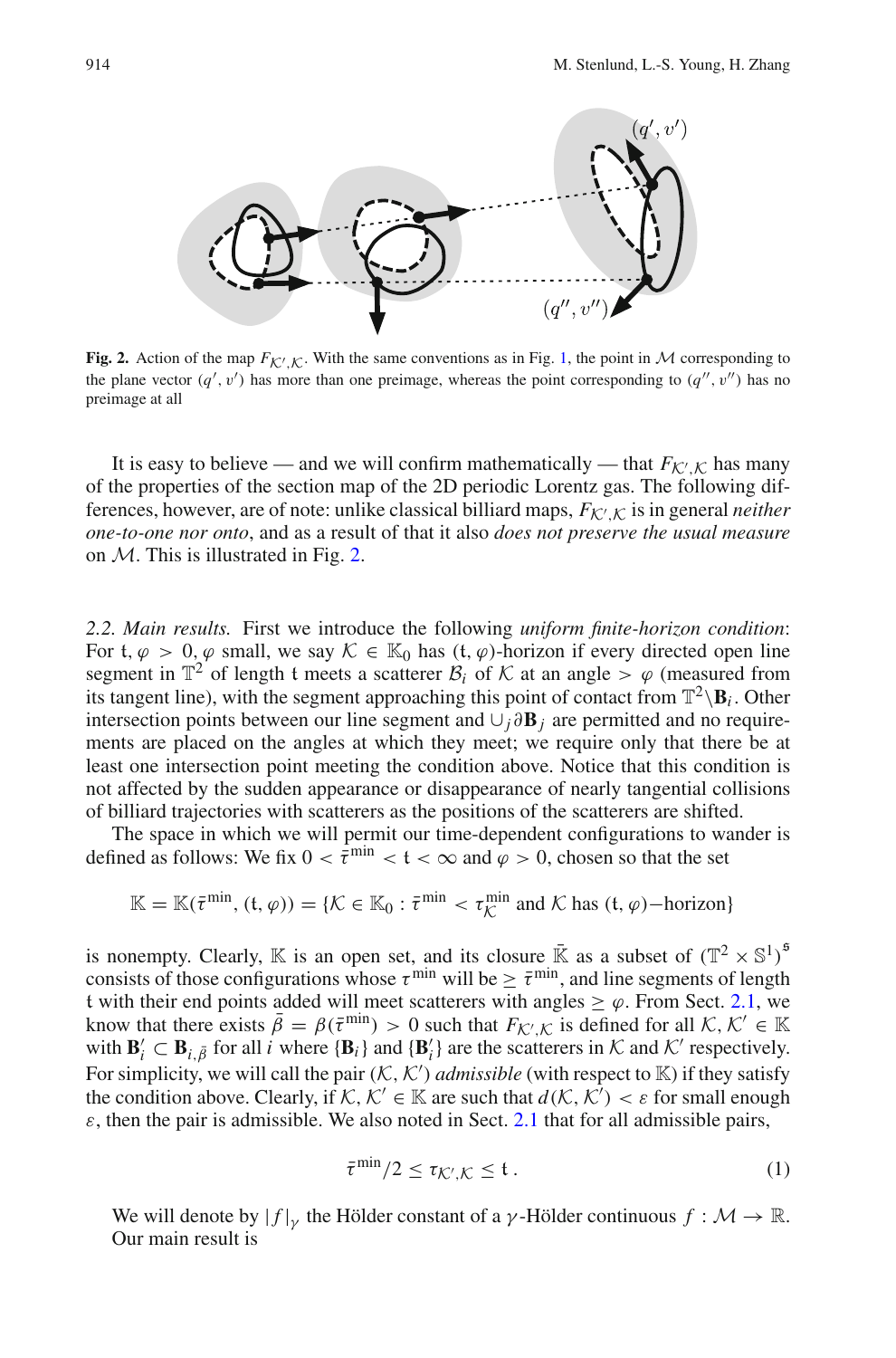**Fig. 2.** Action of the map $F_{\mathcal{K}',\mathcal{K}}$. With the same conventions as in Fig. 1, the point in $\mathcal{M}$ corresponding to the plane vector $(q', v')$ has more than one preimage, whereas the point corresponding to $(q'', v'')$ has no preimage at all

It is easy to believe — and we will confirm mathematically — that $F_{\mathcal{K}',\mathcal{K}}$ has many of the properties of the section map of the 2D periodic Lorentz gas. The following differences, however, are of note: unlike classical billiard maps, $F_{\mathcal{K}',\mathcal{K}}$ is in general *neither one-to-one nor onto*, and as a result of that it also *does not preserve the usual measure* on $\mathcal{M}$. This is illustrated in Fig. 2.

*2.2. Main results.* First we introduce the following *uniform finite-horizon condition*: For $\mathfrak{t}, \varphi > 0, \varphi$ small, we say $\mathcal{K} \in \mathbb{K}_0$ has $(\mathfrak{t}, \varphi)$-horizon if every directed open line segment in $\mathbb{T}^2$ of length $\mathfrak{t}$ meets a scatterer $\mathcal{B}_i$ of $\mathcal{K}$ at an angle $> \varphi$ (measured from its tangent line), with the segment approaching this point of contact from $\mathbb{T}^2 \setminus \mathbf{B}_i$. Other intersection points between our line segment and $\cup_j \partial \mathbf{B}_j$ are permitted and no requirements are placed on the angles at which they meet; we require only that there be at least one intersection point meeting the condition above. Notice that this condition is not affected by the sudden appearance or disappearance of nearly tangential collisions of billiard trajectories with scatterers as the positions of the scatterers are shifted.

The space in which we will permit our time-dependent configurations to wander is defined as follows: We fix $0 < \bar{\tau}^{\min} < \mathfrak{t} < \infty$ and $\varphi > 0$, chosen so that the set

$$\mathbb{K} = \mathbb{K}(\bar{\tau}^{\min}, (\mathfrak{t}, \varphi)) = \{\mathcal{K} \in \mathbb{K}_0 : \bar{\tau}^{\min} < \tau_{\mathcal{K}}^{\min} \text{ and } \mathcal{K} \text{ has } (\mathfrak{t}, \varphi)\text{-horizon}\}$$

is nonempty. Clearly, $\mathbb{K}$ is an open set, and its closure $\bar{\mathbb{K}}$ as a subset of $(\mathbb{T}^2 \times \mathbb{S}^1)^{\mathfrak{s}}$ consists of those configurations whose $\tau^{\min}$ will be $\geq \bar{\tau}^{\min}$, and line segments of length $\mathfrak{t}$ with their end points added will meet scatterers with angles $\geq \varphi$. From Sect. 2.1, we know that there exists $\bar{\beta} = \beta(\bar{\tau}^{\min}) > 0$ such that $F_{\mathcal{K}',\mathcal{K}}$ is defined for all $\mathcal{K}, \mathcal{K}' \in \mathbb{K}$ with $\mathbf{B}_i' \subset \mathbf{B}_{i,\bar{\beta}}$ for all $i$ where $\{\mathbf{B}_i\}$ and $\{\mathbf{B}_i'\}$ are the scatterers in $\mathcal{K}$ and $\mathcal{K}'$ respectively. For simplicity, we will call the pair $(\mathcal{K}, \mathcal{K}')$ *admissible* (with respect to $\mathbb{K}$) if they satisfy the condition above. Clearly, if $\mathcal{K}, \mathcal{K}' \in \mathbb{K}$ are such that $d(\mathcal{K}, \mathcal{K}') < \varepsilon$ for small enough $\varepsilon$, then the pair is admissible. We also noted in Sect. 2.1 that for all admissible pairs,

$$\bar{\tau}^{\min}/2 \leq \tau_{\mathcal{K}',\mathcal{K}} \leq \mathfrak{t}\,. \tag{1}$$

We will denote by $|f|_\gamma$ the Hölder constant of a $\gamma$-Hölder continuous $f : \mathcal{M} \to \mathbb{R}$. Our main result is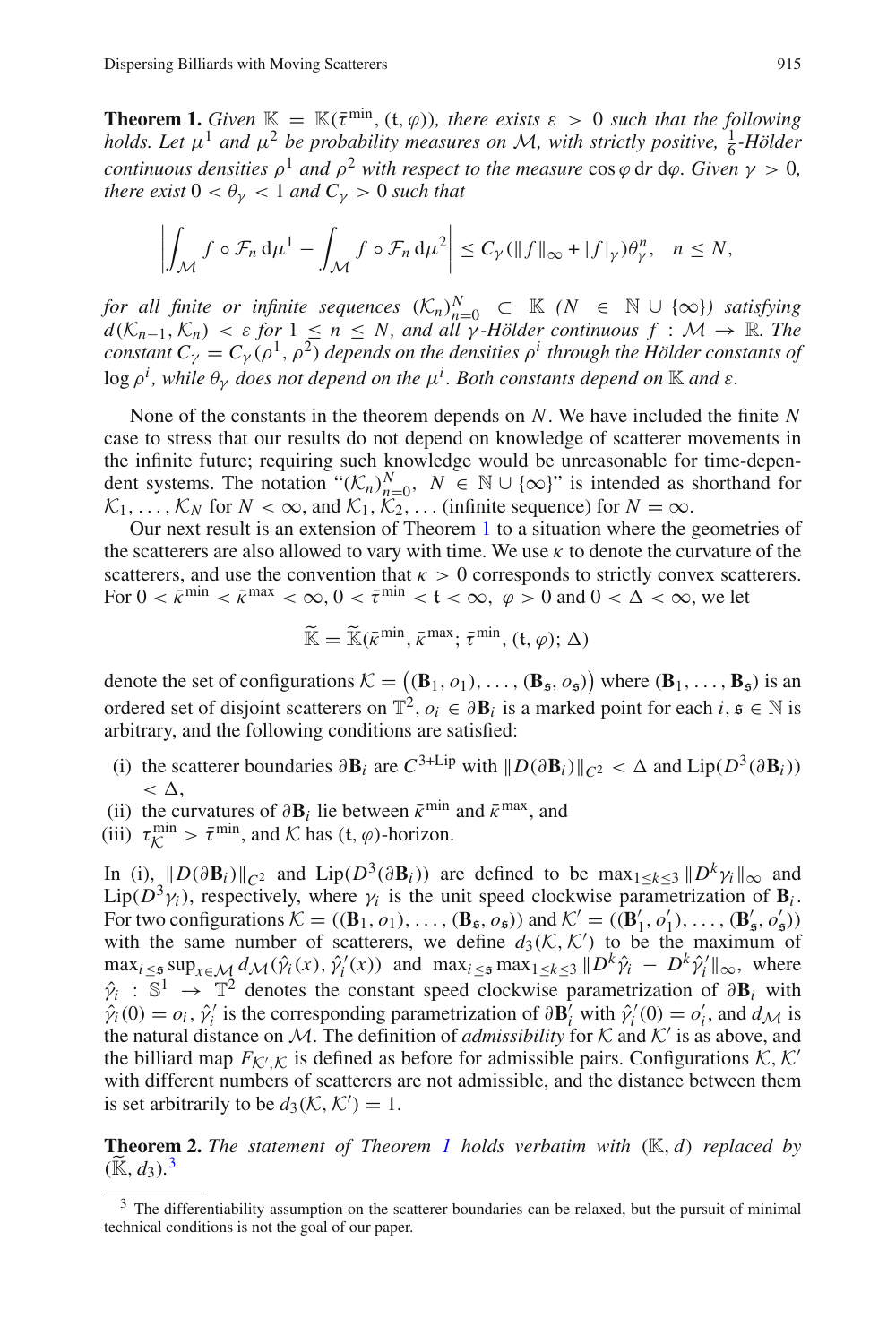**Theorem 1.** *Given $\mathbb{K} = \mathbb{K}(\bar{\tau}^{\min}, (\mathfrak{t}, \varphi))$, there exists $\varepsilon > 0$ such that the following holds. Let $\mu^1$ and $\mu^2$ be probability measures on $\mathcal{M}$, with strictly positive, $\frac{1}{6}$-Hölder continuous densities $\rho^1$ and $\rho^2$ with respect to the measure $\cos\varphi \, \mathrm{d}r \, \mathrm{d}\varphi$. Given $\gamma > 0$, there exist $0 < \theta_\gamma < 1$ and $C_\gamma > 0$ such that*

$$\left| \int_{\mathcal{M}} f \circ \mathcal{F}_n \, \mathrm{d}\mu^1 - \int_{\mathcal{M}} f \circ \mathcal{F}_n \, \mathrm{d}\mu^2 \right| \leq C_\gamma (\|f\|_\infty + |f|_\gamma) \theta_\gamma^n, \quad n \leq N,$$

*for all finite or infinite sequences $(\mathcal{K}_n)_{n=0}^N \subset \mathbb{K}$ ($N \in \mathbb{N} \cup \{\infty\}$) satisfying $d(\mathcal{K}_{n-1}, \mathcal{K}_n) < \varepsilon$ for $1 \leq n \leq N$, and all $\gamma$-Hölder continuous $f : \mathcal{M} \to \mathbb{R}$. The constant $C_\gamma = C_\gamma(\rho^1, \rho^2)$ depends on the densities $\rho^i$ through the Hölder constants of $\log \rho^i$, while $\theta_\gamma$ does not depend on the $\mu^i$. Both constants depend on $\mathbb{K}$ and $\varepsilon$.*

None of the constants in the theorem depends on $N$. We have included the finite $N$ case to stress that our results do not depend on knowledge of scatterer movements in the infinite future; requiring such knowledge would be unreasonable for time-dependent systems. The notation "$(\mathcal{K}_n)_{n=0}^N$, $N \in \mathbb{N} \cup \{\infty\}$" is intended as shorthand for $\mathcal{K}_1, \ldots, \mathcal{K}_N$ for $N < \infty$, and $\mathcal{K}_1, \mathcal{K}_2, \ldots$ (infinite sequence) for $N = \infty$.

Our next result is an extension of Theorem 1 to a situation where the geometries of the scatterers are also allowed to vary with time. We use $\kappa$ to denote the curvature of the scatterers, and use the convention that $\kappa > 0$ corresponds to strictly convex scatterers. For $0 < \bar{\kappa}^{\min} < \bar{\kappa}^{\max} < \infty$, $0 < \bar{\tau}^{\min} < \mathfrak{t} < \infty$, $\varphi > 0$ and $0 < \Delta < \infty$, we let

$$\widetilde{\mathbb{K}} = \widetilde{\mathbb{K}}(\bar{\kappa}^{\min}, \bar{\kappa}^{\max}; \bar{\tau}^{\min}, (\mathfrak{t}, \varphi); \Delta)$$

denote the set of configurations $\mathcal{K} = \big((\mathbf{B}_1, o_1), \ldots, (\mathbf{B}_{\mathfrak{s}}, o_{\mathfrak{s}})\big)$ where $(\mathbf{B}_1, \ldots, \mathbf{B}_{\mathfrak{s}})$ is an ordered set of disjoint scatterers on $\mathbb{T}^2$, $o_i \in \partial\mathbf{B}_i$ is a marked point for each $i$, $\mathfrak{s} \in \mathbb{N}$ is arbitrary, and the following conditions are satisfied:

(i) the scatterer boundaries $\partial\mathbf{B}_i$ are $C^{3+\mathrm{Lip}}$ with $\|D(\partial\mathbf{B}_i)\|_{C^2} < \Delta$ and $\mathrm{Lip}(D^3(\partial\mathbf{B}_i)) < \Delta$,

(ii) the curvatures of $\partial\mathbf{B}_i$ lie between $\bar{\kappa}^{\min}$ and $\bar{\kappa}^{\max}$, and

(iii) $\tau_{\mathcal{K}}^{\min} > \bar{\tau}^{\min}$, and $\mathcal{K}$ has $(\mathfrak{t}, \varphi)$-horizon.

In (i), $\|D(\partial\mathbf{B}_i)\|_{C^2}$ and $\mathrm{Lip}(D^3(\partial\mathbf{B}_i))$ are defined to be $\max_{1 \leq k \leq 3} \|D^k \gamma_i\|_\infty$ and $\mathrm{Lip}(D^3\gamma_i)$, respectively, where $\gamma_i$ is the unit speed clockwise parametrization of $\mathbf{B}_i$. For two configurations $\mathcal{K} = ((\mathbf{B}_1, o_1), \ldots, (\mathbf{B}_{\mathfrak{s}}, o_{\mathfrak{s}}))$ and $\mathcal{K}' = ((\mathbf{B}_1', o_1'), \ldots, (\mathbf{B}_{\mathfrak{s}}', o_{\mathfrak{s}}'))$ with the same number of scatterers, we define $d_3(\mathcal{K}, \mathcal{K}')$ to be the maximum of $\max_{i \leq \mathfrak{s}} \sup_{x \in \mathcal{M}} d_{\mathcal{M}}(\hat{\gamma}_i(x), \hat{\gamma}_i'(x))$ and $\max_{i \leq \mathfrak{s}} \max_{1 \leq k \leq 3} \|D^k \hat{\gamma}_i - D^k \hat{\gamma}_i'\|_\infty$, where $\hat{\gamma}_i : \mathbb{S}^1 \to \mathbb{T}^2$ denotes the constant speed clockwise parametrization of $\partial\mathbf{B}_i$ with $\hat{\gamma}_i(0) = o_i$, $\hat{\gamma}_i'$ is the corresponding parametrization of $\partial\mathbf{B}_i'$ with $\hat{\gamma}_i'(0) = o_i'$, and $d_{\mathcal{M}}$ is the natural distance on $\mathcal{M}$. The definition of *admissibility* for $\mathcal{K}$ and $\mathcal{K}'$ is as above, and the billiard map $F_{\mathcal{K}', \mathcal{K}}$ is defined as before for admissible pairs. Configurations $\mathcal{K}, \mathcal{K}'$ with different numbers of scatterers are not admissible, and the distance between them is set arbitrarily to be $d_3(\mathcal{K}, \mathcal{K}') = 1$.

**Theorem 2.** *The statement of Theorem 1 holds verbatim with $(\mathbb{K}, d)$ replaced by $(\widetilde{\mathbb{K}}, d_3)$.*[3]

[3] The differentiability assumption on the scatterer boundaries can be relaxed, but the pursuit of minimal technical conditions is not the goal of our paper.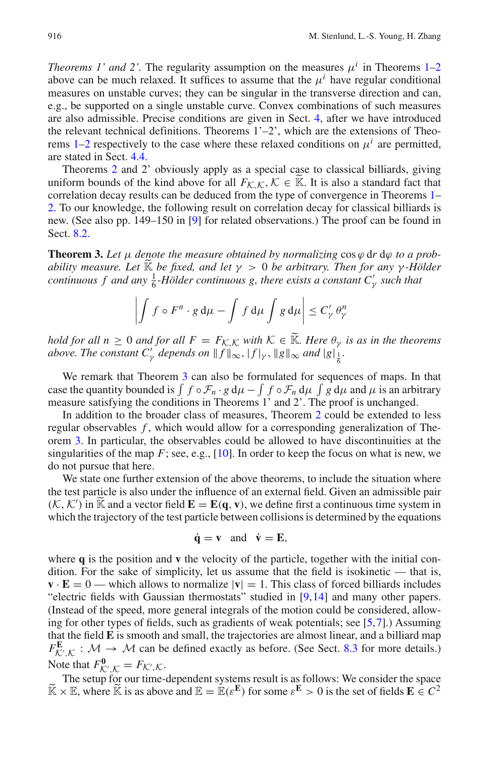*Theorems 1' and 2'.* The regularity assumption on the measures $\mu^i$ in Theorems 1–2 above can be much relaxed. It suffices to assume that the $\mu^i$ have regular conditional measures on unstable curves; they can be singular in the transverse direction and can, e.g., be supported on a single unstable curve. Convex combinations of such measures are also admissible. Precise conditions are given in Sect. 4, after we have introduced the relevant technical definitions. Theorems 1'–2', which are the extensions of Theorems 1–2 respectively to the case where these relaxed conditions on $\mu^i$ are permitted, are stated in Sect. 4.4.

Theorems 2 and 2' obviously apply as a special case to classical billiards, giving uniform bounds of the kind above for all $F_{\mathcal{K},\mathcal{K}}, \mathcal{K} \in \widetilde{\mathbb{K}}$. It is also a standard fact that correlation decay results can be deduced from the type of convergence in Theorems 1–2. To our knowledge, the following result on correlation decay for classical billiards is new. (See also pp. 149–150 in [9] for related observations.) The proof can be found in Sect. 8.2.

**Theorem 3.** *Let $\mu$ denote the measure obtained by normalizing $\cos\varphi \, \mathrm{d}r \, \mathrm{d}\varphi$ to a probability measure. Let $\widetilde{\mathbb{K}}$ be fixed, and let $\gamma > 0$ be arbitrary. Then for any $\gamma$-Hölder continuous $f$ and any $\frac{1}{6}$-Hölder continuous $g$, there exists a constant $C'_\gamma$ such that*

$$\left| \int f \circ F^n \cdot g \, \mathrm{d}\mu - \int f \, \mathrm{d}\mu \int g \, \mathrm{d}\mu \right| \leq C'_\gamma \, \theta_\gamma^n$$

*hold for all $n \geq 0$ and for all $F = F_{\mathcal{K},\mathcal{K}}$ with $\mathcal{K} \in \widetilde{\mathbb{K}}$. Here $\theta_\gamma$ is as in the theorems above. The constant $C'_\gamma$ depends on $\|f\|_\infty, |f|_\gamma, \|g\|_\infty$ and $|g|_{\frac{1}{6}}$.*

We remark that Theorem 3 can also be formulated for sequences of maps. In that case the quantity bounded is $\int f \circ \mathcal{F}_n \cdot g \, \mathrm{d}\mu - \int f \circ \mathcal{F}_n \, \mathrm{d}\mu \int g \, \mathrm{d}\mu$ and $\mu$ is an arbitrary measure satisfying the conditions in Theorems 1' and 2'. The proof is unchanged.

In addition to the broader class of measures, Theorem 2 could be extended to less regular observables $f$, which would allow for a corresponding generalization of Theorem 3. In particular, the observables could be allowed to have discontinuities at the singularities of the map $F$; see, e.g., [10]. In order to keep the focus on what is new, we do not pursue that here.

We state one further extension of the above theorems, to include the situation where the test particle is also under the influence of an external field. Given an admissible pair $(\mathcal{K}, \mathcal{K}')$ in $\widetilde{\mathbb{K}}$ and a vector field $\mathbf{E} = \mathbf{E}(\mathbf{q}, \mathbf{v})$, we define first a continuous time system in which the trajectory of the test particle between collisions is determined by the equations

$$\dot{\mathbf{q}} = \mathbf{v} \quad \text{and} \quad \dot{\mathbf{v}} = \mathbf{E},$$

where $\mathbf{q}$ is the position and $\mathbf{v}$ the velocity of the particle, together with the initial condition. For the sake of simplicity, let us assume that the field is isokinetic — that is, $\mathbf{v} \cdot \mathbf{E} = 0$ — which allows to normalize $|\mathbf{v}| = 1$. This class of forced billiards includes "electric fields with Gaussian thermostats" studied in [9,14] and many other papers. (Instead of the speed, more general integrals of the motion could be considered, allowing for other types of fields, such as gradients of weak potentials; see [5,7].) Assuming that the field $\mathbf{E}$ is smooth and small, the trajectories are almost linear, and a billiard map $F^{\mathbf{E}}_{\mathcal{K}',\mathcal{K}} : \mathcal{M} \to \mathcal{M}$ can be defined exactly as before. (See Sect. 8.3 for more details.) Note that $F^{\mathbf{0}}_{\mathcal{K}',\mathcal{K}} = F_{\mathcal{K}',\mathcal{K}}$.

The setup for our time-dependent systems result is as follows: We consider the space $\widetilde{\mathbb{K}} \times \mathbb{E}$, where $\widetilde{\mathbb{K}}$ is as above and $\mathbb{E} = \mathbb{E}(\varepsilon^{\mathbf{E}})$ for some $\varepsilon^{\mathbf{E}} > 0$ is the set of fields $\mathbf{E} \in C^2$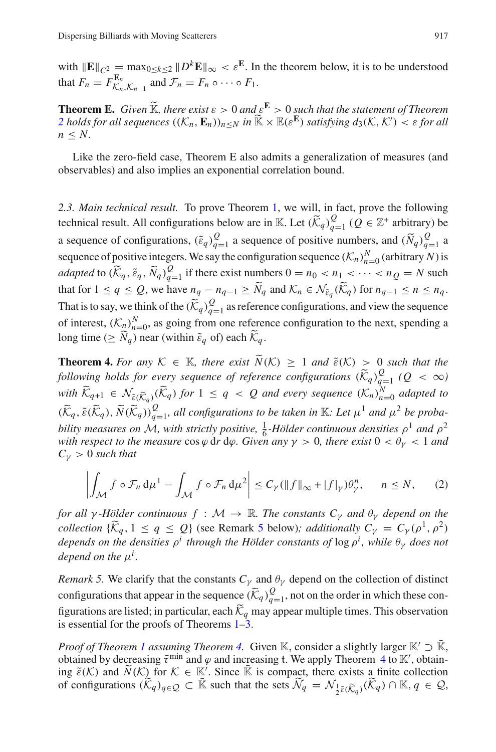with $\|\mathbf{E}\|_{C^2} = \max_{0\le k\le 2} \|D^k\mathbf{E}\|_\infty < \varepsilon^{\mathbf{E}}$. In the theorem below, it is to be understood that $F_n = F^{\mathbf{E}_n}_{\mathcal{K}_n,\mathcal{K}_{n-1}}$ and $\mathcal{F}_n = F_n \circ \cdots \circ F_1$.

**Theorem E.** *Given $\widetilde{\mathbb{K}}$, there exist $\varepsilon > 0$ and $\varepsilon^{\mathbf{E}} > 0$ such that the statement of Theorem 2 holds for all sequences $((\mathcal{K}_n, \mathbf{E}_n))_{n\le N}$ in $\widetilde{\mathbb{K}} \times \mathbb{E}(\varepsilon^{\mathbf{E}})$ satisfying $d_3(\mathcal{K}, \mathcal{K}') < \varepsilon$ for all $n \le N$.*

Like the zero-field case, Theorem E also admits a generalization of measures (and observables) and also implies an exponential correlation bound.

*2.3. Main technical result.* To prove Theorem 1, we will, in fact, prove the following technical result. All configurations below are in $\mathbb{K}$. Let $(\widetilde{\mathcal{K}}_q)_{q=1}^Q$ ($Q \in \mathbb{Z}^+$ arbitrary) be a sequence of configurations, $(\tilde{\varepsilon}_q)_{q=1}^Q$ a sequence of positive numbers, and $(\widetilde{N}_q)_{q=1}^Q$ a sequence of positive integers. We say the configuration sequence $(\mathcal{K}_n)_{n=0}^N$ (arbitrary $N$) is *adapted* to $(\widetilde{\mathcal{K}}_q, \tilde{\varepsilon}_q, \widetilde{N}_q)_{q=1}^Q$ if there exist numbers $0 = n_0 < n_1 < \cdots < n_Q = N$ such that for $1 \le q \le Q$, we have $n_q - n_{q-1} \ge \widetilde{N}_q$ and $\mathcal{K}_n \in \mathcal{N}_{\tilde{\varepsilon}_q}(\widetilde{\mathcal{K}}_q)$ for $n_{q-1} \le n \le n_q$. That is to say, we think of the $(\widetilde{\mathcal{K}}_q)_{q=1}^Q$ as reference configurations, and view the sequence of interest, $(\mathcal{K}_n)_{n=0}^N$, as going from one reference configuration to the next, spending a long time ($\ge \widetilde{N}_q$) near (within $\tilde{\varepsilon}_q$ of) each $\widetilde{\mathcal{K}}_q$.

**Theorem 4.** *For any $\mathcal{K} \in \mathbb{K}$, there exist $\widetilde{N}(\mathcal{K}) \ge 1$ and $\tilde{\varepsilon}(\mathcal{K}) > 0$ such that the following holds for every sequence of reference configurations $(\widetilde{\mathcal{K}}_q)_{q=1}^Q$ ($Q < \infty$) with $\widetilde{\mathcal{K}}_{q+1} \in \mathcal{N}_{\tilde{\varepsilon}(\widetilde{\mathcal{K}}_q)}(\widetilde{\mathcal{K}}_q)$ for $1 \le q < Q$ and every sequence $(\mathcal{K}_n)_{n=0}^N$ adapted to $(\widetilde{\mathcal{K}}_q, \tilde{\varepsilon}(\widetilde{\mathcal{K}}_q), \widetilde{N}(\widetilde{\mathcal{K}}_q))_{q=1}^Q$, all configurations to be taken in $\mathbb{K}$: Let $\mu^1$ and $\mu^2$ be probability measures on $\mathcal{M}$, with strictly positive, $\frac{1}{6}$-Hölder continuous densities $\rho^1$ and $\rho^2$ with respect to the measure $\cos\varphi \, \mathrm{d}r \, \mathrm{d}\varphi$. Given any $\gamma > 0$, there exist $0 < \theta_\gamma < 1$ and $C_\gamma > 0$ such that*

$$\left| \int_{\mathcal{M}} f \circ \mathcal{F}_n \, \mathrm{d}\mu^1 - \int_{\mathcal{M}} f \circ \mathcal{F}_n \, \mathrm{d}\mu^2 \right| \le C_\gamma (\|f\|_\infty + |f|_\gamma) \theta_\gamma^n, \qquad n \le N, \tag{2}$$

*for all $\gamma$-Hölder continuous $f : \mathcal{M} \to \mathbb{R}$. The constants $C_\gamma$ and $\theta_\gamma$ depend on the collection $\{\widetilde{\mathcal{K}}_q, 1 \le q \le Q\}$ (see Remark 5 below); additionally $C_\gamma = C_\gamma(\rho^1, \rho^2)$ depends on the densities $\rho^i$ through the Hölder constants of $\log \rho^i$, while $\theta_\gamma$ does not depend on the $\mu^i$.*

*Remark 5.* We clarify that the constants $C_\gamma$ and $\theta_\gamma$ depend on the collection of distinct configurations that appear in the sequence $(\widetilde{\mathcal{K}}_q)_{q=1}^Q$, not on the order in which these configurations are listed; in particular, each $\widetilde{\mathcal{K}}_q$ may appear multiple times. This observation is essential for the proofs of Theorems 1–3.

*Proof of Theorem 1 assuming Theorem 4.* Given $\mathbb{K}$, consider a slightly larger $\mathbb{K}' \supset \bar{\mathbb{K}}$, obtained by decreasing $\bar{\tau}^{\min}$ and $\varphi$ and increasing t. We apply Theorem 4 to $\mathbb{K}'$, obtaining $\tilde{\varepsilon}(\mathcal{K})$ and $\widetilde{N}(\mathcal{K})$ for $\mathcal{K} \in \mathbb{K}'$. Since $\bar{\mathbb{K}}$ is compact, there exists a finite collection of configurations $(\widetilde{\mathcal{K}}_q)_{q\in\mathcal{Q}} \subset \bar{\mathbb{K}}$ such that the sets $\widetilde{\mathcal{N}}_q = \mathcal{N}_{\frac{1}{2}\tilde{\varepsilon}(\widetilde{\mathcal{K}}_q)}(\widetilde{\mathcal{K}}_q) \cap \mathbb{K}$, $q \in \mathcal{Q}$,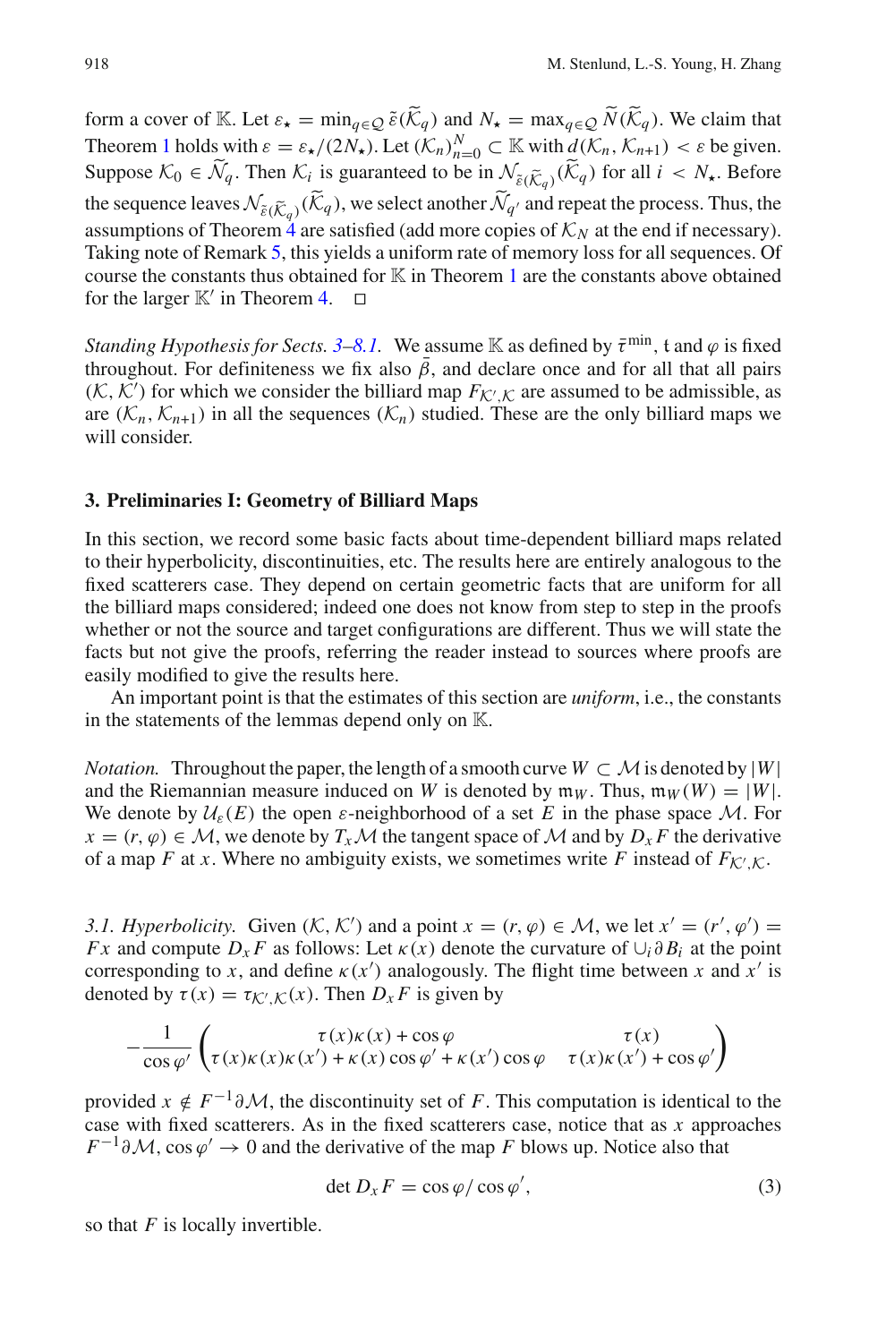form a cover of $\mathbb{K}$. Let $\varepsilon_\star = \min_{q\in\mathcal{Q}} \tilde{\varepsilon}(\widetilde{\mathcal{K}}_q)$ and $N_\star = \max_{q\in\mathcal{Q}} \widetilde{N}(\widetilde{\mathcal{K}}_q)$. We claim that Theorem 1 holds with $\varepsilon = \varepsilon_\star/(2N_\star)$. Let $(\mathcal{K}_n)_{n=0}^N \subset \mathbb{K}$ with $d(\mathcal{K}_n, \mathcal{K}_{n+1}) < \varepsilon$ be given. Suppose $\mathcal{K}_0 \in \widetilde{\mathcal{N}}_q$. Then $\mathcal{K}_i$ is guaranteed to be in $\mathcal{N}_{\tilde{\varepsilon}(\widetilde{\mathcal{K}}_q)}(\widetilde{\mathcal{K}}_q)$ for all $i < N_\star$. Before the sequence leaves $\mathcal{N}_{\tilde{\varepsilon}(\widetilde{\mathcal{K}}_q)}(\widetilde{\mathcal{K}}_q)$, we select another $\widetilde{\mathcal{N}}_{q'}$ and repeat the process. Thus, the assumptions of Theorem 4 are satisfied (add more copies of $\mathcal{K}_N$ at the end if necessary). Taking note of Remark 5, this yields a uniform rate of memory loss for all sequences. Of course the constants thus obtained for $\mathbb{K}$ in Theorem 1 are the constants above obtained for the larger $\mathbb{K}'$ in Theorem 4. $\square$

*Standing Hypothesis for Sects. 3–8.1.* We assume $\mathbb{K}$ as defined by $\bar{\tau}^{\min}$, $\mathfrak{t}$ and $\varphi$ is fixed throughout. For definiteness we fix also $\bar{\beta}$, and declare once and for all that all pairs $(\mathcal{K}, \mathcal{K}')$ for which we consider the billiard map $F_{\mathcal{K}',\mathcal{K}}$ are assumed to be admissible, as are $(\mathcal{K}_n, \mathcal{K}_{n+1})$ in all the sequences $(\mathcal{K}_n)$ studied. These are the only billiard maps we will consider.

## 3. Preliminaries I: Geometry of Billiard Maps

In this section, we record some basic facts about time-dependent billiard maps related to their hyperbolicity, discontinuities, etc. The results here are entirely analogous to the fixed scatterers case. They depend on certain geometric facts that are uniform for all the billiard maps considered; indeed one does not know from step to step in the proofs whether or not the source and target configurations are different. Thus we will state the facts but not give the proofs, referring the reader instead to sources where proofs are easily modified to give the results here.

An important point is that the estimates of this section are *uniform*, i.e., the constants in the statements of the lemmas depend only on $\mathbb{K}$.

*Notation.* Throughout the paper, the length of a smooth curve $W \subset \mathcal{M}$ is denoted by $|W|$ and the Riemannian measure induced on $W$ is denoted by $\mathfrak{m}_W$. Thus, $\mathfrak{m}_W(W) = |W|$. We denote by $\mathcal{U}_\varepsilon(E)$ the open $\varepsilon$-neighborhood of a set $E$ in the phase space $\mathcal{M}$. For $x = (r, \varphi) \in \mathcal{M}$, we denote by $T_x\mathcal{M}$ the tangent space of $\mathcal{M}$ and by $D_x F$ the derivative of a map $F$ at $x$. Where no ambiguity exists, we sometimes write $F$ instead of $F_{\mathcal{K}',\mathcal{K}}$.

*3.1. Hyperbolicity.* Given $(\mathcal{K}, \mathcal{K}')$ and a point $x = (r, \varphi) \in \mathcal{M}$, we let $x' = (r', \varphi') = Fx$ and compute $D_x F$ as follows: Let $\kappa(x)$ denote the curvature of $\cup_i \partial B_i$ at the point corresponding to $x$, and define $\kappa(x')$ analogously. The flight time between $x$ and $x'$ is denoted by $\tau(x) = \tau_{\mathcal{K}',\mathcal{K}}(x)$. Then $D_x F$ is given by

$$
-\frac{1}{\cos\varphi'}\begin{pmatrix} \tau(x)\kappa(x) + \cos\varphi & \tau(x) \\ \tau(x)\kappa(x)\kappa(x') + \kappa(x)\cos\varphi' + \kappa(x')\cos\varphi & \tau(x)\kappa(x') + \cos\varphi' \end{pmatrix}
$$

provided $x \notin F^{-1}\partial\mathcal{M}$, the discontinuity set of $F$. This computation is identical to the case with fixed scatterers. As in the fixed scatterers case, notice that as $x$ approaches $F^{-1}\partial\mathcal{M}$, $\cos\varphi' \to 0$ and the derivative of the map $F$ blows up. Notice also that

$$
\det D_x F = \cos\varphi / \cos\varphi', \tag{3}
$$

so that $F$ is locally invertible.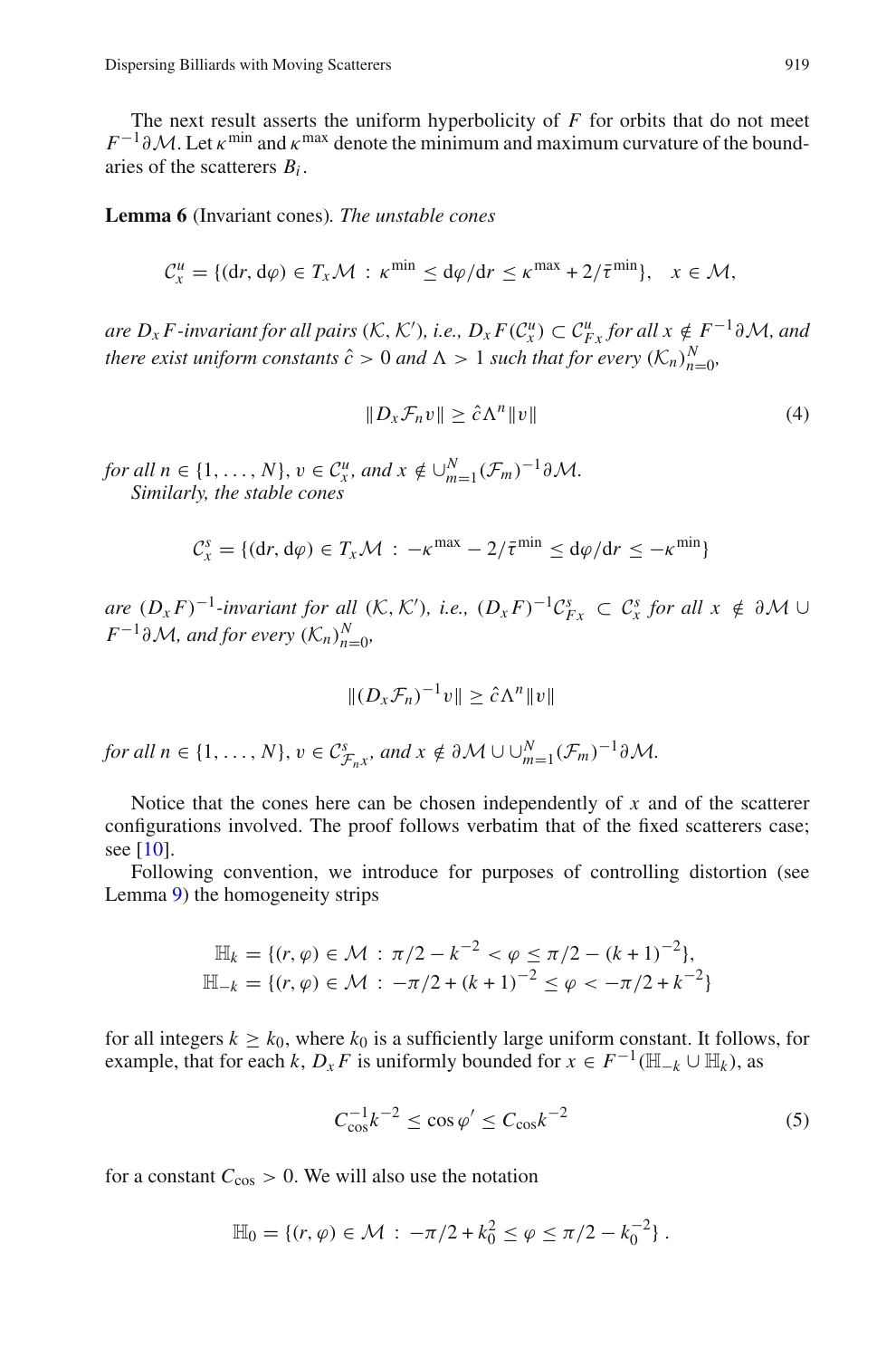The next result asserts the uniform hyperbolicity of $F$ for orbits that do not meet $F^{-1}\partial\mathcal{M}$. Let $\kappa^{\min}$ and $\kappa^{\max}$ denote the minimum and maximum curvature of the boundaries of the scatterers $B_i$.

**Lemma 6** (Invariant cones). *The unstable cones*

$$\mathcal{C}^u_x = \{(\mathrm{d}r, \mathrm{d}\varphi) \in T_x\mathcal{M} \,:\, \kappa^{\min} \leq \mathrm{d}\varphi/\mathrm{d}r \leq \kappa^{\max} + 2/\bar{\tau}^{\min}\}, \quad x \in \mathcal{M},$$

*are $D_xF$-invariant for all pairs $(\mathcal{K}, \mathcal{K}')$, i.e., $D_xF(\mathcal{C}^u_x) \subset \mathcal{C}^u_{Fx}$ for all $x \notin F^{-1}\partial\mathcal{M}$, and there exist uniform constants $\hat{c} > 0$ and $\Lambda > 1$ such that for every $(\mathcal{K}_n)_{n=0}^N$,*

$$\|D_x\mathcal{F}_n v\| \geq \hat{c}\Lambda^n\|v\| \tag{4}$$

*for all $n \in \{1, \ldots, N\}$, $v \in \mathcal{C}^u_x$, and $x \notin \cup_{m=1}^N (\mathcal{F}_m)^{-1}\partial\mathcal{M}$.*

*Similarly, the stable cones*

$$\mathcal{C}^s_x = \{(\mathrm{d}r, \mathrm{d}\varphi) \in T_x\mathcal{M} \,:\, -\kappa^{\max} - 2/\bar{\tau}^{\min} \leq \mathrm{d}\varphi/\mathrm{d}r \leq -\kappa^{\min}\}$$

*are $(D_xF)^{-1}$-invariant for all $(\mathcal{K}, \mathcal{K}')$, i.e., $(D_xF)^{-1}\mathcal{C}^s_{Fx} \subset \mathcal{C}^s_x$ for all $x \notin \partial\mathcal{M} \cup F^{-1}\partial\mathcal{M}$, and for every $(\mathcal{K}_n)_{n=0}^N$,*

$$\|(D_x\mathcal{F}_n)^{-1}v\| \geq \hat{c}\Lambda^n\|v\|$$

*for all $n \in \{1, \ldots, N\}$, $v \in \mathcal{C}^s_{\mathcal{F}_n x}$, and $x \notin \partial\mathcal{M} \cup \cup_{m=1}^N (\mathcal{F}_m)^{-1}\partial\mathcal{M}$.*

Notice that the cones here can be chosen independently of $x$ and of the scatterer configurations involved. The proof follows verbatim that of the fixed scatterers case; see [10].

Following convention, we introduce for purposes of controlling distortion (see Lemma 9) the homogeneity strips

$$\begin{aligned}
\mathbb{H}_k &= \{(r, \varphi) \in \mathcal{M} \,:\, \pi/2 - k^{-2} < \varphi \leq \pi/2 - (k+1)^{-2}\}, \\
\mathbb{H}_{-k} &= \{(r, \varphi) \in \mathcal{M} \,:\, -\pi/2 + (k+1)^{-2} \leq \varphi < -\pi/2 + k^{-2}\}
\end{aligned}$$

for all integers $k \geq k_0$, where $k_0$ is a sufficiently large uniform constant. It follows, for example, that for each $k$, $D_xF$ is uniformly bounded for $x \in F^{-1}(\mathbb{H}_{-k} \cup \mathbb{H}_k)$, as

$$C_{\cos}^{-1}k^{-2} \leq \cos\varphi' \leq C_{\cos}k^{-2} \tag{5}$$

for a constant $C_{\cos} > 0$. We will also use the notation

$$\mathbb{H}_0 = \{(r, \varphi) \in \mathcal{M} \,:\, -\pi/2 + k_0^2 \leq \varphi \leq \pi/2 - k_0^{-2}\}\,.$$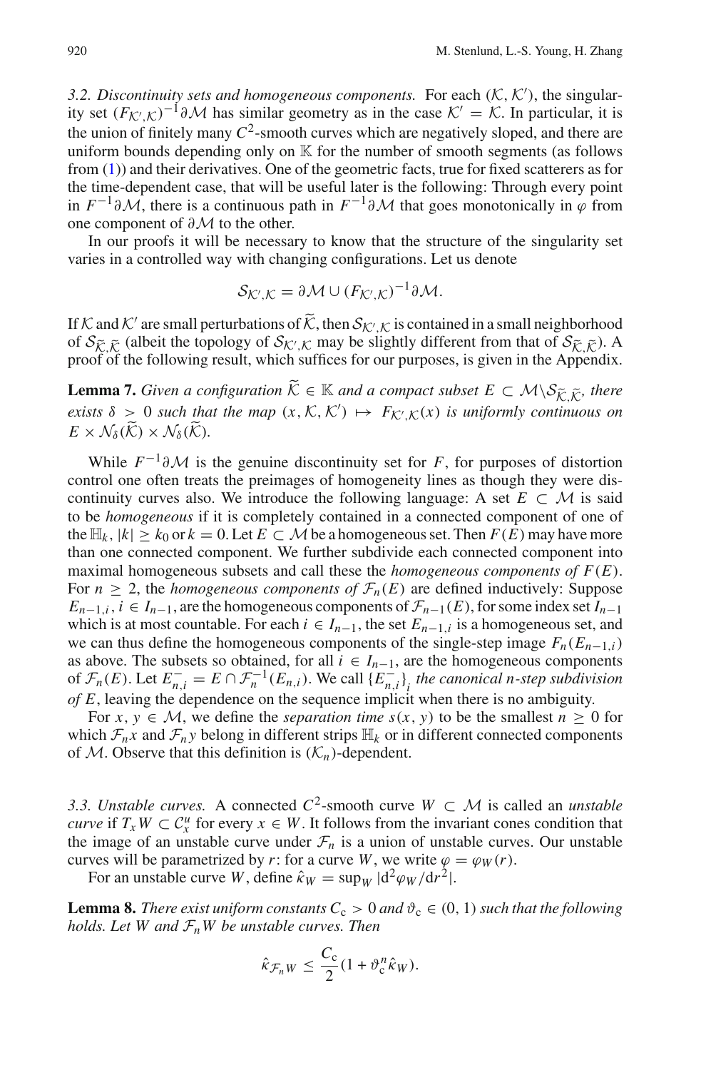*3.2. Discontinuity sets and homogeneous components.* For each $(\mathcal{K}, \mathcal{K}')$, the singularity set $(F_{\mathcal{K}',\mathcal{K}})^{-1}\partial\mathcal{M}$ has similar geometry as in the case $\mathcal{K}' = \mathcal{K}$. In particular, it is the union of finitely many $C^2$-smooth curves which are negatively sloped, and there are uniform bounds depending only on $\mathbb{K}$ for the number of smooth segments (as follows from (1)) and their derivatives. One of the geometric facts, true for fixed scatterers as for the time-dependent case, that will be useful later is the following: Through every point in $F^{-1}\partial\mathcal{M}$, there is a continuous path in $F^{-1}\partial\mathcal{M}$ that goes monotonically in $\varphi$ from one component of $\partial\mathcal{M}$ to the other.

In our proofs it will be necessary to know that the structure of the singularity set varies in a controlled way with changing configurations. Let us denote

$$\mathcal{S}_{\mathcal{K}',\mathcal{K}} = \partial\mathcal{M} \cup (F_{\mathcal{K}',\mathcal{K}})^{-1}\partial\mathcal{M}.$$

If $\mathcal{K}$ and $\mathcal{K}'$ are small perturbations of $\widetilde{\mathcal{K}}$, then $\mathcal{S}_{\mathcal{K}',\mathcal{K}}$ is contained in a small neighborhood of $\mathcal{S}_{\widetilde{\mathcal{K}},\widetilde{\mathcal{K}}}$ (albeit the topology of $\mathcal{S}_{\mathcal{K}',\mathcal{K}}$ may be slightly different from that of $\mathcal{S}_{\widetilde{\mathcal{K}},\widetilde{\mathcal{K}}}$). A proof of the following result, which suffices for our purposes, is given in the Appendix.

**Lemma 7.** *Given a configuration $\widetilde{\mathcal{K}} \in \mathbb{K}$ and a compact subset $E \subset \mathcal{M}\backslash\mathcal{S}_{\widetilde{\mathcal{K}},\widetilde{\mathcal{K}}}$, there exists $\delta > 0$ such that the map $(x, \mathcal{K}, \mathcal{K}') \mapsto F_{\mathcal{K}',\mathcal{K}}(x)$ is uniformly continuous on $E \times \mathcal{N}_\delta(\widetilde{\mathcal{K}}) \times \mathcal{N}_\delta(\widetilde{\mathcal{K}})$.*

While $F^{-1}\partial\mathcal{M}$ is the genuine discontinuity set for $F$, for purposes of distortion control one often treats the preimages of homogeneity lines as though they were discontinuity curves also. We introduce the following language: A set $E \subset \mathcal{M}$ is said to be *homogeneous* if it is completely contained in a connected component of one of the $\mathbb{H}_k$, $|k| \geq k_0$ or $k = 0$. Let $E \subset \mathcal{M}$ be a homogeneous set. Then $F(E)$ may have more than one connected component. We further subdivide each connected component into maximal homogeneous subsets and call these the *homogeneous components of* $F(E)$. For $n \geq 2$, the *homogeneous components of* $\mathcal{F}_n(E)$ are defined inductively: Suppose $E_{n-1,i}$, $i \in I_{n-1}$, are the homogeneous components of $\mathcal{F}_{n-1}(E)$, for some index set $I_{n-1}$ which is at most countable. For each $i \in I_{n-1}$, the set $E_{n-1,i}$ is a homogeneous set, and we can thus define the homogeneous components of the single-step image $F_n(E_{n-1,i})$ as above. The subsets so obtained, for all $i \in I_{n-1}$, are the homogeneous components of $\mathcal{F}_n(E)$. Let $E^-_{n,i} = E \cap \mathcal{F}_n^{-1}(E_{n,i})$. We call $\{E^-_{n,i}\}_i$ *the canonical n-step subdivision of* $E$, leaving the dependence on the sequence implicit when there is no ambiguity.

For $x, y \in \mathcal{M}$, we define the *separation time* $s(x, y)$ to be the smallest $n \geq 0$ for which $\mathcal{F}_n x$ and $\mathcal{F}_n y$ belong in different strips $\mathbb{H}_k$ or in different connected components of $\mathcal{M}$. Observe that this definition is $(\mathcal{K}_n)$-dependent.

*3.3. Unstable curves.* A connected $C^2$-smooth curve $W \subset \mathcal{M}$ is called an *unstable curve* if $T_x W \subset \mathcal{C}^u_x$ for every $x \in W$. It follows from the invariant cones condition that the image of an unstable curve under $\mathcal{F}_n$ is a union of unstable curves. Our unstable curves will be parametrized by $r$: for a curve $W$, we write $\varphi = \varphi_W(r)$.

For an unstable curve $W$, define $\hat{\kappa}_W = \sup_W |\mathrm{d}^2\varphi_W/\mathrm{d}r^2|$.

**Lemma 8.** *There exist uniform constants $C_c > 0$ and $\vartheta_c \in (0, 1)$ such that the following holds. Let $W$ and $\mathcal{F}_n W$ be unstable curves. Then*

$$\hat{\kappa}_{\mathcal{F}_n W} \leq \frac{C_c}{2}(1 + \vartheta_c^n \hat{\kappa}_W).$$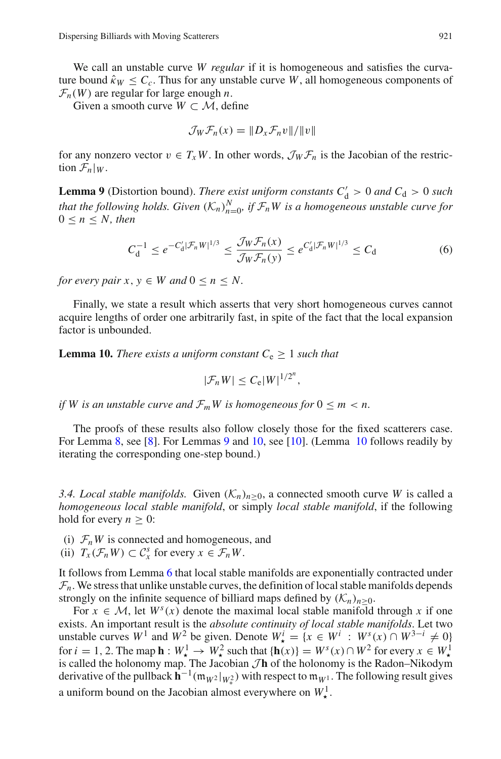We call an unstable curve $W$ *regular* if it is homogeneous and satisfies the curvature bound $\hat{\kappa}_W \leq C_c$. Thus for any unstable curve $W$, all homogeneous components of $\mathcal{F}_n(W)$ are regular for large enough $n$.

Given a smooth curve $W \subset \mathcal{M}$, define

$$\mathcal{J}_W \mathcal{F}_n(x) = \|D_x \mathcal{F}_n v\| / \|v\|$$

for any nonzero vector $v \in T_x W$. In other words, $\mathcal{J}_W \mathcal{F}_n$ is the Jacobian of the restriction $\mathcal{F}_n|_W$.

**Lemma 9** (Distortion bound). *There exist uniform constants $C_{\mathrm{d}}' > 0$ and $C_{\mathrm{d}} > 0$ such that the following holds. Given $(\mathcal{K}_n)_{n=0}^N$, if $\mathcal{F}_n W$ is a homogeneous unstable curve for $0 \leq n \leq N$, then*

$$C_{\mathrm{d}}^{-1} \leq e^{-C_{\mathrm{d}}' |\mathcal{F}_n W|^{1/3}} \leq \frac{\mathcal{J}_W \mathcal{F}_n(x)}{\mathcal{J}_W \mathcal{F}_n(y)} \leq e^{C_{\mathrm{d}}' |\mathcal{F}_n W|^{1/3}} \leq C_{\mathrm{d}} \tag{6}$$

*for every pair $x, y \in W$ and $0 \leq n \leq N$.*

Finally, we state a result which asserts that very short homogeneous curves cannot acquire lengths of order one arbitrarily fast, in spite of the fact that the local expansion factor is unbounded.

**Lemma 10.** *There exists a uniform constant $C_{\mathrm{e}} \geq 1$ such that*

$$|\mathcal{F}_n W| \leq C_{\mathrm{e}} |W|^{1/2^n},$$

*if $W$ is an unstable curve and $\mathcal{F}_m W$ is homogeneous for $0 \leq m < n$.*

The proofs of these results also follow closely those for the fixed scatterers case. For Lemma 8, see [8]. For Lemmas 9 and 10, see [10]. (Lemma 10 follows readily by iterating the corresponding one-step bound.)

*3.4. Local stable manifolds.* Given $(\mathcal{K}_n)_{n \geq 0}$, a connected smooth curve $W$ is called a *homogeneous local stable manifold*, or simply *local stable manifold*, if the following hold for every $n \geq 0$:

- (i) $\mathcal{F}_n W$ is connected and homogeneous, and
- (ii) $T_x(\mathcal{F}_n W) \subset \mathcal{C}_x^s$ for every $x \in \mathcal{F}_n W$.

It follows from Lemma 6 that local stable manifolds are exponentially contracted under $\mathcal{F}_n$. We stress that unlike unstable curves, the definition of local stable manifolds depends strongly on the infinite sequence of billiard maps defined by $(\mathcal{K}_n)_{n \geq 0}$.

For $x \in \mathcal{M}$, let $W^s(x)$ denote the maximal local stable manifold through $x$ if one exists. An important result is the *absolute continuity of local stable manifolds*. Let two unstable curves $W^1$ and $W^2$ be given. Denote $W_\star^i = \{x \in W^i : W^s(x) \cap W^{3-i} \neq 0\}$ for $i = 1, 2$. The map $\mathbf{h} : W_\star^1 \to W_\star^2$ such that $\{\mathbf{h}(x)\} = W^s(x) \cap W^2$ for every $x \in W_\star^1$ is called the holonomy map. The Jacobian $\mathcal{J}\mathbf{h}$ of the holonomy is the Radon–Nikodym derivative of the pullback $\mathbf{h}^{-1}(\mathfrak{m}_{W^2}|_{W_\star^2})$ with respect to $\mathfrak{m}_{W^1}$. The following result gives a uniform bound on the Jacobian almost everywhere on $W_\star^1$.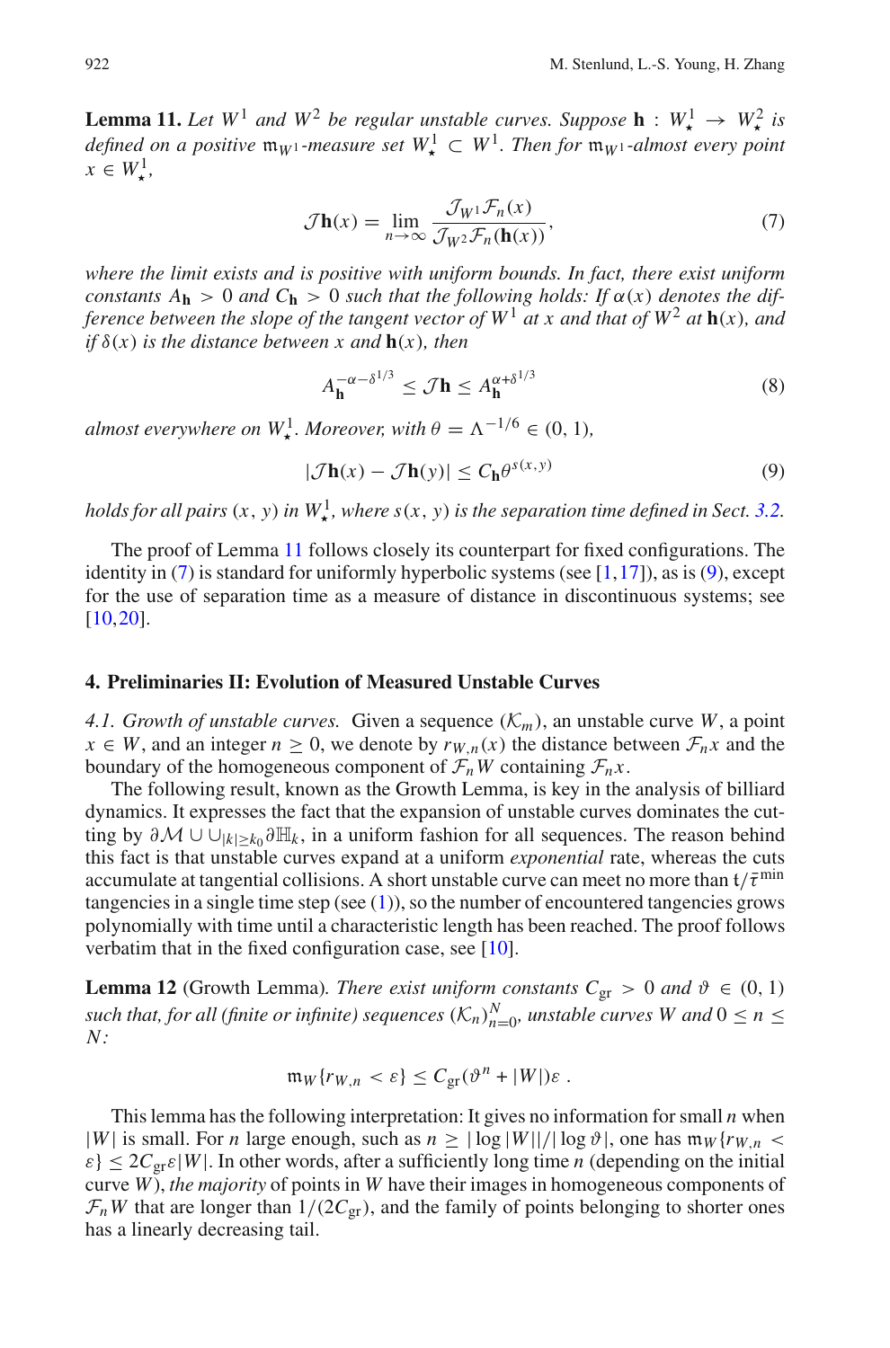**Lemma 11.** *Let $W^1$ and $W^2$ be regular unstable curves. Suppose $\mathbf{h} : W^1_\star \to W^2_\star$ is defined on a positive $\mathfrak{m}_{W^1}$-measure set $W^1_\star \subset W^1$. Then for $\mathfrak{m}_{W^1}$-almost every point $x \in W^1_\star$,*

$$\mathcal{J}\mathbf{h}(x) = \lim_{n\to\infty} \frac{\mathcal{J}_{W^1}\mathcal{F}_n(x)}{\mathcal{J}_{W^2}\mathcal{F}_n(\mathbf{h}(x))}, \tag{7}$$

*where the limit exists and is positive with uniform bounds. In fact, there exist uniform constants $A_\mathbf{h} > 0$ and $C_\mathbf{h} > 0$ such that the following holds: If $\alpha(x)$ denotes the difference between the slope of the tangent vector of $W^1$ at $x$ and that of $W^2$ at $\mathbf{h}(x)$, and if $\delta(x)$ is the distance between $x$ and $\mathbf{h}(x)$, then*

$$A_\mathbf{h}^{-\alpha-\delta^{1/3}} \le \mathcal{J}\mathbf{h} \le A_\mathbf{h}^{\alpha+\delta^{1/3}} \tag{8}$$

*almost everywhere on $W^1_\star$. Moreover, with $\theta = \Lambda^{-1/6} \in (0, 1)$,*

$$|\mathcal{J}\mathbf{h}(x) - \mathcal{J}\mathbf{h}(y)| \le C_\mathbf{h}\theta^{s(x,y)} \tag{9}$$

*holds for all pairs $(x, y)$ in $W^1_\star$, where $s(x, y)$ is the separation time defined in Sect. 3.2.*

The proof of Lemma 11 follows closely its counterpart for fixed configurations. The identity in (7) is standard for uniformly hyperbolic systems (see [1,17]), as is (9), except for the use of separation time as a measure of distance in discontinuous systems; see [10,20].

## 4. Preliminaries II: Evolution of Measured Unstable Curves

*4.1. Growth of unstable curves.* Given a sequence $(\mathcal{K}_m)$, an unstable curve $W$, a point $x \in W$, and an integer $n \ge 0$, we denote by $r_{W,n}(x)$ the distance between $\mathcal{F}_n x$ and the boundary of the homogeneous component of $\mathcal{F}_n W$ containing $\mathcal{F}_n x$.

The following result, known as the Growth Lemma, is key in the analysis of billiard dynamics. It expresses the fact that the expansion of unstable curves dominates the cutting by $\partial\mathcal{M} \cup \cup_{|k|\ge k_0} \partial\mathbb{H}_k$, in a uniform fashion for all sequences. The reason behind this fact is that unstable curves expand at a uniform *exponential* rate, whereas the cuts accumulate at tangential collisions. A short unstable curve can meet no more than $\mathfrak{t}/\bar{\tau}^{\min}$ tangencies in a single time step (see (1)), so the number of encountered tangencies grows polynomially with time until a characteristic length has been reached. The proof follows verbatim that in the fixed configuration case, see [10].

**Lemma 12** (Growth Lemma). *There exist uniform constants $C_{\rm gr} > 0$ and $\vartheta \in (0, 1)$ such that, for all (finite or infinite) sequences $(\mathcal{K}_n)_{n=0}^N$, unstable curves $W$ and $0 \le n \le N$:*

$$\mathfrak{m}_W\{r_{W,n} < \varepsilon\} \le C_{\rm gr}(\vartheta^n + |W|)\varepsilon \; .$$

This lemma has the following interpretation: It gives no information for small $n$ when $|W|$ is small. For $n$ large enough, such as $n \ge |\log|W||/|\log\vartheta|$, one has $\mathfrak{m}_W\{r_{W,n} < \varepsilon\} \le 2C_{\rm gr}\varepsilon|W|$. In other words, after a sufficiently long time $n$ (depending on the initial curve $W$), *the majority* of points in $W$ have their images in homogeneous components of $\mathcal{F}_n W$ that are longer than $1/(2C_{\rm gr})$, and the family of points belonging to shorter ones has a linearly decreasing tail.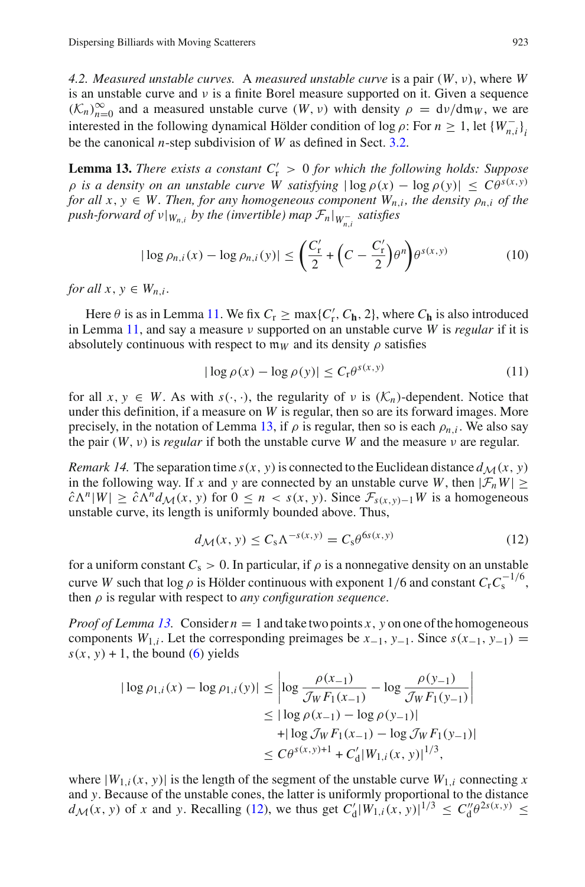*4.2. Measured unstable curves.* A *measured unstable curve* is a pair $(W, \nu)$, where $W$ is an unstable curve and $\nu$ is a finite Borel measure supported on it. Given a sequence $(\mathcal{K}_n)_{n=0}^{\infty}$ and a measured unstable curve $(W, \nu)$ with density $\rho = \mathrm{d}\nu/\mathrm{d}\mathfrak{m}_W$, we are interested in the following dynamical Hölder condition of $\log \rho$: For $n \geq 1$, let $\{W_{n,i}^-\}_i$ be the canonical $n$-step subdivision of $W$ as defined in Sect. 3.2.

**Lemma 13.** *There exists a constant $C_{\mathrm{r}}' > 0$ for which the following holds: Suppose $\rho$ is a density on an unstable curve $W$ satisfying $|\log \rho(x) - \log \rho(y)| \leq C\theta^{s(x,y)}$ for all $x, y \in W$. Then, for any homogeneous component $W_{n,i}$, the density $\rho_{n,i}$ of the push-forward of $\nu|_{W_{n,i}}$ by the (invertible) map $\mathcal{F}_n|_{W_{n,i}^-}$ satisfies*

$$|\log \rho_{n,i}(x) - \log \rho_{n,i}(y)| \leq \left(\frac{C_{\mathrm{r}}'}{2} + \left(C - \frac{C_{\mathrm{r}}'}{2}\right)\theta^n\right)\theta^{s(x,y)} \tag{10}$$

*for all $x, y \in W_{n,i}$.*

Here $\theta$ is as in Lemma 11. We fix $C_{\mathrm{r}} \geq \max\{C_{\mathrm{r}}', C_{\mathbf{h}}, 2\}$, where $C_{\mathbf{h}}$ is also introduced in Lemma 11, and say a measure $\nu$ supported on an unstable curve $W$ is *regular* if it is absolutely continuous with respect to $\mathfrak{m}_W$ and its density $\rho$ satisfies

$$|\log \rho(x) - \log \rho(y)| \leq C_{\mathrm{r}}\theta^{s(x,y)} \tag{11}$$

for all $x, y \in W$. As with $s(\cdot, \cdot)$, the regularity of $\nu$ is $(\mathcal{K}_n)$-dependent. Notice that under this definition, if a measure on $W$ is regular, then so are its forward images. More precisely, in the notation of Lemma 13, if $\rho$ is regular, then so is each $\rho_{n,i}$. We also say the pair $(W, \nu)$ is *regular* if both the unstable curve $W$ and the measure $\nu$ are regular.

*Remark 14.* The separation time $s(x, y)$ is connected to the Euclidean distance $d_{\mathcal{M}}(x, y)$ in the following way. If $x$ and $y$ are connected by an unstable curve $W$, then $|\mathcal{F}_n W| \geq \hat{c}\Lambda^n|W| \geq \hat{c}\Lambda^n d_{\mathcal{M}}(x, y)$ for $0 \leq n < s(x, y)$. Since $\mathcal{F}_{s(x,y)-1}W$ is a homogeneous unstable curve, its length is uniformly bounded above. Thus,

$$d_{\mathcal{M}}(x, y) \leq C_{\mathrm{s}}\Lambda^{-s(x,y)} = C_{\mathrm{s}}\theta^{6s(x,y)} \tag{12}$$

for a uniform constant $C_{\mathrm{s}} > 0$. In particular, if $\rho$ is a nonnegative density on an unstable curve $W$ such that $\log \rho$ is Hölder continuous with exponent $1/6$ and constant $C_{\mathrm{r}}C_{\mathrm{s}}^{-1/6}$, then $\rho$ is regular with respect to *any configuration sequence*.

*Proof of Lemma 13.* Consider $n = 1$ and take two points $x, y$ on one of the homogeneous components $W_{1,i}$. Let the corresponding preimages be $x_{-1}, y_{-1}$. Since $s(x_{-1}, y_{-1}) = s(x, y) + 1$, the bound (6) yields

$$\begin{aligned}
|\log \rho_{1,i}(x) - \log \rho_{1,i}(y)| &\leq \left|\log \frac{\rho(x_{-1})}{\mathcal{J}_W F_1(x_{-1})} - \log \frac{\rho(y_{-1})}{\mathcal{J}_W F_1(y_{-1})}\right| \\
&\leq |\log \rho(x_{-1}) - \log \rho(y_{-1})| \\
&\quad + |\log \mathcal{J}_W F_1(x_{-1}) - \log \mathcal{J}_W F_1(y_{-1})| \\
&\leq C\theta^{s(x,y)+1} + C_{\mathrm{d}}'|W_{1,i}(x, y)|^{1/3},
\end{aligned}$$

where $|W_{1,i}(x, y)|$ is the length of the segment of the unstable curve $W_{1,i}$ connecting $x$ and $y$. Because of the unstable cones, the latter is uniformly proportional to the distance $d_{\mathcal{M}}(x, y)$ of $x$ and $y$. Recalling (12), we thus get $C_{\mathrm{d}}'|W_{1,i}(x, y)|^{1/3} \leq C_{\mathrm{d}}''\theta^{2s(x,y)} \leq$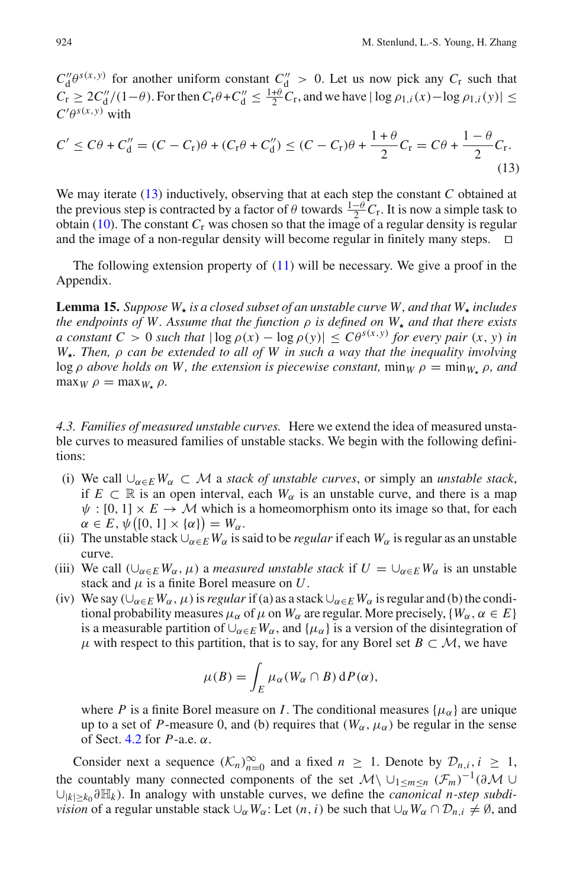$C''_{\mathrm{d}}\theta^{s(x,y)}$ for another uniform constant $C''_{\mathrm{d}} > 0$. Let us now pick any $C_{\mathrm{r}}$ such that $C_{\mathrm{r}} \geq 2C''_{\mathrm{d}}/(1-\theta)$. For then $C_{\mathrm{r}}\theta + C''_{\mathrm{d}} \leq \frac{1+\theta}{2}C_{\mathrm{r}}$, and we have $|\log \rho_{1,i}(x) - \log \rho_{1,i}(y)| \leq C'\theta^{s(x,y)}$ with

$$C' \leq C\theta + C''_{\mathrm{d}} = (C - C_{\mathrm{r}})\theta + (C_{\mathrm{r}}\theta + C''_{\mathrm{d}}) \leq (C - C_{\mathrm{r}})\theta + \frac{1+\theta}{2}C_{\mathrm{r}} = C\theta + \frac{1-\theta}{2}C_{\mathrm{r}}. \tag{13}$$

We may iterate (13) inductively, observing that at each step the constant $C$ obtained at the previous step is contracted by a factor of $\theta$ towards $\frac{1-\theta}{2}C_{\mathrm{r}}$. It is now a simple task to obtain (10). The constant $C_{\mathrm{r}}$ was chosen so that the image of a regular density is regular and the image of a non-regular density will become regular in finitely many steps. □

The following extension property of (11) will be necessary. We give a proof in the Appendix.

**Lemma 15.** *Suppose $W_\star$ is a closed subset of an unstable curve $W$, and that $W_\star$ includes the endpoints of $W$. Assume that the function $\rho$ is defined on $W_\star$ and that there exists a constant $C > 0$ such that $|\log \rho(x) - \log \rho(y)| \leq C\theta^{s(x,y)}$ for every pair $(x, y)$ in $W_\star$. Then, $\rho$ can be extended to all of $W$ in such a way that the inequality involving $\log \rho$ above holds on $W$, the extension is piecewise constant, $\min_W \rho = \min_{W_\star} \rho$, and $\max_W \rho = \max_{W_\star} \rho$.*

*4.3. Families of measured unstable curves.* Here we extend the idea of measured unstable curves to measured families of unstable stacks. We begin with the following definitions:

(i) We call $\cup_{\alpha\in E} W_\alpha \subset \mathcal{M}$ a *stack of unstable curves*, or simply an *unstable stack*, if $E \subset \mathbb{R}$ is an open interval, each $W_\alpha$ is an unstable curve, and there is a map $\psi : [0, 1] \times E \to \mathcal{M}$ which is a homeomorphism onto its image so that, for each $\alpha \in E$, $\psi\big([0, 1] \times \{\alpha\}\big) = W_\alpha$.

(ii) The unstable stack $\cup_{\alpha\in E} W_\alpha$ is said to be *regular* if each $W_\alpha$ is regular as an unstable curve.

(iii) We call $(\cup_{\alpha\in E} W_\alpha, \mu)$ a *measured unstable stack* if $U = \cup_{\alpha\in E} W_\alpha$ is an unstable stack and $\mu$ is a finite Borel measure on $U$.

(iv) We say $(\cup_{\alpha\in E} W_\alpha, \mu)$ is *regular* if (a) as a stack $\cup_{\alpha\in E} W_\alpha$ is regular and (b) the conditional probability measures $\mu_\alpha$ of $\mu$ on $W_\alpha$ are regular. More precisely, $\{W_\alpha, \alpha \in E\}$ is a measurable partition of $\cup_{\alpha\in E} W_\alpha$, and $\{\mu_\alpha\}$ is a version of the disintegration of $\mu$ with respect to this partition, that is to say, for any Borel set $B \subset \mathcal{M}$, we have

$$\mu(B) = \int_E \mu_\alpha(W_\alpha \cap B)\, \mathrm{d}P(\alpha),$$

where $P$ is a finite Borel measure on $I$. The conditional measures $\{\mu_\alpha\}$ are unique up to a set of $P$-measure 0, and (b) requires that $(W_\alpha, \mu_\alpha)$ be regular in the sense of Sect. 4.2 for $P$-a.e. $\alpha$.

Consider next a sequence $(\mathcal{K}_n)_{n=0}^{\infty}$ and a fixed $n \geq 1$. Denote by $\mathcal{D}_{n,i}$, $i \geq 1$, the countably many connected components of the set $\mathcal{M} \setminus \cup_{1\leq m\leq n} (\mathcal{F}_m)^{-1}(\partial\mathcal{M} \cup \cup_{|k|\geq k_0} \partial\mathbb{H}_k)$. In analogy with unstable curves, we define the *canonical $n$-step subdivision* of a regular unstable stack $\cup_\alpha W_\alpha$: Let $(n, i)$ be such that $\cup_\alpha W_\alpha \cap \mathcal{D}_{n,i} \neq \emptyset$, and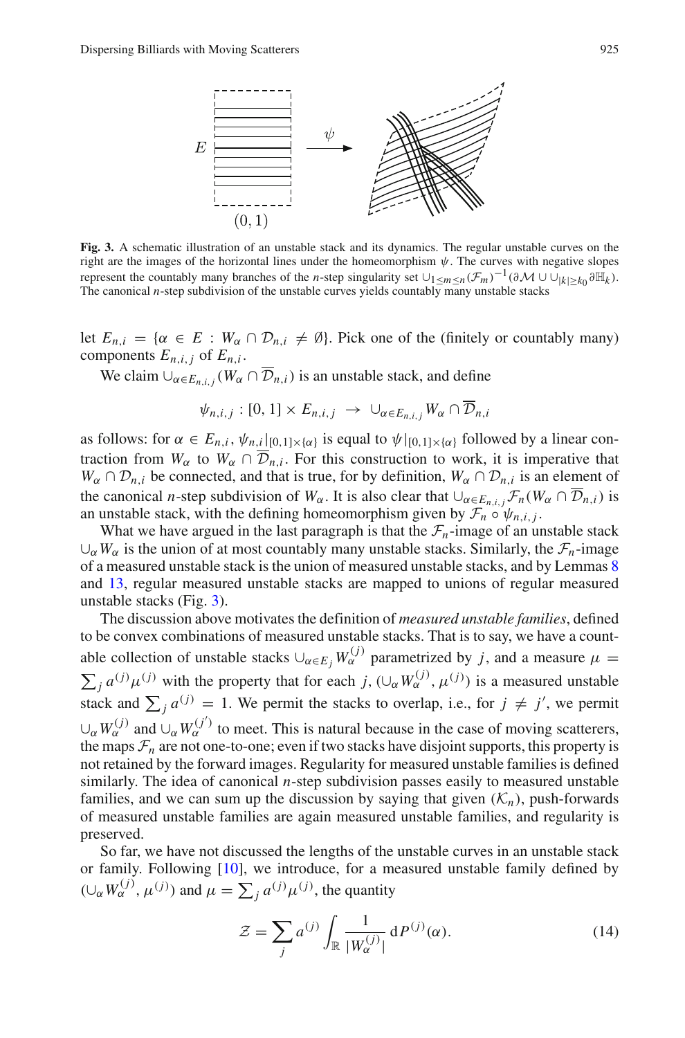**Fig. 3.** A schematic illustration of an unstable stack and its dynamics. The regular unstable curves on the right are the images of the horizontal lines under the homeomorphism $\psi$. The curves with negative slopes represent the countably many branches of the $n$-step singularity set $\cup_{1\le m\le n}(\mathcal{F}_m)^{-1}(\partial\mathcal{M}\cup\cup_{|k|\ge k_0}\partial\mathbb{H}_k)$. The canonical $n$-step subdivision of the unstable curves yields countably many unstable stacks

let $E_{n,i} = \{\alpha \in E : W_\alpha \cap \mathcal{D}_{n,i} \neq \emptyset\}$. Pick one of the (finitely or countably many) components $E_{n,i,j}$ of $E_{n,i}$.

We claim $\cup_{\alpha\in E_{n,i,j}}(W_\alpha \cap \overline{\mathcal{D}}_{n,i})$ is an unstable stack, and define

$$\psi_{n,i,j} : [0,1]\times E_{n,i,j} \;\to\; \cup_{\alpha\in E_{n,i,j}} W_\alpha \cap \overline{\mathcal{D}}_{n,i}$$

as follows: for $\alpha \in E_{n,i}$, $\psi_{n,i}|_{[0,1]\times\{\alpha\}}$ is equal to $\psi|_{[0,1]\times\{\alpha\}}$ followed by a linear contraction from $W_\alpha$ to $W_\alpha \cap \overline{\mathcal{D}}_{n,i}$. For this construction to work, it is imperative that $W_\alpha \cap \mathcal{D}_{n,i}$ be connected, and that is true, for by definition, $W_\alpha \cap \mathcal{D}_{n,i}$ is an element of the canonical $n$-step subdivision of $W_\alpha$. It is also clear that $\cup_{\alpha\in E_{n,i,j}}\mathcal{F}_n(W_\alpha \cap \overline{\mathcal{D}}_{n,i})$ is an unstable stack, with the defining homeomorphism given by $\mathcal{F}_n \circ \psi_{n,i,j}$.

What we have argued in the last paragraph is that the $\mathcal{F}_n$-image of an unstable stack $\cup_\alpha W_\alpha$ is the union of at most countably many unstable stacks. Similarly, the $\mathcal{F}_n$-image of a measured unstable stack is the union of measured unstable stacks, and by Lemmas 8 and 13, regular measured unstable stacks are mapped to unions of regular measured unstable stacks (Fig. 3).

The discussion above motivates the definition of *measured unstable families*, defined to be convex combinations of measured unstable stacks. That is to say, we have a countable collection of unstable stacks $\cup_{\alpha\in E_j} W_\alpha^{(j)}$ parametrized by $j$, and a measure $\mu = \sum_j a^{(j)}\mu^{(j)}$ with the property that for each $j$, $(\cup_\alpha W_\alpha^{(j)}, \mu^{(j)})$ is a measured unstable stack and $\sum_j a^{(j)} = 1$. We permit the stacks to overlap, i.e., for $j \neq j'$, we permit $\cup_\alpha W_\alpha^{(j)}$ and $\cup_\alpha W_\alpha^{(j')}$ to meet. This is natural because in the case of moving scatterers, the maps $\mathcal{F}_n$ are not one-to-one; even if two stacks have disjoint supports, this property is not retained by the forward images. Regularity for measured unstable families is defined similarly. The idea of canonical $n$-step subdivision passes easily to measured unstable families, and we can sum up the discussion by saying that given $(\mathcal{K}_n)$, push-forwards of measured unstable families are again measured unstable families, and regularity is preserved.

So far, we have not discussed the lengths of the unstable curves in an unstable stack or family. Following [10], we introduce, for a measured unstable family defined by $(\cup_\alpha W_\alpha^{(j)}, \mu^{(j)})$ and $\mu = \sum_j a^{(j)}\mu^{(j)}$, the quantity

$$\mathcal{Z} = \sum_j a^{(j)} \int_{\mathbb{R}} \frac{1}{|W_\alpha^{(j)}|}\,\mathrm{d}P^{(j)}(\alpha). \tag{14}$$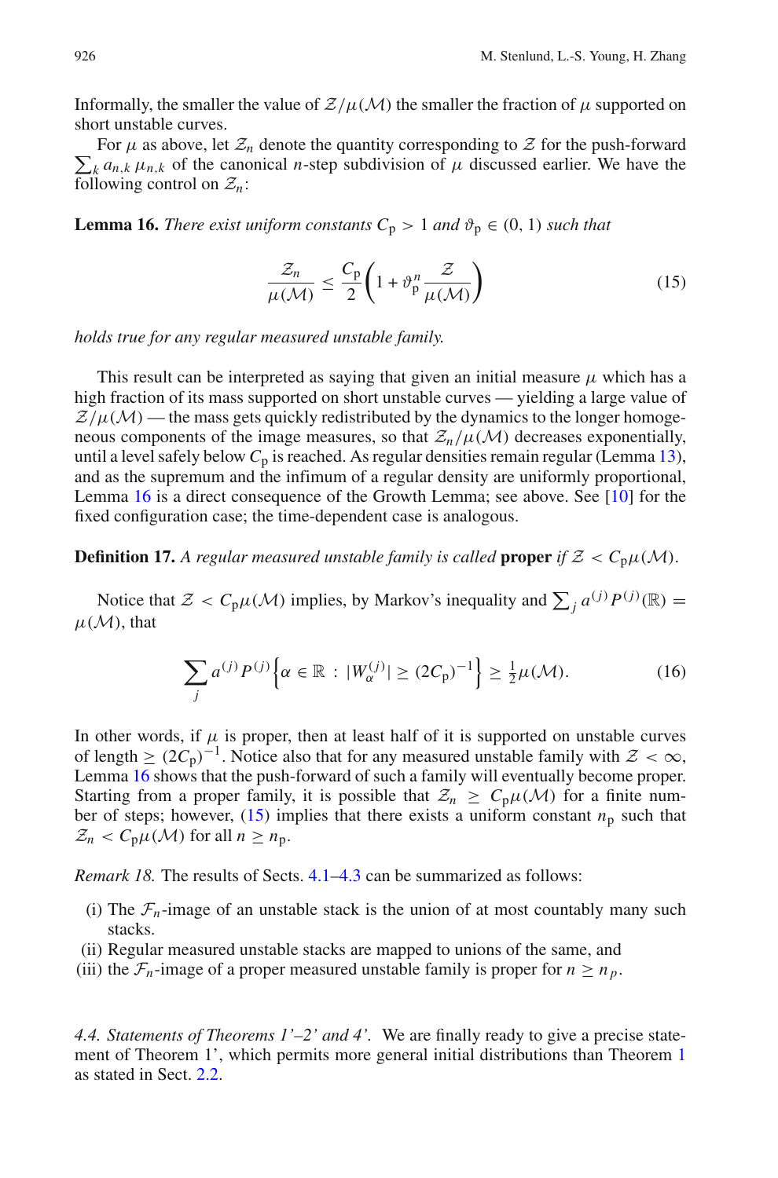Informally, the smaller the value of $\mathcal{Z}/\mu(\mathcal{M})$ the smaller the fraction of $\mu$ supported on short unstable curves.

For $\mu$ as above, let $\mathcal{Z}_n$ denote the quantity corresponding to $\mathcal{Z}$ for the push-forward $\sum_k a_{n,k}\, \mu_{n,k}$ of the canonical $n$-step subdivision of $\mu$ discussed earlier. We have the following control on $\mathcal{Z}_n$:

**Lemma 16.** *There exist uniform constants $C_{\mathrm{p}} > 1$ and $\vartheta_{\mathrm{p}} \in (0, 1)$ such that*

$$\frac{\mathcal{Z}_n}{\mu(\mathcal{M})} \leq \frac{C_{\mathrm{p}}}{2}\left(1 + \vartheta_{\mathrm{p}}^n \frac{\mathcal{Z}}{\mu(\mathcal{M})}\right) \tag{15}$$

*holds true for any regular measured unstable family.*

This result can be interpreted as saying that given an initial measure $\mu$ which has a high fraction of its mass supported on short unstable curves — yielding a large value of $\mathcal{Z}/\mu(\mathcal{M})$ — the mass gets quickly redistributed by the dynamics to the longer homogeneous components of the image measures, so that $\mathcal{Z}_n/\mu(\mathcal{M})$ decreases exponentially, until a level safely below $C_{\mathrm{p}}$ is reached. As regular densities remain regular (Lemma 13), and as the supremum and the infimum of a regular density are uniformly proportional, Lemma 16 is a direct consequence of the Growth Lemma; see above. See [10] for the fixed configuration case; the time-dependent case is analogous.

**Definition 17.** *A regular measured unstable family is called* **proper** *if $\mathcal{Z} < C_{\mathrm{p}}\mu(\mathcal{M})$.*

Notice that $\mathcal{Z} < C_{\mathrm{p}}\mu(\mathcal{M})$ implies, by Markov's inequality and $\sum_j a^{(j)} P^{(j)}(\mathbb{R}) = \mu(\mathcal{M})$, that

$$\sum_j a^{(j)} P^{(j)}\left\{\alpha \in \mathbb{R} : |W_\alpha^{(j)}| \geq (2C_{\mathrm{p}})^{-1}\right\} \geq \tfrac{1}{2}\mu(\mathcal{M}). \tag{16}$$

In other words, if $\mu$ is proper, then at least half of it is supported on unstable curves of length $\geq (2C_{\mathrm{p}})^{-1}$. Notice also that for any measured unstable family with $\mathcal{Z} < \infty$, Lemma 16 shows that the push-forward of such a family will eventually become proper. Starting from a proper family, it is possible that $\mathcal{Z}_n \geq C_{\mathrm{p}}\mu(\mathcal{M})$ for a finite number of steps; however, (15) implies that there exists a uniform constant $n_{\mathrm{p}}$ such that $\mathcal{Z}_n < C_{\mathrm{p}}\mu(\mathcal{M})$ for all $n \geq n_{\mathrm{p}}$.

*Remark 18.* The results of Sects. 4.1–4.3 can be summarized as follows:

(i) The $\mathcal{F}_n$-image of an unstable stack is the union of at most countably many such stacks.
(ii) Regular measured unstable stacks are mapped to unions of the same, and
(iii) the $\mathcal{F}_n$-image of a proper measured unstable family is proper for $n \geq n_p$.

*4.4. Statements of Theorems 1'–2' and 4'.* We are finally ready to give a precise statement of Theorem 1', which permits more general initial distributions than Theorem 1 as stated in Sect. 2.2.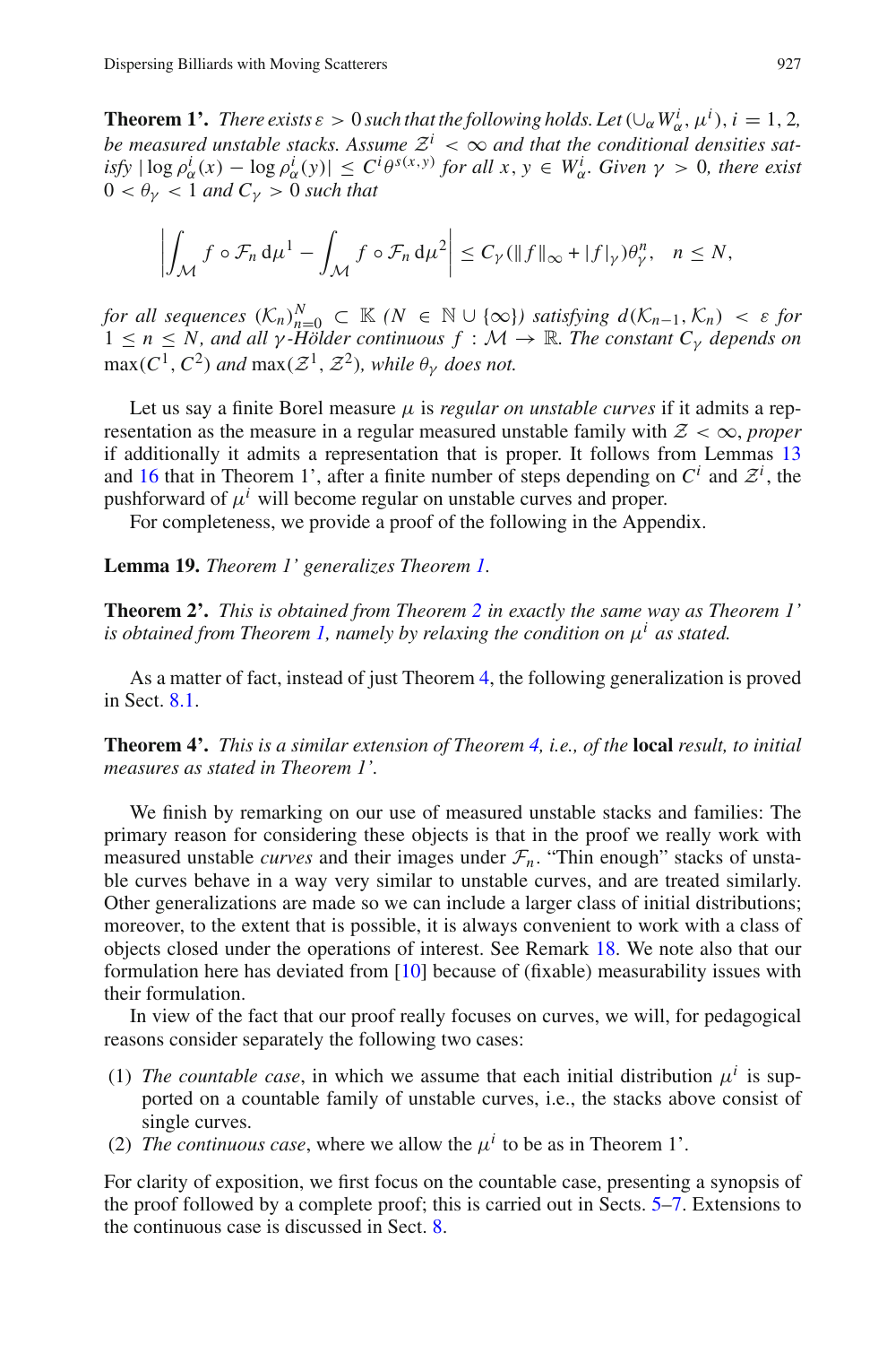**Theorem 1'.** *There exists $\varepsilon > 0$ such that the following holds. Let $(\cup_\alpha W_\alpha^i, \mu^i)$, $i = 1, 2$, be measured unstable stacks. Assume $\mathcal{Z}^i < \infty$ and that the conditional densities satisfy $|\log \rho_\alpha^i(x) - \log \rho_\alpha^i(y)| \leq C^i \theta^{s(x,y)}$ for all $x, y \in W_\alpha^i$. Given $\gamma > 0$, there exist $0 < \theta_\gamma < 1$ and $C_\gamma > 0$ such that*

$$\left| \int_{\mathcal{M}} f \circ \mathcal{F}_n \, \mathrm{d}\mu^1 - \int_{\mathcal{M}} f \circ \mathcal{F}_n \, \mathrm{d}\mu^2 \right| \leq C_\gamma (\|f\|_\infty + |f|_\gamma) \theta_\gamma^n, \quad n \leq N,$$

*for all sequences $(\mathcal{K}_n)_{n=0}^N \subset \mathbb{K}$ ($N \in \mathbb{N} \cup \{\infty\}$) satisfying $d(\mathcal{K}_{n-1}, \mathcal{K}_n) < \varepsilon$ for $1 \leq n \leq N$, and all $\gamma$-Hölder continuous $f : \mathcal{M} \to \mathbb{R}$. The constant $C_\gamma$ depends on $\max(C^1, C^2)$ and $\max(\mathcal{Z}^1, \mathcal{Z}^2)$, while $\theta_\gamma$ does not.*

Let us say a finite Borel measure $\mu$ is *regular on unstable curves* if it admits a representation as the measure in a regular measured unstable family with $\mathcal{Z} < \infty$, *proper* if additionally it admits a representation that is proper. It follows from Lemmas 13 and 16 that in Theorem 1', after a finite number of steps depending on $C^i$ and $\mathcal{Z}^i$, the pushforward of $\mu^i$ will become regular on unstable curves and proper.

For completeness, we provide a proof of the following in the Appendix.

**Lemma 19.** *Theorem 1' generalizes Theorem 1.*

**Theorem 2'.** *This is obtained from Theorem 2 in exactly the same way as Theorem 1' is obtained from Theorem 1, namely by relaxing the condition on $\mu^i$ as stated.*

As a matter of fact, instead of just Theorem 4, the following generalization is proved in Sect. 8.1.

**Theorem 4'.** *This is a similar extension of Theorem 4, i.e., of the* **local** *result, to initial measures as stated in Theorem 1'.*

We finish by remarking on our use of measured unstable stacks and families: The primary reason for considering these objects is that in the proof we really work with measured unstable *curves* and their images under $\mathcal{F}_n$. "Thin enough" stacks of unstable curves behave in a way very similar to unstable curves, and are treated similarly. Other generalizations are made so we can include a larger class of initial distributions; moreover, to the extent that is possible, it is always convenient to work with a class of objects closed under the operations of interest. See Remark 18. We note also that our formulation here has deviated from [10] because of (fixable) measurability issues with their formulation.

In view of the fact that our proof really focuses on curves, we will, for pedagogical reasons consider separately the following two cases:

(1) *The countable case*, in which we assume that each initial distribution $\mu^i$ is supported on a countable family of unstable curves, i.e., the stacks above consist of single curves.
(2) *The continuous case*, where we allow the $\mu^i$ to be as in Theorem 1'.

For clarity of exposition, we first focus on the countable case, presenting a synopsis of the proof followed by a complete proof; this is carried out in Sects. 5–7. Extensions to the continuous case is discussed in Sect. 8.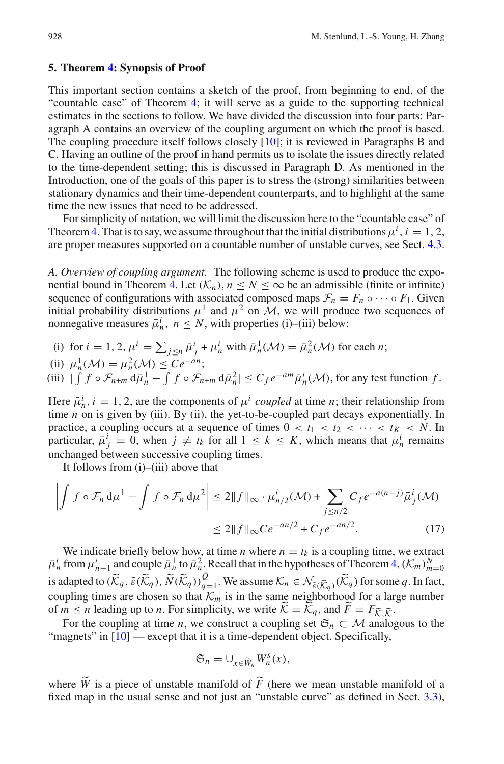## 5. Theorem 4: Synopsis of Proof

This important section contains a sketch of the proof, from beginning to end, of the "countable case" of Theorem 4; it will serve as a guide to the supporting technical estimates in the sections to follow. We have divided the discussion into four parts: Paragraph A contains an overview of the coupling argument on which the proof is based. The coupling procedure itself follows closely [10]; it is reviewed in Paragraphs B and C. Having an outline of the proof in hand permits us to isolate the issues directly related to the time-dependent setting; this is discussed in Paragraph D. As mentioned in the Introduction, one of the goals of this paper is to stress the (strong) similarities between stationary dynamics and their time-dependent counterparts, and to highlight at the same time the new issues that need to be addressed.

For simplicity of notation, we will limit the discussion here to the "countable case" of Theorem 4. That is to say, we assume throughout that the initial distributions $\mu^i$, $i = 1, 2$, are proper measures supported on a countable number of unstable curves, see Sect. 4.3.

*A. Overview of coupling argument.* The following scheme is used to produce the exponential bound in Theorem 4. Let $(\mathcal{K}_n)$, $n \le N \le \infty$ be an admissible (finite or infinite) sequence of configurations with associated composed maps $\mathcal{F}_n = F_n \circ \cdots \circ F_1$. Given initial probability distributions $\mu^1$ and $\mu^2$ on $\mathcal{M}$, we will produce two sequences of nonnegative measures $\bar{\mu}_n^i$, $n \le N$, with properties (i)–(iii) below:

(i) for $i = 1, 2$, $\mu^i = \sum_{j \le n} \bar{\mu}_j^i + \mu_n^i$ with $\bar{\mu}_n^1(\mathcal{M}) = \bar{\mu}_n^2(\mathcal{M})$ for each $n$;

(ii) $\mu_n^1(\mathcal{M}) = \mu_n^2(\mathcal{M}) \le Ce^{-an}$;

(iii) $|\int f \circ \mathcal{F}_{n+m} \, \mathrm{d}\bar{\mu}_n^1 - \int f \circ \mathcal{F}_{n+m} \, \mathrm{d}\bar{\mu}_n^2| \le C_f e^{-am} \bar{\mu}_n^i(\mathcal{M})$, for any test function $f$.

Here $\bar{\mu}_n^i$, $i = 1, 2$, are the components of $\mu^i$ *coupled* at time $n$; their relationship from time $n$ on is given by (iii). By (ii), the yet-to-be-coupled part decays exponentially. In practice, a coupling occurs at a sequence of times $0 < t_1 < t_2 < \cdots < t_K < N$. In particular, $\bar{\mu}_j^i = 0$, when $j \ne t_k$ for all $1 \le k \le K$, which means that $\mu_n^i$ remains unchanged between successive coupling times.

It follows from (i)–(iii) above that

$$\left| \int f \circ \mathcal{F}_n \, \mathrm{d}\mu^1 - \int f \circ \mathcal{F}_n \, \mathrm{d}\mu^2 \right| \le 2\|f\|_\infty \cdot \mu_{n/2}^i(\mathcal{M}) + \sum_{j \le n/2} C_f e^{-a(n-j)} \bar{\mu}_j^i(\mathcal{M})$$
$$\le 2\|f\|_\infty Ce^{-an/2} + C_f e^{-an/2}. \tag{17}$$

We indicate briefly below how, at time $n$ where $n = t_k$ is a coupling time, we extract $\bar{\mu}_n^i$ from $\mu_{n-1}^i$ and couple $\bar{\mu}_n^1$ to $\bar{\mu}_n^2$. Recall that in the hypotheses of Theorem 4, $(\mathcal{K}_m)_{m=0}^N$ is adapted to $(\widetilde{\mathcal{K}}_q, \tilde{\varepsilon}(\widetilde{\mathcal{K}}_q), \widetilde{N}(\widetilde{\mathcal{K}}_q))_{q=1}^Q$. We assume $\mathcal{K}_n \in \mathcal{N}_{\tilde{\varepsilon}(\widetilde{\mathcal{K}}_q)}(\widetilde{\mathcal{K}}_q)$ for some $q$. In fact, coupling times are chosen so that $\mathcal{K}_m$ is in the same neighborhood for a large number of $m \le n$ leading up to $n$. For simplicity, we write $\widetilde{\mathcal{K}} = \widetilde{\mathcal{K}}_q$, and $\widetilde{F} = F_{\widetilde{\mathcal{K}}, \widetilde{\mathcal{K}}}$.

For the coupling at time $n$, we construct a coupling set $\mathfrak{S}_n \subset \mathcal{M}$ analogous to the "magnets" in [10] — except that it is a time-dependent object. Specifically,

$$\mathfrak{S}_n = \cup_{x \in \widetilde{W}_n} W_n^s(x),$$

where $\widetilde{W}$ is a piece of unstable manifold of $\widetilde{F}$ (here we mean unstable manifold of a fixed map in the usual sense and not just an "unstable curve" as defined in Sect. 3.3),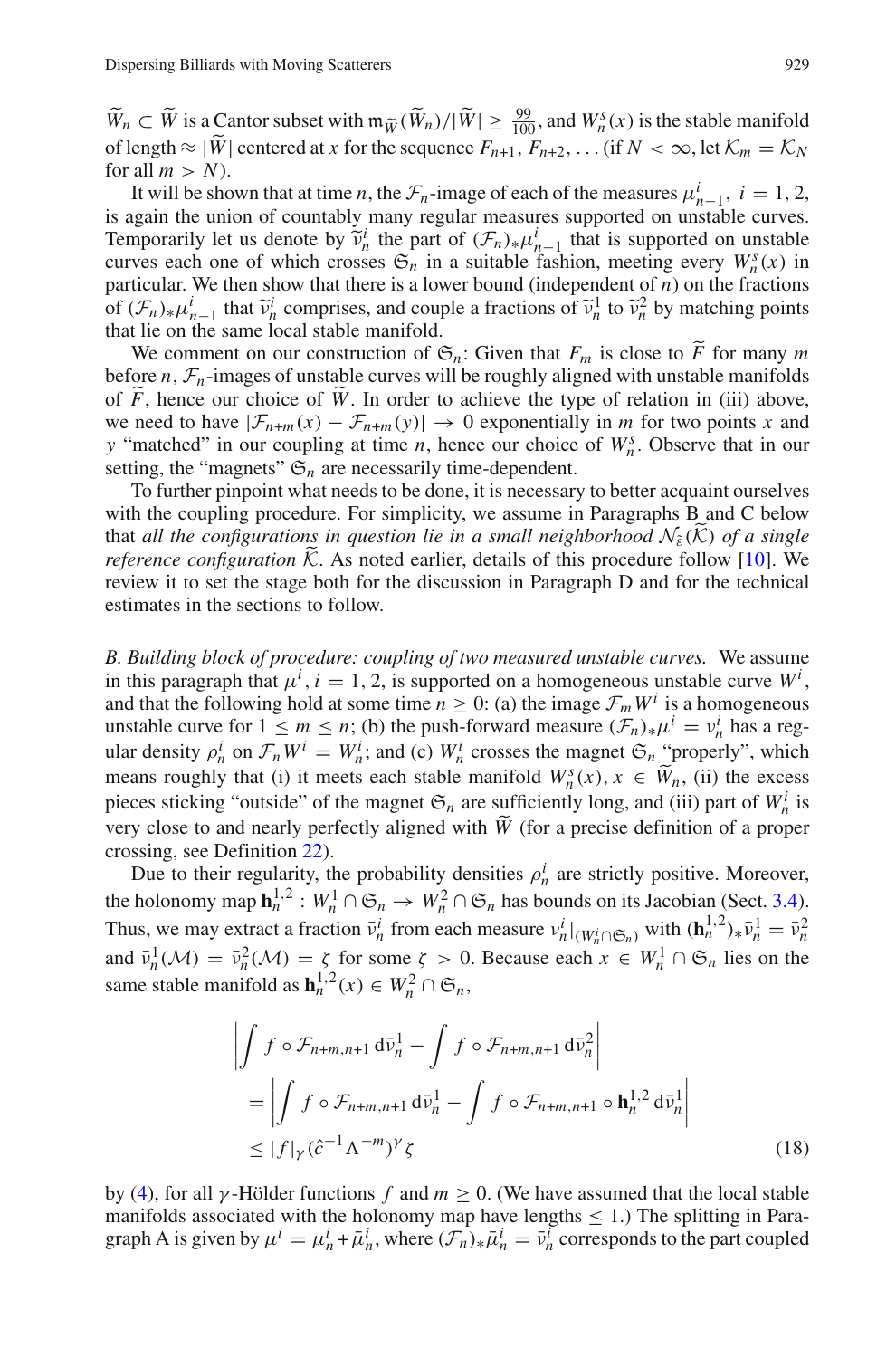$\widetilde{W}_n \subset \widetilde{W}$ is a Cantor subset with $\mathfrak{m}_{\widetilde{W}}(\widetilde{W}_n)/|\widetilde{W}| \geq \frac{99}{100}$, and $W_n^s(x)$ is the stable manifold of length $\approx |\widetilde{W}|$ centered at $x$ for the sequence $F_{n+1}, F_{n+2}, \ldots$ (if $N < \infty$, let $\mathcal{K}_m = \mathcal{K}_N$ for all $m > N$).

It will be shown that at time $n$, the $\mathcal{F}_n$-image of each of the measures $\mu_{n-1}^i$, $i = 1, 2$, is again the union of countably many regular measures supported on unstable curves. Temporarily let us denote by $\widetilde{\nu}_n^i$ the part of $(\mathcal{F}_n)_*\mu_{n-1}^i$ that is supported on unstable curves each one of which crosses $\mathfrak{S}_n$ in a suitable fashion, meeting every $W_n^s(x)$ in particular. We then show that there is a lower bound (independent of $n$) on the fractions of $(\mathcal{F}_n)_*\mu_{n-1}^i$ that $\widetilde{\nu}_n^i$ comprises, and couple a fractions of $\widetilde{\nu}_n^1$ to $\widetilde{\nu}_n^2$ by matching points that lie on the same local stable manifold.

We comment on our construction of $\mathfrak{S}_n$: Given that $F_m$ is close to $\widetilde{F}$ for many $m$ before $n$, $\mathcal{F}_n$-images of unstable curves will be roughly aligned with unstable manifolds of $\widetilde{F}$, hence our choice of $\widetilde{W}$. In order to achieve the type of relation in (iii) above, we need to have $|\mathcal{F}_{n+m}(x) - \mathcal{F}_{n+m}(y)| \to 0$ exponentially in $m$ for two points $x$ and $y$ "matched" in our coupling at time $n$, hence our choice of $W_n^s$. Observe that in our setting, the "magnets" $\mathfrak{S}_n$ are necessarily time-dependent.

To further pinpoint what needs to be done, it is necessary to better acquaint ourselves with the coupling procedure. For simplicity, we assume in Paragraphs B and C below that *all the configurations in question lie in a small neighborhood $\mathcal{N}_{\tilde{\varepsilon}}(\widetilde{\mathcal{K}})$ of a single reference configuration $\widetilde{\mathcal{K}}$*. As noted earlier, details of this procedure follow [10]. We review it to set the stage both for the discussion in Paragraph D and for the technical estimates in the sections to follow.

*B. Building block of procedure: coupling of two measured unstable curves.* We assume in this paragraph that $\mu^i$, $i = 1, 2$, is supported on a homogeneous unstable curve $W^i$, and that the following hold at some time $n \geq 0$: (a) the image $\mathcal{F}_m W^i$ is a homogeneous unstable curve for $1 \leq m \leq n$; (b) the push-forward measure $(\mathcal{F}_n)_*\mu^i = \nu_n^i$ has a regular density $\rho_n^i$ on $\mathcal{F}_n W^i = W_n^i$; and (c) $W_n^i$ crosses the magnet $\mathfrak{S}_n$ "properly", which means roughly that (i) it meets each stable manifold $W_n^s(x)$, $x \in \widetilde{W}_n$, (ii) the excess pieces sticking "outside" of the magnet $\mathfrak{S}_n$ are sufficiently long, and (iii) part of $W_n^i$ is very close to and nearly perfectly aligned with $\widetilde{W}$ (for a precise definition of a proper crossing, see Definition 22).

Due to their regularity, the probability densities $\rho_n^i$ are strictly positive. Moreover, the holonomy map $\mathbf{h}_n^{1,2} : W_n^1 \cap \mathfrak{S}_n \to W_n^2 \cap \mathfrak{S}_n$ has bounds on its Jacobian (Sect. 3.4). Thus, we may extract a fraction $\bar{\nu}_n^i$ from each measure $\nu_n^i|_{(W_n^i \cap \mathfrak{S}_n)}$ with $(\mathbf{h}_n^{1,2})_*\bar{\nu}_n^1 = \bar{\nu}_n^2$ and $\bar{\nu}_n^1(\mathcal{M}) = \bar{\nu}_n^2(\mathcal{M}) = \zeta$ for some $\zeta > 0$. Because each $x \in W_n^1 \cap \mathfrak{S}_n$ lies on the same stable manifold as $\mathbf{h}_n^{1,2}(x) \in W_n^2 \cap \mathfrak{S}_n$,

$$
\begin{aligned}
&\left| \int f \circ \mathcal{F}_{n+m,n+1} \, \mathrm{d}\bar{\nu}_n^1 - \int f \circ \mathcal{F}_{n+m,n+1} \, \mathrm{d}\bar{\nu}_n^2 \right| \\
&= \left| \int f \circ \mathcal{F}_{n+m,n+1} \, \mathrm{d}\bar{\nu}_n^1 - \int f \circ \mathcal{F}_{n+m,n+1} \circ \mathbf{h}_n^{1,2} \, \mathrm{d}\bar{\nu}_n^1 \right| \\
&\leq |f|_\gamma (\hat{c}^{-1} \Lambda^{-m})^\gamma \zeta
\end{aligned}
\tag{18}
$$

by (4), for all $\gamma$-Hölder functions $f$ and $m \geq 0$. (We have assumed that the local stable manifolds associated with the holonomy map have lengths $\leq 1$.) The splitting in Paragraph A is given by $\mu^i = \mu_n^i + \bar{\mu}_n^i$, where $(\mathcal{F}_n)_*\bar{\mu}_n^i = \bar{\nu}_n^i$ corresponds to the part coupled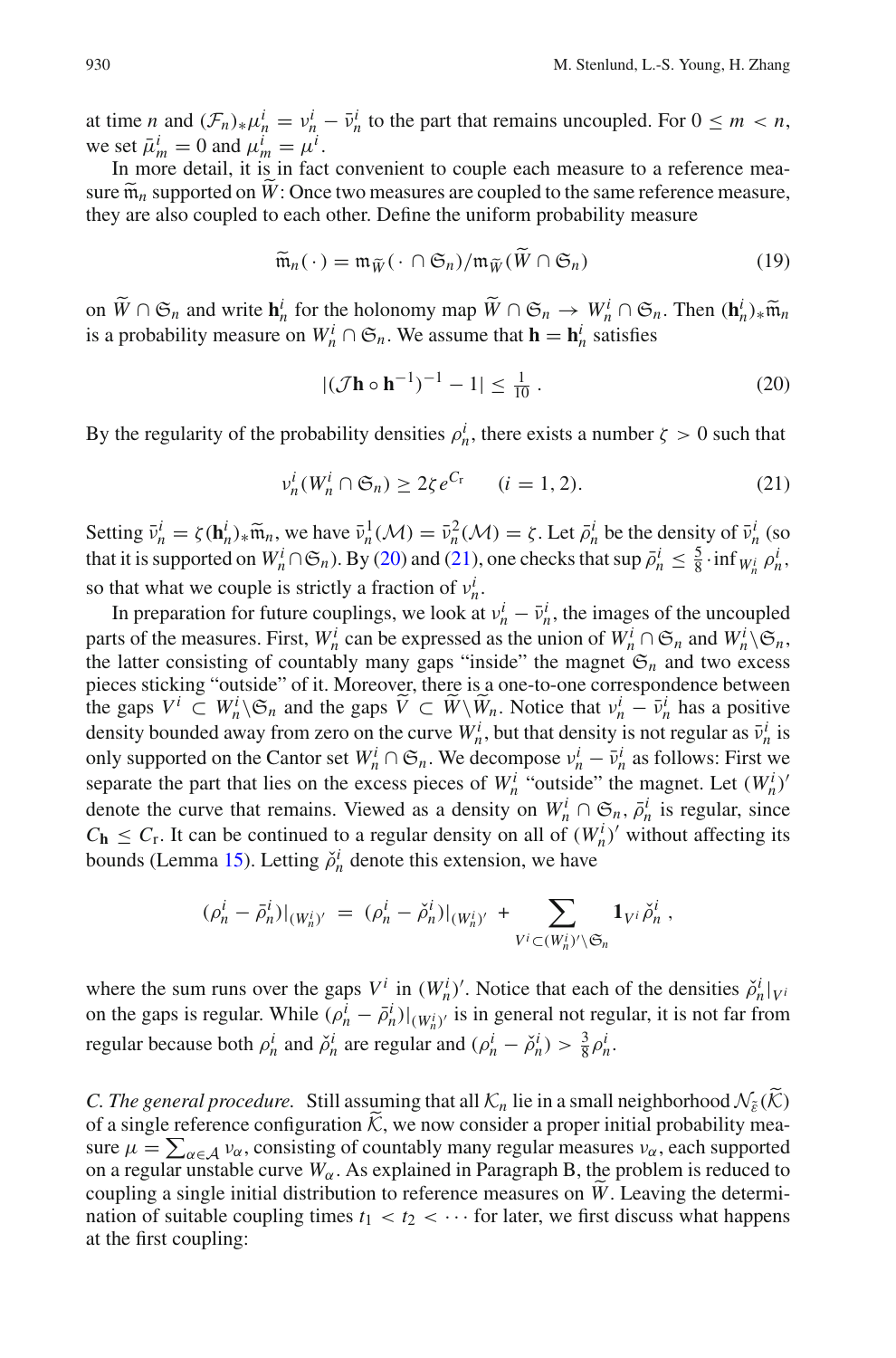at time $n$ and $(\mathcal{F}_n)_*\mu_n^i = \nu_n^i - \bar{\nu}_n^i$ to the part that remains uncoupled. For $0 \le m < n$, we set $\bar{\mu}_m^i = 0$ and $\mu_m^i = \mu^i$.

In more detail, it is in fact convenient to couple each measure to a reference measure $\widetilde{\mathfrak{m}}_n$ supported on $\widetilde{W}$: Once two measures are coupled to the same reference measure, they are also coupled to each other. Define the uniform probability measure

$$\widetilde{\mathfrak{m}}_n(\,\cdot\,) = \mathfrak{m}_{\widetilde{W}}(\,\cdot\,\cap \mathfrak{S}_n)/\mathfrak{m}_{\widetilde{W}}(\widetilde{W}\cap \mathfrak{S}_n) \tag{19}$$

on $\widetilde{W} \cap \mathfrak{S}_n$ and write $\mathbf{h}_n^i$ for the holonomy map $\widetilde{W}\cap\mathfrak{S}_n \to W_n^i \cap \mathfrak{S}_n$. Then $(\mathbf{h}_n^i)_*\widetilde{\mathfrak{m}}_n$ is a probability measure on $W_n^i \cap \mathfrak{S}_n$. We assume that $\mathbf{h} = \mathbf{h}_n^i$ satisfies

$$|(\mathcal{J}\mathbf{h}\circ\mathbf{h}^{-1})^{-1} - 1| \le \tfrac{1}{10}\,. \tag{20}$$

By the regularity of the probability densities $\rho_n^i$, there exists a number $\zeta > 0$ such that

$$\nu_n^i(W_n^i \cap \mathfrak{S}_n) \ge 2\zeta e^{C_{\mathrm{r}}} \qquad (i = 1, 2). \tag{21}$$

Setting $\bar{\nu}_n^i = \zeta(\mathbf{h}_n^i)_*\widetilde{\mathfrak{m}}_n$, we have $\bar{\nu}_n^1(\mathcal{M}) = \bar{\nu}_n^2(\mathcal{M}) = \zeta$. Let $\bar{\rho}_n^i$ be the density of $\bar{\nu}_n^i$ (so that it is supported on $W_n^i \cap \mathfrak{S}_n$). By (20) and (21), one checks that $\sup \bar{\rho}_n^i \le \frac{5}{8}\cdot \inf_{W_n^i} \rho_n^i$, so that what we couple is strictly a fraction of $\nu_n^i$.

In preparation for future couplings, we look at $\nu_n^i - \bar{\nu}_n^i$, the images of the uncoupled parts of the measures. First, $W_n^i$ can be expressed as the union of $W_n^i \cap \mathfrak{S}_n$ and $W_n^i \backslash \mathfrak{S}_n$, the latter consisting of countably many gaps "inside" the magnet $\mathfrak{S}_n$ and two excess pieces sticking "outside" of it. Moreover, there is a one-to-one correspondence between the gaps $V^i \subset W_n^i\backslash\mathfrak{S}_n$ and the gaps $\widetilde{V} \subset \widetilde{W}\backslash\widetilde{W}_n$. Notice that $\nu_n^i - \bar{\nu}_n^i$ has a positive density bounded away from zero on the curve $W_n^i$, but that density is not regular as $\bar{\nu}_n^i$ is only supported on the Cantor set $W_n^i \cap \mathfrak{S}_n$. We decompose $\nu_n^i - \bar{\nu}_n^i$ as follows: First we separate the part that lies on the excess pieces of $W_n^i$ "outside" the magnet. Let $(W_n^i)'$ denote the curve that remains. Viewed as a density on $W_n^i \cap \mathfrak{S}_n$, $\bar{\rho}_n^i$ is regular, since $C_{\mathbf{h}} \le C_{\mathrm{r}}$. It can be continued to a regular density on all of $(W_n^i)'$ without affecting its bounds (Lemma 15). Letting $\breve{\rho}_n^i$ denote this extension, we have

$$(\rho_n^i - \bar{\rho}_n^i)|_{(W_n^i)'} \;=\; (\rho_n^i - \breve{\rho}_n^i)|_{(W_n^i)'} \;+\; \sum_{V^i \subset (W_n^i)'\backslash \mathfrak{S}_n} \mathbf{1}_{V^i}\,\breve{\rho}_n^i\,,$$

where the sum runs over the gaps $V^i$ in $(W_n^i)'$. Notice that each of the densities $\breve{\rho}_n^i|_{V^i}$ on the gaps is regular. While $(\rho_n^i - \bar{\rho}_n^i)|_{(W_n^i)'}$ is in general not regular, it is not far from regular because both $\rho_n^i$ and $\breve{\rho}_n^i$ are regular and $(\rho_n^i - \breve{\rho}_n^i) > \frac{3}{8}\rho_n^i$.

*C. The general procedure.* Still assuming that all $\mathcal{K}_n$ lie in a small neighborhood $\mathcal{N}_{\tilde{\varepsilon}}(\widetilde{\mathcal{K}})$ of a single reference configuration $\widetilde{\mathcal{K}}$, we now consider a proper initial probability measure $\mu = \sum_{\alpha\in\mathcal{A}} \nu_\alpha$, consisting of countably many regular measures $\nu_\alpha$, each supported on a regular unstable curve $W_\alpha$. As explained in Paragraph B, the problem is reduced to coupling a single initial distribution to reference measures on $\widetilde{W}$. Leaving the determination of suitable coupling times $t_1 < t_2 < \cdots$ for later, we first discuss what happens at the first coupling: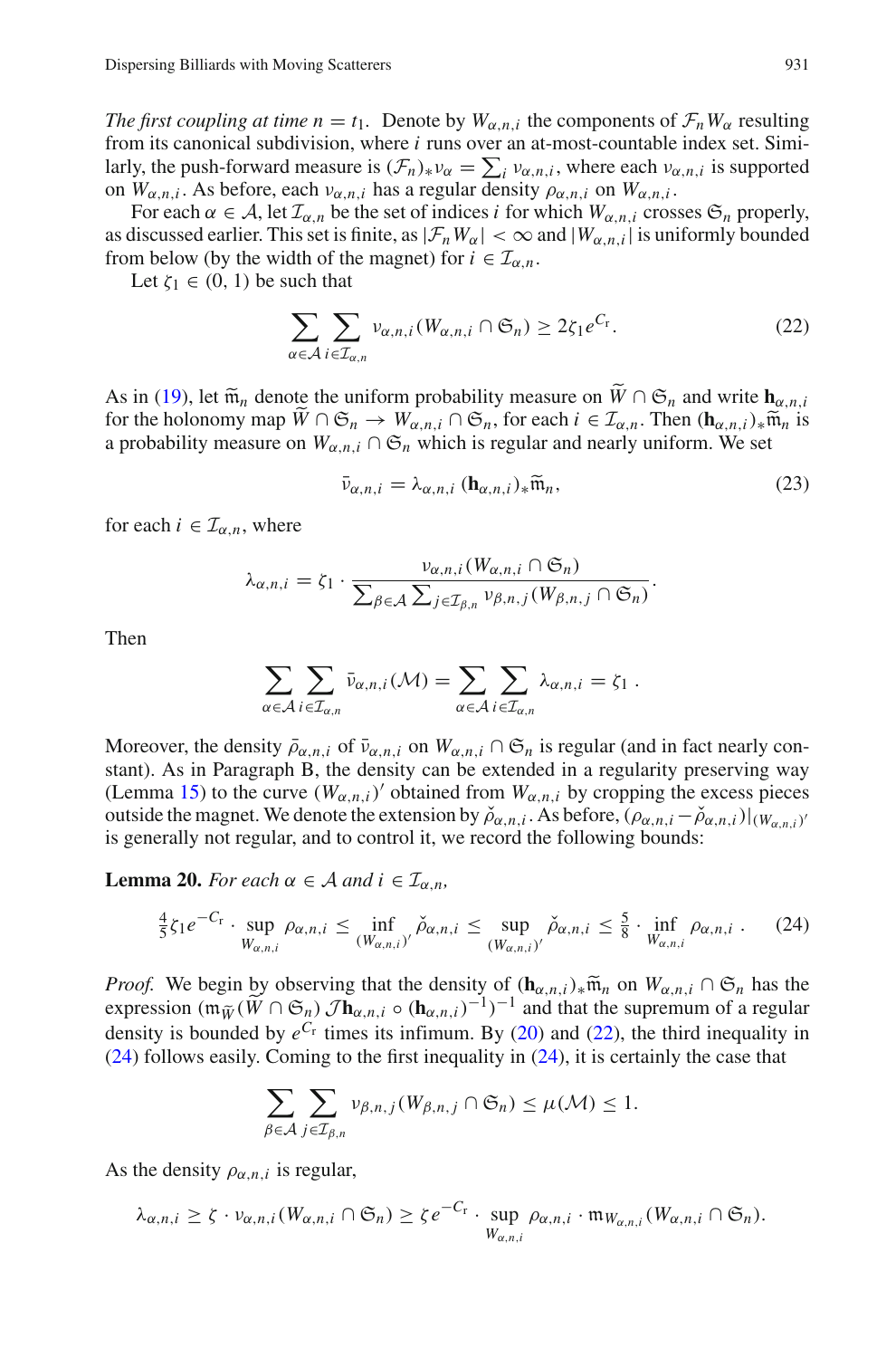*The first coupling at time $n = t_1$.* Denote by $W_{\alpha,n,i}$ the components of $\mathcal{F}_n W_\alpha$ resulting from its canonical subdivision, where $i$ runs over an at-most-countable index set. Similarly, the push-forward measure is $(\mathcal{F}_n)_* \nu_\alpha = \sum_i \nu_{\alpha,n,i}$, where each $\nu_{\alpha,n,i}$ is supported on $W_{\alpha,n,i}$. As before, each $\nu_{\alpha,n,i}$ has a regular density $\rho_{\alpha,n,i}$ on $W_{\alpha,n,i}$.

For each $\alpha \in \mathcal{A}$, let $\mathcal{I}_{\alpha,n}$ be the set of indices $i$ for which $W_{\alpha,n,i}$ crosses $\mathfrak{S}_n$ properly, as discussed earlier. This set is finite, as $|\mathcal{F}_n W_\alpha| < \infty$ and $|W_{\alpha,n,i}|$ is uniformly bounded from below (by the width of the magnet) for $i \in \mathcal{I}_{\alpha,n}$.

Let $\zeta_1 \in (0, 1)$ be such that

$$\sum_{\alpha \in \mathcal{A}} \sum_{i \in \mathcal{I}_{\alpha,n}} \nu_{\alpha,n,i}(W_{\alpha,n,i} \cap \mathfrak{S}_n) \geq 2\zeta_1 e^{C_\mathrm{r}}. \tag{22}$$

As in (19), let $\widetilde{\mathfrak{m}}_n$ denote the uniform probability measure on $\widetilde{W} \cap \mathfrak{S}_n$ and write $\mathbf{h}_{\alpha,n,i}$ for the holonomy map $\widetilde{W} \cap \mathfrak{S}_n \to W_{\alpha,n,i} \cap \mathfrak{S}_n$, for each $i \in \mathcal{I}_{\alpha,n}$. Then $(\mathbf{h}_{\alpha,n,i})_* \widetilde{\mathfrak{m}}_n$ is a probability measure on $W_{\alpha,n,i} \cap \mathfrak{S}_n$ which is regular and nearly uniform. We set

$$\bar{\nu}_{\alpha,n,i} = \lambda_{\alpha,n,i}\, (\mathbf{h}_{\alpha,n,i})_* \widetilde{\mathfrak{m}}_n, \tag{23}$$

for each $i \in \mathcal{I}_{\alpha,n}$, where

$$\lambda_{\alpha,n,i} = \zeta_1 \cdot \frac{\nu_{\alpha,n,i}(W_{\alpha,n,i} \cap \mathfrak{S}_n)}{\sum_{\beta \in \mathcal{A}} \sum_{j \in \mathcal{I}_{\beta,n}} \nu_{\beta,n,j}(W_{\beta,n,j} \cap \mathfrak{S}_n)}.$$

Then

$$\sum_{\alpha \in \mathcal{A}} \sum_{i \in \mathcal{I}_{\alpha,n}} \bar{\nu}_{\alpha,n,i}(\mathcal{M}) = \sum_{\alpha \in \mathcal{A}} \sum_{i \in \mathcal{I}_{\alpha,n}} \lambda_{\alpha,n,i} = \zeta_1 .$$

Moreover, the density $\bar{\rho}_{\alpha,n,i}$ of $\bar{\nu}_{\alpha,n,i}$ on $W_{\alpha,n,i} \cap \mathfrak{S}_n$ is regular (and in fact nearly constant). As in Paragraph B, the density can be extended in a regularity preserving way (Lemma 15) to the curve $(W_{\alpha,n,i})'$ obtained from $W_{\alpha,n,i}$ by cropping the excess pieces outside the magnet. We denote the extension by $\check{\rho}_{\alpha,n,i}$. As before, $(\rho_{\alpha,n,i} - \check{\rho}_{\alpha,n,i})|_{(W_{\alpha,n,i})'}$ is generally not regular, and to control it, we record the following bounds:

**Lemma 20.** *For each $\alpha \in \mathcal{A}$ and $i \in \mathcal{I}_{\alpha,n}$,*

$$\tfrac{4}{5}\zeta_1 e^{-C_\mathrm{r}} \cdot \sup_{W_{\alpha,n,i}} \rho_{\alpha,n,i} \leq \inf_{(W_{\alpha,n,i})'} \check{\rho}_{\alpha,n,i} \leq \sup_{(W_{\alpha,n,i})'} \check{\rho}_{\alpha,n,i} \leq \tfrac{5}{8} \cdot \inf_{W_{\alpha,n,i}} \rho_{\alpha,n,i} . \tag{24}$$

*Proof.* We begin by observing that the density of $(\mathbf{h}_{\alpha,n,i})_* \widetilde{\mathfrak{m}}_n$ on $W_{\alpha,n,i} \cap \mathfrak{S}_n$ has the expression $(\mathfrak{m}_{\widetilde{W}}(\widetilde{W} \cap \mathfrak{S}_n)\, \mathcal{J}\mathbf{h}_{\alpha,n,i} \circ (\mathbf{h}_{\alpha,n,i})^{-1})^{-1}$ and that the supremum of a regular density is bounded by $e^{C_\mathrm{r}}$ times its infimum. By (20) and (22), the third inequality in (24) follows easily. Coming to the first inequality in (24), it is certainly the case that

$$\sum_{\beta \in \mathcal{A}} \sum_{j \in \mathcal{I}_{\beta,n}} \nu_{\beta,n,j}(W_{\beta,n,j} \cap \mathfrak{S}_n) \leq \mu(\mathcal{M}) \leq 1.$$

As the density $\rho_{\alpha,n,i}$ is regular,

$$\lambda_{\alpha,n,i} \geq \zeta \cdot \nu_{\alpha,n,i}(W_{\alpha,n,i} \cap \mathfrak{S}_n) \geq \zeta e^{-C_\mathrm{r}} \cdot \sup_{W_{\alpha,n,i}} \rho_{\alpha,n,i} \cdot \mathfrak{m}_{W_{\alpha,n,i}}(W_{\alpha,n,i} \cap \mathfrak{S}_n).$$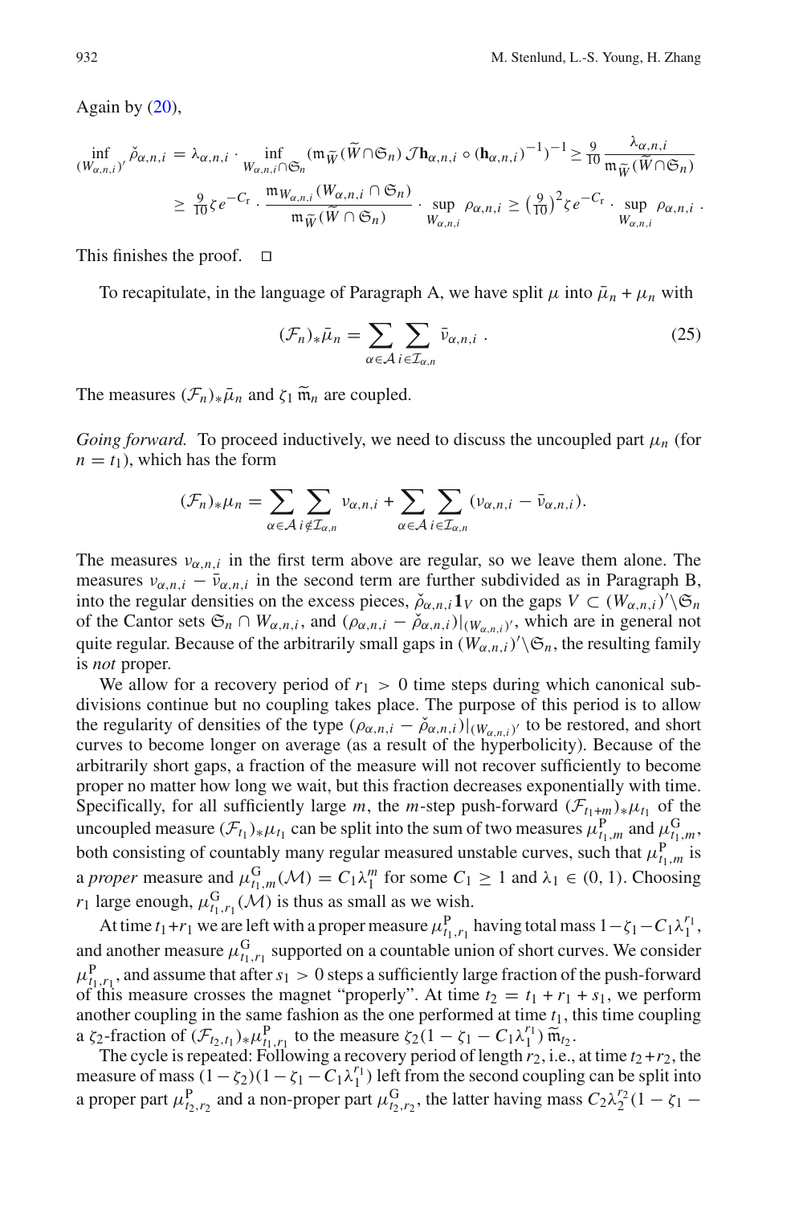Again by (20),

$$\inf_{(W_{\alpha,n,i})'} \check{\rho}_{\alpha,n,i} = \lambda_{\alpha,n,i} \cdot \inf_{W_{\alpha,n,i}\cap\mathfrak{S}_n} (\mathfrak{m}_{\widetilde{W}}(\widetilde{W}\cap\mathfrak{S}_n)\,\mathcal{J}\mathbf{h}_{\alpha,n,i}\circ(\mathbf{h}_{\alpha,n,i})^{-1})^{-1} \geq \tfrac{9}{10}\frac{\lambda_{\alpha,n,i}}{\mathfrak{m}_{\widetilde{W}}(\widetilde{W}\cap\mathfrak{S}_n)}$$

$$\geq \tfrac{9}{10}\zeta e^{-C_{\mathrm{r}}} \cdot \frac{\mathfrak{m}_{W_{\alpha,n,i}}(W_{\alpha,n,i}\cap\mathfrak{S}_n)}{\mathfrak{m}_{\widetilde{W}}(\widetilde{W}\cap\mathfrak{S}_n)} \cdot \sup_{W_{\alpha,n,i}} \rho_{\alpha,n,i} \geq \left(\tfrac{9}{10}\right)^2 \zeta e^{-C_{\mathrm{r}}} \cdot \sup_{W_{\alpha,n,i}} \rho_{\alpha,n,i}\,.$$

This finishes the proof. □

To recapitulate, in the language of Paragraph A, we have split $\mu$ into $\bar{\mu}_n + \mu_n$ with

$$(\mathcal{F}_n)_*\bar{\mu}_n = \sum_{\alpha\in\mathcal{A}}\sum_{i\in\mathcal{I}_{\alpha,n}} \bar{\nu}_{\alpha,n,i}\,. \tag{25}$$

The measures $(\mathcal{F}_n)_*\bar{\mu}_n$ and $\zeta_1\,\widetilde{\mathfrak{m}}_n$ are coupled.

*Going forward.* To proceed inductively, we need to discuss the uncoupled part $\mu_n$ (for $n = t_1$), which has the form

$$(\mathcal{F}_n)_*\mu_n = \sum_{\alpha\in\mathcal{A}}\sum_{i\notin\mathcal{I}_{\alpha,n}} \nu_{\alpha,n,i} + \sum_{\alpha\in\mathcal{A}}\sum_{i\in\mathcal{I}_{\alpha,n}} (\nu_{\alpha,n,i} - \bar{\nu}_{\alpha,n,i}).$$

The measures $\nu_{\alpha,n,i}$ in the first term above are regular, so we leave them alone. The measures $\nu_{\alpha,n,i} - \bar{\nu}_{\alpha,n,i}$ in the second term are further subdivided as in Paragraph B, into the regular densities on the excess pieces, $\check{\rho}_{\alpha,n,i}\mathbf{1}_V$ on the gaps $V \subset (W_{\alpha,n,i})'\backslash\mathfrak{S}_n$ of the Cantor sets $\mathfrak{S}_n \cap W_{\alpha,n,i}$, and $(\rho_{\alpha,n,i} - \check{\rho}_{\alpha,n,i})|_{(W_{\alpha,n,i})'}$, which are in general not quite regular. Because of the arbitrarily small gaps in $(W_{\alpha,n,i})'\backslash\mathfrak{S}_n$, the resulting family is *not* proper.

We allow for a recovery period of $r_1 > 0$ time steps during which canonical subdivisions continue but no coupling takes place. The purpose of this period is to allow the regularity of densities of the type $(\rho_{\alpha,n,i} - \check{\rho}_{\alpha,n,i})|_{(W_{\alpha,n,i})'}$ to be restored, and short curves to become longer on average (as a result of the hyperbolicity). Because of the arbitrarily short gaps, a fraction of the measure will not recover sufficiently to become proper no matter how long we wait, but this fraction decreases exponentially with time. Specifically, for all sufficiently large $m$, the $m$-step push-forward $(\mathcal{F}_{t_1+m})_*\mu_{t_1}$ of the uncoupled measure $(\mathcal{F}_{t_1})_*\mu_{t_1}$ can be split into the sum of two measures $\mu^{\mathrm{P}}_{t_1,m}$ and $\mu^{\mathrm{G}}_{t_1,m}$, both consisting of countably many regular measured unstable curves, such that $\mu^{\mathrm{P}}_{t_1,m}$ is a *proper* measure and $\mu^{\mathrm{G}}_{t_1,m}(\mathcal{M}) = C_1\lambda_1^m$ for some $C_1 \geq 1$ and $\lambda_1 \in (0, 1)$. Choosing $r_1$ large enough, $\mu^{\mathrm{G}}_{t_1,r_1}(\mathcal{M})$ is thus as small as we wish.

At time $t_1+r_1$ we are left with a proper measure $\mu^{\mathrm{P}}_{t_1,r_1}$ having total mass $1-\zeta_1-C_1\lambda_1^{r_1}$, and another measure $\mu^{\mathrm{G}}_{t_1,r_1}$ supported on a countable union of short curves. We consider $\mu^{\mathrm{P}}_{t_1,r_1}$, and assume that after $s_1 > 0$ steps a sufficiently large fraction of the push-forward of this measure crosses the magnet "properly". At time $t_2 = t_1 + r_1 + s_1$, we perform another coupling in the same fashion as the one performed at time $t_1$, this time coupling a $\zeta_2$-fraction of $(\mathcal{F}_{t_2,t_1})_*\mu^{\mathrm{P}}_{t_1,r_1}$ to the measure $\zeta_2(1 - \zeta_1 - C_1\lambda_1^{r_1})\,\widetilde{\mathfrak{m}}_{t_2}$.

The cycle is repeated: Following a recovery period of length $r_2$, i.e., at time $t_2+r_2$, the measure of mass $(1-\zeta_2)(1-\zeta_1-C_1\lambda_1^{r_1})$ left from the second coupling can be split into a proper part $\mu^{\mathrm{P}}_{t_2,r_2}$ and a non-proper part $\mu^{\mathrm{G}}_{t_2,r_2}$, the latter having mass $C_2\lambda_2^{r_2}(1 - \zeta_1 -$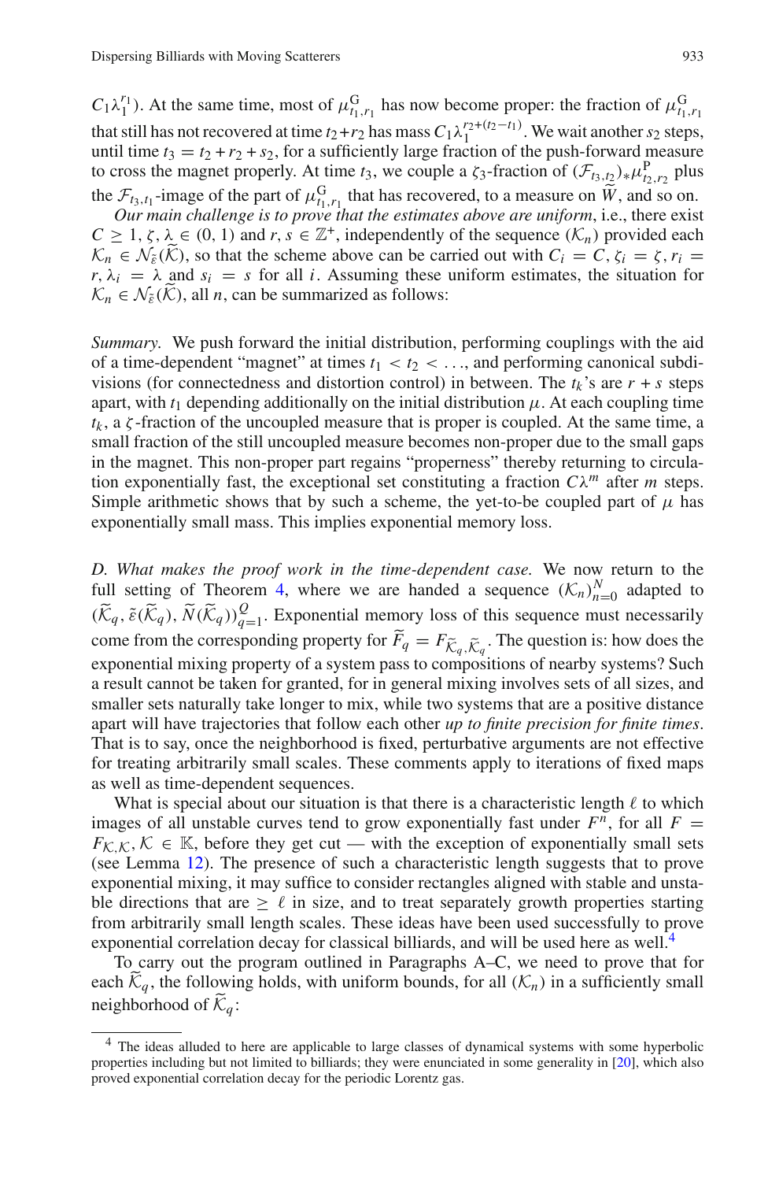$C_1\lambda_1^{r_1}$). At the same time, most of $\mu^{\mathrm{G}}_{t_1,r_1}$ has now become proper: the fraction of $\mu^{\mathrm{G}}_{t_1,r_1}$ that still has not recovered at time $t_2+r_2$ has mass $C_1\lambda_1^{r_2+(t_2-t_1)}$. We wait another $s_2$ steps, until time $t_3 = t_2 + r_2 + s_2$, for a sufficiently large fraction of the push-forward measure to cross the magnet properly. At time $t_3$, we couple a $\zeta_3$-fraction of $(\mathcal{F}_{t_3,t_2})_*\mu^{\mathrm{P}}_{t_2,r_2}$ plus the $\mathcal{F}_{t_3,t_1}$-image of the part of $\mu^{\mathrm{G}}_{t_1,r_1}$ that has recovered, to a measure on $\widetilde{W}$, and so on.

*Our main challenge is to prove that the estimates above are uniform*, i.e., there exist $C \geq 1$, $\zeta, \lambda \in (0, 1)$ and $r, s \in \mathbb{Z}^+$, independently of the sequence $(\mathcal{K}_n)$ provided each $\mathcal{K}_n \in \mathcal{N}_{\tilde{\varepsilon}}(\widetilde{\mathcal{K}})$, so that the scheme above can be carried out with $C_i = C$, $\zeta_i = \zeta$, $r_i = r$, $\lambda_i = \lambda$ and $s_i = s$ for all $i$. Assuming these uniform estimates, the situation for $\mathcal{K}_n \in \mathcal{N}_{\tilde{\varepsilon}}(\widetilde{\mathcal{K}})$, all $n$, can be summarized as follows:

*Summary.* We push forward the initial distribution, performing couplings with the aid of a time-dependent "magnet" at times $t_1 < t_2 < \ldots$, and performing canonical subdivisions (for connectedness and distortion control) in between. The $t_k$'s are $r + s$ steps apart, with $t_1$ depending additionally on the initial distribution $\mu$. At each coupling time $t_k$, a $\zeta$-fraction of the uncoupled measure that is proper is coupled. At the same time, a small fraction of the still uncoupled measure becomes non-proper due to the small gaps in the magnet. This non-proper part regains "properness" thereby returning to circulation exponentially fast, the exceptional set constituting a fraction $C\lambda^m$ after $m$ steps. Simple arithmetic shows that by such a scheme, the yet-to-be coupled part of $\mu$ has exponentially small mass. This implies exponential memory loss.

*D. What makes the proof work in the time-dependent case.* We now return to the full setting of Theorem 4, where we are handed a sequence $(\mathcal{K}_n)_{n=0}^N$ adapted to $(\widetilde{\mathcal{K}}_q, \tilde{\varepsilon}(\widetilde{\mathcal{K}}_q), \widetilde{N}(\widetilde{\mathcal{K}}_q))_{q=1}^Q$. Exponential memory loss of this sequence must necessarily come from the corresponding property for $\widetilde{F}_q = F_{\widetilde{\mathcal{K}}_q,\widetilde{\mathcal{K}}_q}$. The question is: how does the exponential mixing property of a system pass to compositions of nearby systems? Such a result cannot be taken for granted, for in general mixing involves sets of all sizes, and smaller sets naturally take longer to mix, while two systems that are a positive distance apart will have trajectories that follow each other *up to finite precision for finite times*. That is to say, once the neighborhood is fixed, perturbative arguments are not effective for treating arbitrarily small scales. These comments apply to iterations of fixed maps as well as time-dependent sequences.

What is special about our situation is that there is a characteristic length $\ell$ to which images of all unstable curves tend to grow exponentially fast under $F^n$, for all $F = F_{\mathcal{K},\mathcal{K}}, \mathcal{K} \in \mathbb{K}$, before they get cut — with the exception of exponentially small sets (see Lemma 12). The presence of such a characteristic length suggests that to prove exponential mixing, it may suffice to consider rectangles aligned with stable and unstable directions that are $\geq \ell$ in size, and to treat separately growth properties starting from arbitrarily small length scales. These ideas have been used successfully to prove exponential correlation decay for classical billiards, and will be used here as well.[4]

To carry out the program outlined in Paragraphs A–C, we need to prove that for each $\widetilde{\mathcal{K}}_q$, the following holds, with uniform bounds, for all $(\mathcal{K}_n)$ in a sufficiently small neighborhood of $\widetilde{\mathcal{K}}_q$:

[4] The ideas alluded to here are applicable to large classes of dynamical systems with some hyperbolic properties including but not limited to billiards; they were enunciated in some generality in [20], which also proved exponential correlation decay for the periodic Lorentz gas.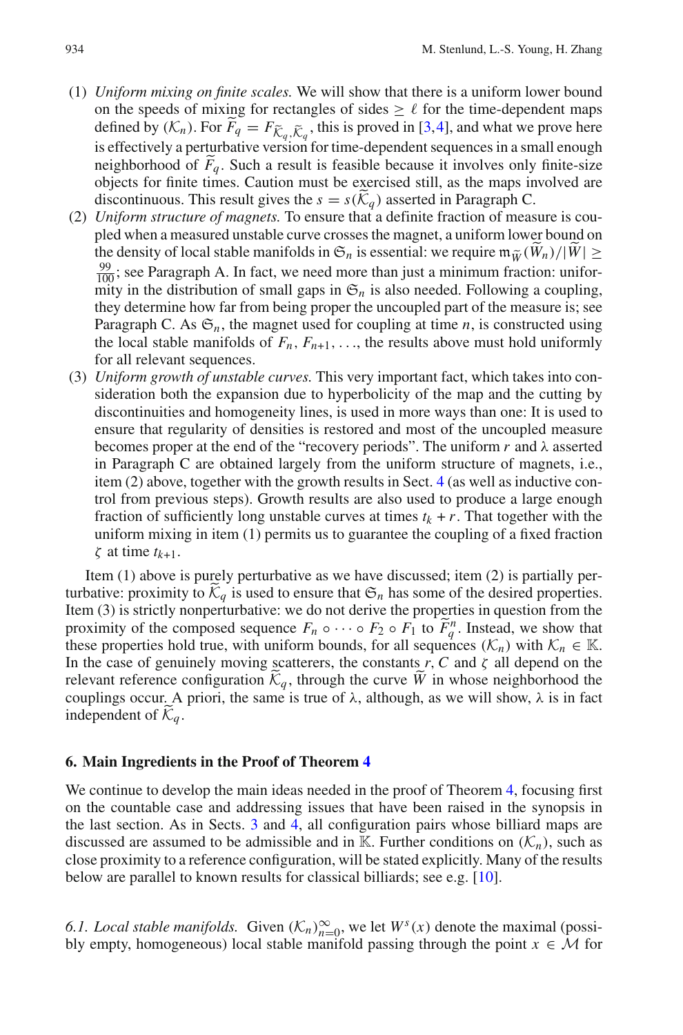(1) *Uniform mixing on finite scales.* We will show that there is a uniform lower bound on the speeds of mixing for rectangles of sides $\geq \ell$ for the time-dependent maps defined by $(\mathcal{K}_n)$. For $\widetilde{F}_q = F_{\widetilde{\mathcal{K}}_q, \widetilde{\mathcal{K}}_q}$, this is proved in [3,4], and what we prove here is effectively a perturbative version for time-dependent sequences in a small enough neighborhood of $\widetilde{F}_q$. Such a result is feasible because it involves only finite-size objects for finite times. Caution must be exercised still, as the maps involved are discontinuous. This result gives the $s = s(\widetilde{\mathcal{K}}_q)$ asserted in Paragraph C.

(2) *Uniform structure of magnets.* To ensure that a definite fraction of measure is coupled when a measured unstable curve crosses the magnet, a uniform lower bound on the density of local stable manifolds in $\mathfrak{S}_n$ is essential: we require $\mathfrak{m}_{\widetilde{W}}(\widetilde{W}_n)/|\widetilde{W}| \geq \frac{99}{100}$; see Paragraph A. In fact, we need more than just a minimum fraction: uniformity in the distribution of small gaps in $\mathfrak{S}_n$ is also needed. Following a coupling, they determine how far from being proper the uncoupled part of the measure is; see Paragraph C. As $\mathfrak{S}_n$, the magnet used for coupling at time $n$, is constructed using the local stable manifolds of $F_n, F_{n+1}, \ldots$, the results above must hold uniformly for all relevant sequences.

(3) *Uniform growth of unstable curves.* This very important fact, which takes into consideration both the expansion due to hyperbolicity of the map and the cutting by discontinuities and homogeneity lines, is used in more ways than one: It is used to ensure that regularity of densities is restored and most of the uncoupled measure becomes proper at the end of the "recovery periods". The uniform $r$ and $\lambda$ asserted in Paragraph C are obtained largely from the uniform structure of magnets, i.e., item (2) above, together with the growth results in Sect. 4 (as well as inductive control from previous steps). Growth results are also used to produce a large enough fraction of sufficiently long unstable curves at times $t_k + r$. That together with the uniform mixing in item (1) permits us to guarantee the coupling of a fixed fraction $\zeta$ at time $t_{k+1}$.

Item (1) above is purely perturbative as we have discussed; item (2) is partially perturbative: proximity to $\widetilde{\mathcal{K}}_q$ is used to ensure that $\mathfrak{S}_n$ has some of the desired properties. Item (3) is strictly nonperturbative: we do not derive the properties in question from the proximity of the composed sequence $F_n \circ \cdots \circ F_2 \circ F_1$ to $\widetilde{F}_q^n$. Instead, we show that these properties hold true, with uniform bounds, for all sequences $(\mathcal{K}_n)$ with $\mathcal{K}_n \in \mathbb{K}$. In the case of genuinely moving scatterers, the constants $r$, $C$ and $\zeta$ all depend on the relevant reference configuration $\widetilde{\mathcal{K}}_q$, through the curve $\widetilde{W}$ in whose neighborhood the couplings occur. A priori, the same is true of $\lambda$, although, as we will show, $\lambda$ is in fact independent of $\widetilde{\mathcal{K}}_q$.

## 6. Main Ingredients in the Proof of Theorem 4

We continue to develop the main ideas needed in the proof of Theorem 4, focusing first on the countable case and addressing issues that have been raised in the synopsis in the last section. As in Sects. 3 and 4, all configuration pairs whose billiard maps are discussed are assumed to be admissible and in $\mathbb{K}$. Further conditions on $(\mathcal{K}_n)$, such as close proximity to a reference configuration, will be stated explicitly. Many of the results below are parallel to known results for classical billiards; see e.g. [10].

*6.1. Local stable manifolds.* Given $(\mathcal{K}_n)_{n=0}^{\infty}$, we let $W^s(x)$ denote the maximal (possibly empty, homogeneous) local stable manifold passing through the point $x \in \mathcal{M}$ for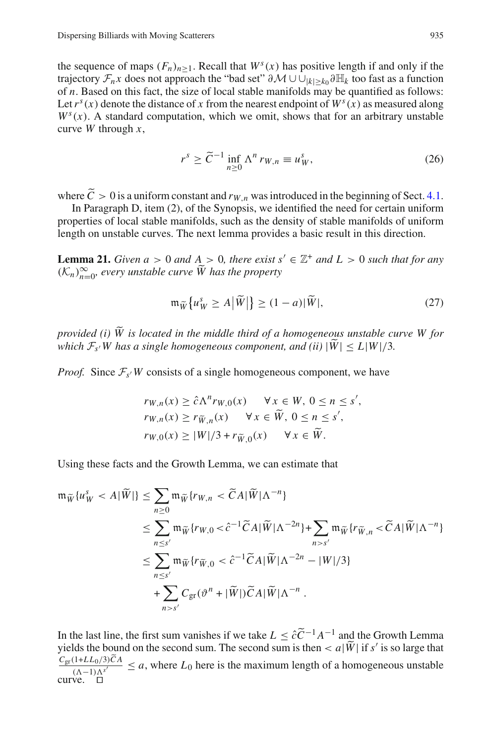the sequence of maps $(F_n)_{n\geq 1}$. Recall that $W^s(x)$ has positive length if and only if the trajectory $\mathcal{F}_n x$ does not approach the "bad set" $\partial\mathcal{M} \cup \cup_{|k|\geq k_0} \partial\mathbb{H}_k$ too fast as a function of $n$. Based on this fact, the size of local stable manifolds may be quantified as follows: Let $r^s(x)$ denote the distance of $x$ from the nearest endpoint of $W^s(x)$ as measured along $W^s(x)$. A standard computation, which we omit, shows that for an arbitrary unstable curve $W$ through $x$,

$$r^s \geq \widetilde{C}^{-1} \inf_{n\geq 0} \Lambda^n r_{W,n} \equiv u^s_W, \tag{26}$$

where $\widetilde{C} > 0$ is a uniform constant and $r_{W,n}$ was introduced in the beginning of Sect. 4.1.

In Paragraph D, item (2), of the Synopsis, we identified the need for certain uniform properties of local stable manifolds, such as the density of stable manifolds of uniform length on unstable curves. The next lemma provides a basic result in this direction.

**Lemma 21.** *Given $a > 0$ and $A > 0$, there exist $s' \in \mathbb{Z}^+$ and $L > 0$ such that for any $(\mathcal{K}_n)_{n=0}^{\infty}$, every unstable curve $\widetilde{W}$ has the property*

$$\mathfrak{m}_{\widetilde{W}}\{u^s_W \geq A|\widetilde{W}|\} \geq (1-a)|\widetilde{W}|, \tag{27}$$

*provided (i) $\widetilde{W}$ is located in the middle third of a homogeneous unstable curve $W$ for which $\mathcal{F}_{s'}W$ has a single homogeneous component, and (ii) $|\widetilde{W}| \leq L|W|/3$.*

*Proof.* Since $\mathcal{F}_{s'}W$ consists of a single homogeneous component, we have

$$\begin{aligned}
&r_{W,n}(x) \geq \hat{c}\Lambda^n r_{W,0}(x) \qquad \forall\, x \in W,\ 0 \leq n \leq s', \\
&r_{W,n}(x) \geq r_{\widetilde{W},n}(x) \qquad \forall\, x \in \widetilde{W},\ 0 \leq n \leq s', \\
&r_{W,0}(x) \geq |W|/3 + r_{\widetilde{W},0}(x) \qquad \forall\, x \in \widetilde{W}.
\end{aligned}$$

Using these facts and the Growth Lemma, we can estimate that

$$\begin{aligned}
\mathfrak{m}_{\widetilde{W}}\{u^s_W < A|\widetilde{W}|\} &\leq \sum_{n\geq 0} \mathfrak{m}_{\widetilde{W}}\{r_{W,n} < \widetilde{C}A|\widetilde{W}|\Lambda^{-n}\} \\
&\leq \sum_{n\leq s'} \mathfrak{m}_{\widetilde{W}}\{r_{W,0} < \hat{c}^{-1}\widetilde{C}A|\widetilde{W}|\Lambda^{-2n}\} + \sum_{n>s'} \mathfrak{m}_{\widetilde{W}}\{r_{\widetilde{W},n} < \widetilde{C}A|\widetilde{W}|\Lambda^{-n}\} \\
&\leq \sum_{n\leq s'} \mathfrak{m}_{\widetilde{W}}\{r_{\widetilde{W},0} < \hat{c}^{-1}\widetilde{C}A|\widetilde{W}|\Lambda^{-2n} - |W|/3\} \\
&\quad + \sum_{n>s'} C_{\mathrm{gr}}(\vartheta^n + |\widetilde{W}|)\widetilde{C}A|\widetilde{W}|\Lambda^{-n}\,.
\end{aligned}$$

In the last line, the first sum vanishes if we take $L \leq \hat{c}\widetilde{C}^{-1}A^{-1}$ and the Growth Lemma yields the bound on the second sum. The second sum is then $< a|\widetilde{W}|$ if $s'$ is so large that $\frac{C_{\mathrm{gr}}(1+LL_0/3)\widetilde{C}A}{(\Lambda-1)\Lambda^{s'}} \leq a$, where $L_0$ here is the maximum length of a homogeneous unstable curve. $\square$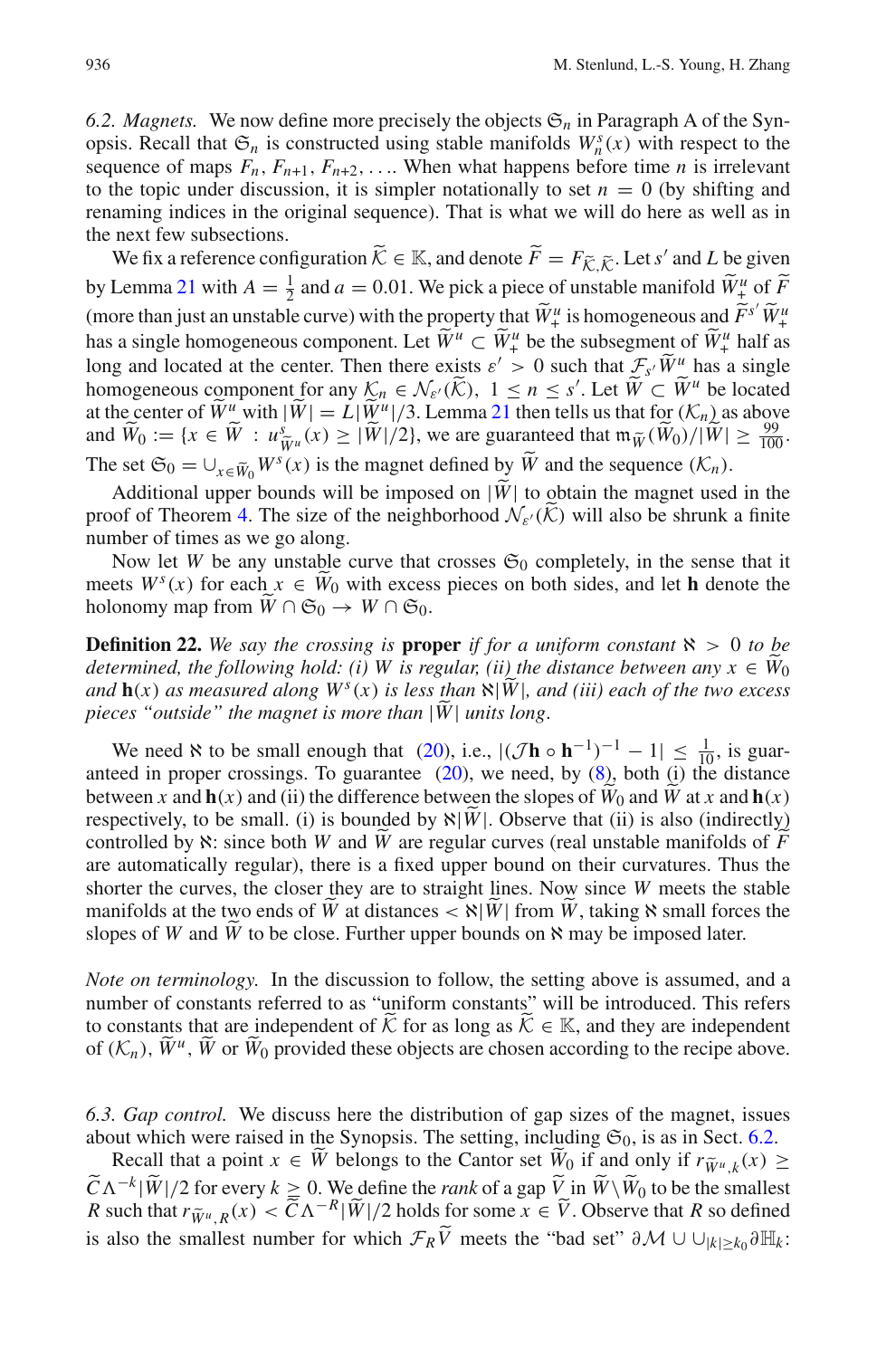*6.2. Magnets.* We now define more precisely the objects $\mathfrak{S}_n$ in Paragraph A of the Synopsis. Recall that $\mathfrak{S}_n$ is constructed using stable manifolds $W^s_n(x)$ with respect to the sequence of maps $F_n, F_{n+1}, F_{n+2}, \ldots$. When what happens before time $n$ is irrelevant to the topic under discussion, it is simpler notationally to set $n = 0$ (by shifting and renaming indices in the original sequence). That is what we will do here as well as in the next few subsections.

We fix a reference configuration $\widetilde{\mathcal{K}} \in \mathbb{K}$, and denote $\widetilde{F} = F_{\widetilde{\mathcal{K}},\widetilde{\mathcal{K}}}$. Let $s'$ and $L$ be given by Lemma 21 with $A = \frac{1}{2}$ and $a = 0.01$. We pick a piece of unstable manifold $\widetilde{W}^u_+$ of $\widetilde{F}$ (more than just an unstable curve) with the property that $\widetilde{W}^u_+$ is homogeneous and $\widetilde{F}^{s'}\widetilde{W}^u_+$ has a single homogeneous component. Let $\widetilde{W}^u \subset \widetilde{W}^u_+$ be the subsegment of $\widetilde{W}^u_+$ half as long and located at the center. Then there exists $\varepsilon' > 0$ such that $\mathcal{F}_{s'}\widetilde{W}^u$ has a single homogeneous component for any $\mathcal{K}_n \in \mathcal{N}_{\varepsilon'}(\widetilde{\mathcal{K}})$, $1 \le n \le s'$. Let $\widetilde{W} \subset \widetilde{W}^u$ be located at the center of $\widetilde{W}^u$ with $|\widetilde{W}| = L|\widetilde{W}^u|/3$. Lemma 21 then tells us that for $(\mathcal{K}_n)$ as above and $\widetilde{W}_0 := \{x \in \widetilde{W} : u^s_{\widetilde{W}^u}(x) \ge |\widetilde{W}|/2\}$, we are guaranteed that $\mathfrak{m}_{\widetilde{W}}(\widetilde{W}_0)/|\widetilde{W}| \ge \frac{99}{100}$. The set $\mathfrak{S}_0 = \cup_{x \in \widetilde{W}_0} W^s(x)$ is the magnet defined by $\widetilde{W}$ and the sequence $(\mathcal{K}_n)$.

Additional upper bounds will be imposed on $|\widetilde{W}|$ to obtain the magnet used in the proof of Theorem 4. The size of the neighborhood $\mathcal{N}_{\varepsilon'}(\widetilde{\mathcal{K}})$ will also be shrunk a finite number of times as we go along.

Now let $W$ be any unstable curve that crosses $\mathfrak{S}_0$ completely, in the sense that it meets $W^s(x)$ for each $x \in \widetilde{W}_0$ with excess pieces on both sides, and let $\mathbf{h}$ denote the holonomy map from $\widetilde{W} \cap \mathfrak{S}_0 \to W \cap \mathfrak{S}_0$.

**Definition 22.** *We say the crossing is* **proper** *if for a uniform constant $\aleph > 0$ to be determined, the following hold: (i) $W$ is regular, (ii) the distance between any $x \in \widetilde{W}_0$ and $\mathbf{h}(x)$ as measured along $W^s(x)$ is less than $\aleph|\widetilde{W}|$, and (iii) each of the two excess pieces "outside" the magnet is more than $|\widetilde{W}|$ units long.*

We need $\aleph$ to be small enough that (20), i.e., $|(\mathcal{J}\mathbf{h} \circ \mathbf{h}^{-1})^{-1} - 1| \le \frac{1}{10}$, is guaranteed in proper crossings. To guarantee (20), we need, by (8), both (i) the distance between $x$ and $\mathbf{h}(x)$ and (ii) the difference between the slopes of $\widetilde{W}_0$ and $W$ at $x$ and $\mathbf{h}(x)$ respectively, to be small. (i) is bounded by $\aleph|\widetilde{W}|$. Observe that (ii) is also (indirectly) controlled by $\aleph$: since both $W$ and $\widetilde{W}$ are regular curves (real unstable manifolds of $\widetilde{F}$ are automatically regular), there is a fixed upper bound on their curvatures. Thus the shorter the curves, the closer they are to straight lines. Now since $W$ meets the stable manifolds at the two ends of $\widetilde{W}$ at distances $< \aleph|\widetilde{W}|$ from $\widetilde{W}$, taking $\aleph$ small forces the slopes of $W$ and $\widetilde{W}$ to be close. Further upper bounds on $\aleph$ may be imposed later.

*Note on terminology.* In the discussion to follow, the setting above is assumed, and a number of constants referred to as "uniform constants" will be introduced. This refers to constants that are independent of $\widetilde{\mathcal{K}}$ for as long as $\widetilde{\mathcal{K}} \in \mathbb{K}$, and they are independent of $(\mathcal{K}_n)$, $\widetilde{W}^u$, $\widetilde{W}$ or $\widetilde{W}_0$ provided these objects are chosen according to the recipe above.

*6.3. Gap control.* We discuss here the distribution of gap sizes of the magnet, issues about which were raised in the Synopsis. The setting, including $\mathfrak{S}_0$, is as in Sect. 6.2.

Recall that a point $x \in \widetilde{W}$ belongs to the Cantor set $\widetilde{W}_0$ if and only if $r_{\widetilde{W}^u,k}(x) \ge \widetilde{C}\Lambda^{-k}|\widetilde{W}|/2$ for every $k \ge 0$. We define the *rank* of a gap $\widetilde{V}$ in $\widetilde{W}\setminus\widetilde{W}_0$ to be the smallest $R$ such that $r_{\widetilde{W}^u,R}(x) < \widetilde{C}\Lambda^{-R}|\widetilde{W}|/2$ holds for some $x \in \widetilde{V}$. Observe that $R$ so defined is also the smallest number for which $\mathcal{F}_R\widetilde{V}$ meets the "bad set" $\partial\mathcal{M} \cup \cup_{|k| \ge k_0}\partial\mathbb{H}_k$: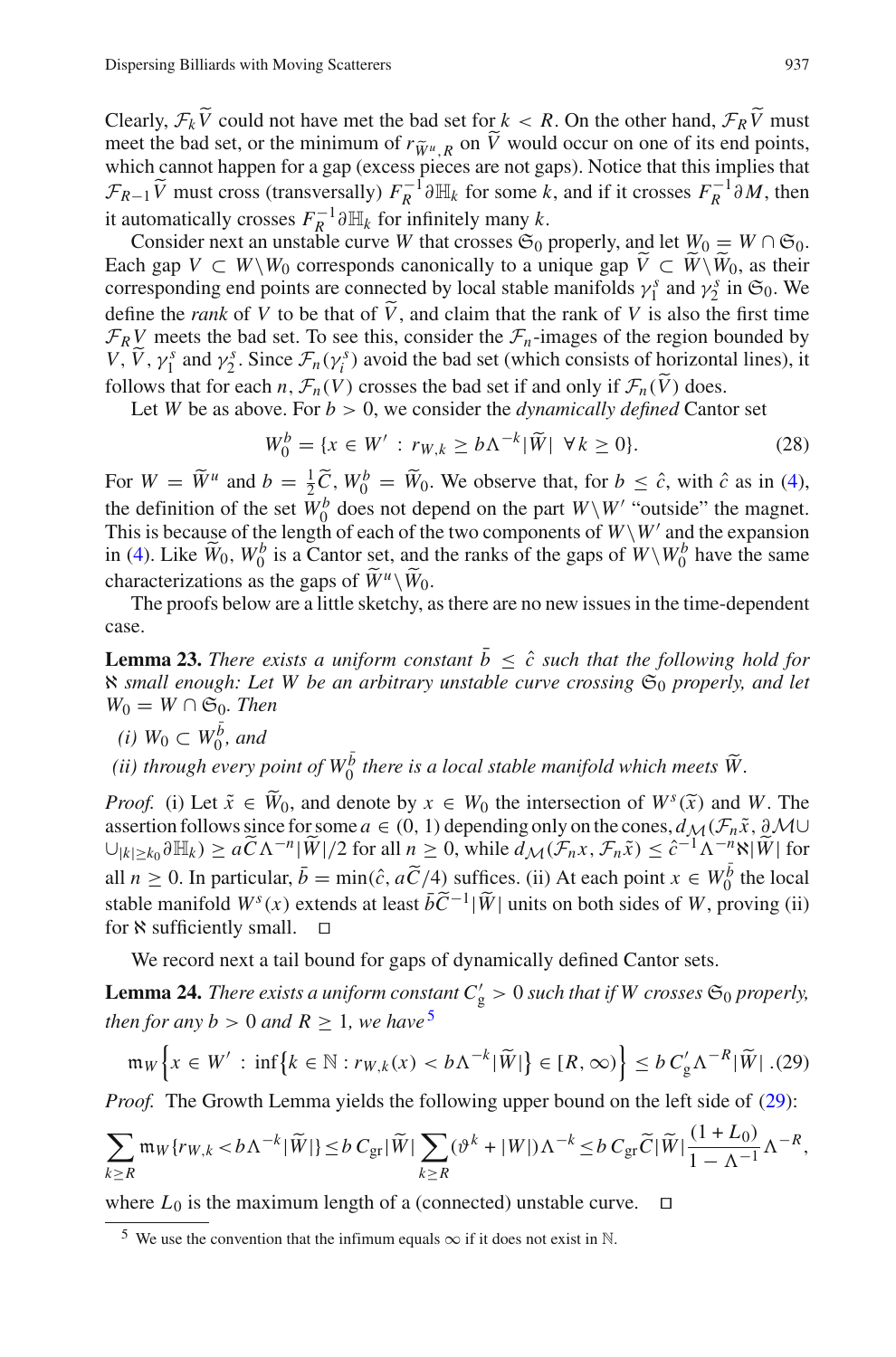Clearly, $\mathcal{F}_k \widetilde{V}$ could not have met the bad set for $k < R$. On the other hand, $\mathcal{F}_R \widetilde{V}$ must meet the bad set, or the minimum of $r_{\widetilde{W}^u,R}$ on $\widetilde{V}$ would occur on one of its end points, which cannot happen for a gap (excess pieces are not gaps). Notice that this implies that $\mathcal{F}_{R-1}\widetilde{V}$ must cross (transversally) $F_R^{-1}\partial\mathbb{H}_k$ for some $k$, and if it crosses $F_R^{-1}\partial M$, then it automatically crosses $F_R^{-1}\partial\mathbb{H}_k$ for infinitely many $k$.

Consider next an unstable curve $W$ that crosses $\mathfrak{S}_0$ properly, and let $W_0 = W \cap \mathfrak{S}_0$. Each gap $V \subset W \backslash W_0$ corresponds canonically to a unique gap $\widetilde{V} \subset \widetilde{W} \backslash \widetilde{W}_0$, as their corresponding end points are connected by local stable manifolds $\gamma_1^s$ and $\gamma_2^s$ in $\mathfrak{S}_0$. We define the *rank* of $V$ to be that of $\widetilde{V}$, and claim that the rank of $V$ is also the first time $\mathcal{F}_R V$ meets the bad set. To see this, consider the $\mathcal{F}_n$-images of the region bounded by $V$, $\widetilde{V}$, $\gamma_1^s$ and $\gamma_2^s$. Since $\mathcal{F}_n(\gamma_i^s)$ avoid the bad set (which consists of horizontal lines), it follows that for each $n$, $\mathcal{F}_n(V)$ crosses the bad set if and only if $\mathcal{F}_n(\widetilde{V})$ does.

Let $W$ be as above. For $b > 0$, we consider the *dynamically defined* Cantor set

$$W_0^b = \{x \in W' \,:\, r_{W,k} \geq b\Lambda^{-k}|\widetilde{W}| \;\; \forall\, k \geq 0\}. \tag{28}$$

For $W = \widetilde{W}^u$ and $b = \frac{1}{2}\widetilde{C}$, $W_0^b = \widetilde{W}_0$. We observe that, for $b \leq \hat{c}$, with $\hat{c}$ as in (4), the definition of the set $W_0^b$ does not depend on the part $W \backslash W'$ "outside" the magnet. This is because of the length of each of the two components of $W \backslash W'$ and the expansion in (4). Like $\widetilde{W}_0$, $W_0^b$ is a Cantor set, and the ranks of the gaps of $W \backslash W_0^b$ have the same characterizations as the gaps of $\widetilde{W}^u \backslash \widetilde{W}_0$.

The proofs below are a little sketchy, as there are no new issues in the time-dependent case.

**Lemma 23.** *There exists a uniform constant $\bar{b} \leq \hat{c}$ such that the following hold for $\aleph$ small enough: Let $W$ be an arbitrary unstable curve crossing $\mathfrak{S}_0$ properly, and let $W_0 = W \cap \mathfrak{S}_0$. Then*

*(i) $W_0 \subset W_0^{\bar{b}}$, and*

*(ii) through every point of $W_0^{\bar{b}}$ there is a local stable manifold which meets $\widetilde{W}$.*

*Proof.* (i) Let $\tilde{x} \in \widetilde{W}_0$, and denote by $x \in W_0$ the intersection of $W^s(\tilde{x})$ and $W$. The assertion follows since for some $a \in (0,1)$ depending only on the cones, $d_{\mathcal{M}}(\mathcal{F}_n\tilde{x}, \partial\mathcal{M} \cup \cup_{|k| \geq k_0}\partial\mathbb{H}_k) \geq a\widetilde{C}\Lambda^{-n}|\widetilde{W}|/2$ for all $n \geq 0$, while $d_{\mathcal{M}}(\mathcal{F}_n x, \mathcal{F}_n\tilde{x}) \leq \hat{c}^{-1}\Lambda^{-n}\aleph|\widetilde{W}|$ for all $n \geq 0$. In particular, $\bar{b} = \min(\hat{c}, a\widetilde{C}/4)$ suffices. (ii) At each point $x \in W_0^{\bar{b}}$ the local stable manifold $W^s(x)$ extends at least $\bar{b}\widetilde{C}^{-1}|\widetilde{W}|$ units on both sides of $W$, proving (ii) for $\aleph$ sufficiently small. $\square$

We record next a tail bound for gaps of dynamically defined Cantor sets.

**Lemma 24.** *There exists a uniform constant $C_{\mathrm{g}}' > 0$ such that if $W$ crosses $\mathfrak{S}_0$ properly, then for any $b > 0$ and $R \geq 1$, we have*[5]

$$\mathfrak{m}_W\left\{x \in W' \,:\, \inf\left\{k \in \mathbb{N} : r_{W,k}(x) < b\Lambda^{-k}|\widetilde{W}|\right\} \in [R,\infty)\right\} \leq b\, C_{\mathrm{g}}'\Lambda^{-R}|\widetilde{W}|\,. \tag{29}$$

*Proof.* The Growth Lemma yields the following upper bound on the left side of (29):

$$\sum_{k \geq R} \mathfrak{m}_W\{r_{W,k} < b\Lambda^{-k}|\widetilde{W}|\} \leq b\, C_{\mathrm{gr}}|\widetilde{W}| \sum_{k \geq R}(\vartheta^k + |W|)\Lambda^{-k} \leq b\, C_{\mathrm{gr}}\widetilde{C}|\widetilde{W}|\frac{(1+L_0)}{1-\Lambda^{-1}}\Lambda^{-R},$$

where $L_0$ is the maximum length of a (connected) unstable curve. $\square$

[5] We use the convention that the infimum equals $\infty$ if it does not exist in $\mathbb{N}$.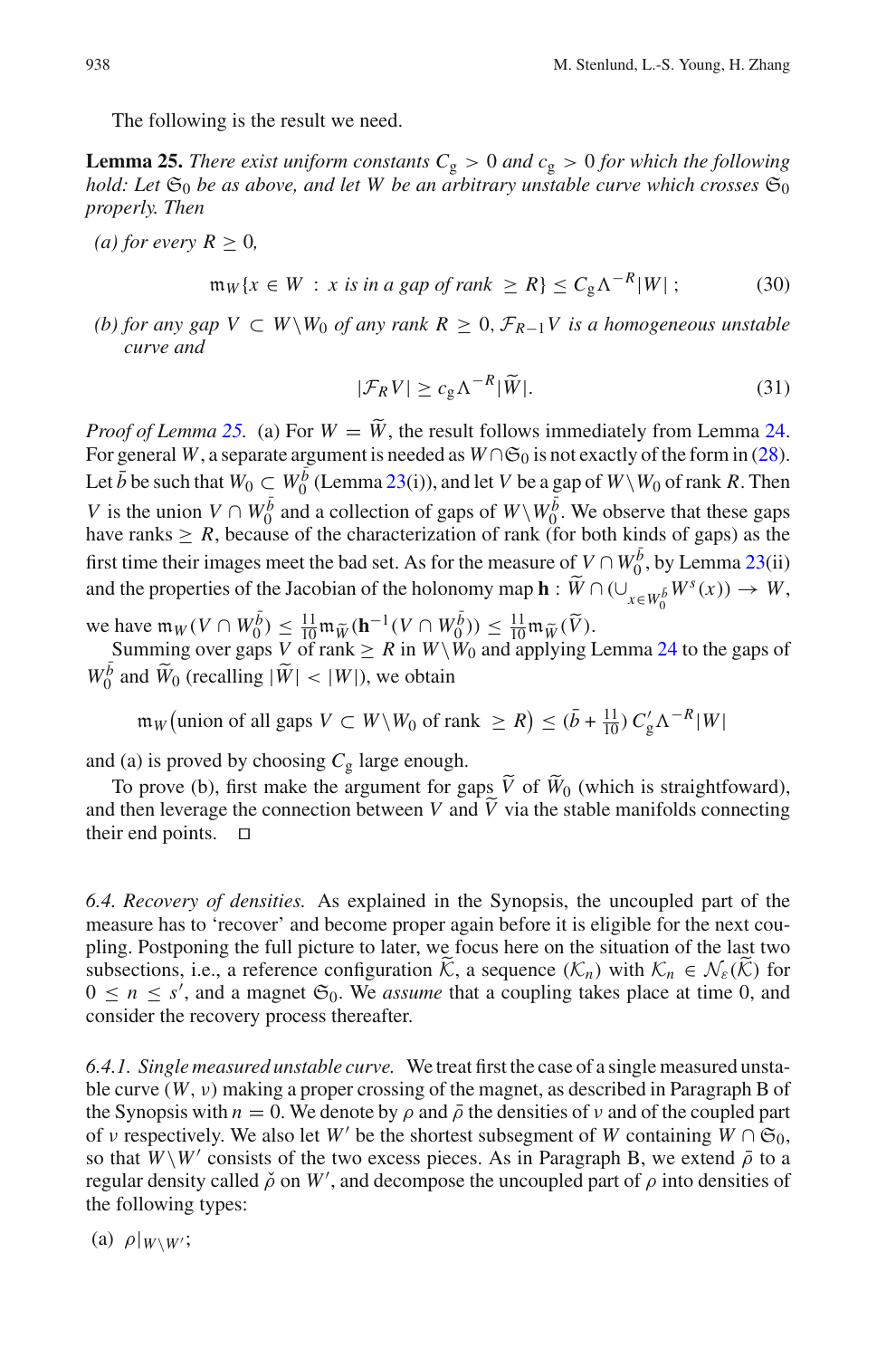The following is the result we need.

**Lemma 25.** *There exist uniform constants $C_g > 0$ and $c_g > 0$ for which the following hold: Let $\mathfrak{S}_0$ be as above, and let $W$ be an arbitrary unstable curve which crosses $\mathfrak{S}_0$ properly. Then*

*(a) for every $R \geq 0$,*

$$\mathfrak{m}_W\{x \in W \,:\, x \text{ is in a gap of rank } \geq R\} \leq C_g \Lambda^{-R}|W|\,; \tag{30}$$

*(b) for any gap $V \subset W \backslash W_0$ of any rank $R \geq 0$, $\mathcal{F}_{R-1}V$ is a homogeneous unstable curve and*

$$|\mathcal{F}_R V| \geq c_g \Lambda^{-R}|\widetilde{W}|. \tag{31}$$

*Proof of Lemma 25.* (a) For $W = \widetilde{W}$, the result follows immediately from Lemma 24. For general $W$, a separate argument is needed as $W \cap \mathfrak{S}_0$ is not exactly of the form in (28). Let $\bar{b}$ be such that $W_0 \subset W_0^{\bar{b}}$ (Lemma 23(i)), and let $V$ be a gap of $W \backslash W_0$ of rank $R$. Then $V$ is the union $V \cap W_0^{\bar{b}}$ and a collection of gaps of $W \backslash W_0^{\bar{b}}$. We observe that these gaps have ranks $\geq R$, because of the characterization of rank (for both kinds of gaps) as the first time their images meet the bad set. As for the measure of $V \cap W_0^{\bar{b}}$, by Lemma 23(ii) and the properties of the Jacobian of the holonomy map $\mathbf{h} : \widetilde{W} \cap (\cup_{x \in W_0^{\bar{b}}} W^s(x)) \to W$, we have $\mathfrak{m}_W(V \cap W_0^{\bar{b}}) \leq \frac{11}{10}\mathfrak{m}_{\widetilde{W}}(\mathbf{h}^{-1}(V \cap W_0^{\bar{b}})) \leq \frac{11}{10}\mathfrak{m}_{\widetilde{W}}(\widetilde{V})$.

Summing over gaps $V$ of rank $\geq R$ in $W \backslash W_0$ and applying Lemma 24 to the gaps of $W_0^{\bar{b}}$ and $\widetilde{W}_0$ (recalling $|\widetilde{W}| < |W|$), we obtain

$$\mathfrak{m}_W\big(\text{union of all gaps } V \subset W \backslash W_0 \text{ of rank } \geq R\big) \leq (\bar{b} + \tfrac{11}{10})\, C_g' \Lambda^{-R}|W|$$

and (a) is proved by choosing $C_g$ large enough.

To prove (b), first make the argument for gaps $\widetilde{V}$ of $\widetilde{W}_0$ (which is straightfoward), and then leverage the connection between $V$ and $\widetilde{V}$ via the stable manifolds connecting their end points. □

*6.4. Recovery of densities.* As explained in the Synopsis, the uncoupled part of the measure has to 'recover' and become proper again before it is eligible for the next coupling. Postponing the full picture to later, we focus here on the situation of the last two subsections, i.e., a reference configuration $\widetilde{\mathcal{K}}$, a sequence $(\mathcal{K}_n)$ with $\mathcal{K}_n \in \mathcal{N}_\varepsilon(\widetilde{\mathcal{K}})$ for $0 \leq n \leq s'$, and a magnet $\mathfrak{S}_0$. We *assume* that a coupling takes place at time 0, and consider the recovery process thereafter.

*6.4.1. Single measured unstable curve.* We treat first the case of a single measured unstable curve $(W, \nu)$ making a proper crossing of the magnet, as described in Paragraph B of the Synopsis with $n = 0$. We denote by $\rho$ and $\bar{\rho}$ the densities of $\nu$ and of the coupled part of $\nu$ respectively. We also let $W'$ be the shortest subsegment of $W$ containing $W \cap \mathfrak{S}_0$, so that $W \backslash W'$ consists of the two excess pieces. As in Paragraph B, we extend $\bar{\rho}$ to a regular density called $\check{\rho}$ on $W'$, and decompose the uncoupled part of $\rho$ into densities of the following types:

(a) $\rho|_{W \backslash W'}$;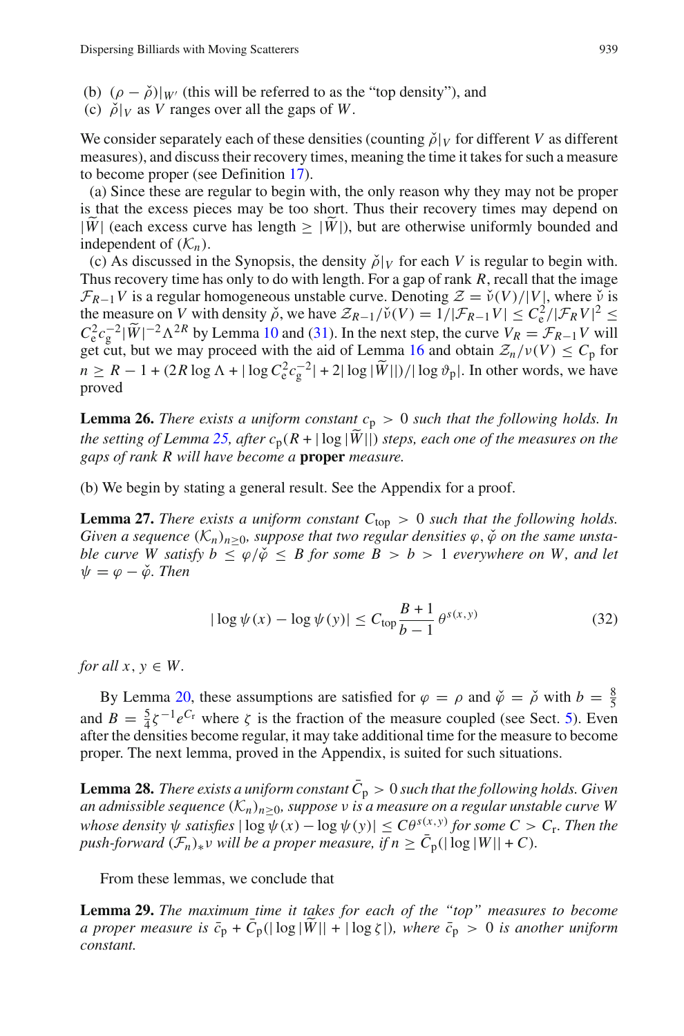(b) $(\rho - \check{\rho})|_{W'}$ (this will be referred to as the "top density"), and
(c) $\check{\rho}|_V$ as $V$ ranges over all the gaps of $W$.

We consider separately each of these densities (counting $\check{\rho}|_V$ for different $V$ as different measures), and discuss their recovery times, meaning the time it takes for such a measure to become proper (see Definition 17).

(a) Since these are regular to begin with, the only reason why they may not be proper is that the excess pieces may be too short. Thus their recovery times may depend on $|\widetilde{W}|$ (each excess curve has length $\geq |\widetilde{W}|$), but are otherwise uniformly bounded and independent of $(\mathcal{K}_n)$.

(c) As discussed in the Synopsis, the density $\check{\rho}|_V$ for each $V$ is regular to begin with. Thus recovery time has only to do with length. For a gap of rank $R$, recall that the image $\mathcal{F}_{R-1}V$ is a regular homogeneous unstable curve. Denoting $\mathcal{Z} = \check{\nu}(V)/|V|$, where $\check{\nu}$ is the measure on $V$ with density $\check{\rho}$, we have $\mathcal{Z}_{R-1}/\check{\nu}(V) = 1/|\mathcal{F}_{R-1}V| \leq C_{\rm e}^2/|\mathcal{F}_R V|^2 \leq C_{\rm e}^2 c_{\rm g}^{-2} |\widetilde{W}|^{-2} \Lambda^{2R}$ by Lemma 10 and (31). In the next step, the curve $V_R = \mathcal{F}_{R-1}V$ will get cut, but we may proceed with the aid of Lemma 16 and obtain $\mathcal{Z}_n/\nu(V) \leq C_{\rm p}$ for $n \geq R - 1 + (2R \log \Lambda + |\log C_{\rm e}^2 c_{\rm g}^{-2}| + 2|\log |\widetilde{W}||)/|\log \vartheta_{\rm p}|$. In other words, we have proved

**Lemma 26.** *There exists a uniform constant $c_{\rm p} > 0$ such that the following holds. In the setting of Lemma 25, after $c_{\rm p}(R + |\log |\widetilde{W}||)$ steps, each one of the measures on the gaps of rank $R$ will have become a* **proper** *measure.*

(b) We begin by stating a general result. See the Appendix for a proof.

**Lemma 27.** *There exists a uniform constant $C_{\rm top} > 0$ such that the following holds. Given a sequence $(\mathcal{K}_n)_{n\geq 0}$, suppose that two regular densities $\varphi, \check{\varphi}$ on the same unstable curve $W$ satisfy $b \leq \varphi/\check{\varphi} \leq B$ for some $B > b > 1$ everywhere on $W$, and let $\psi = \varphi - \check{\varphi}$. Then*

$$|\log \psi(x) - \log \psi(y)| \leq C_{\rm top} \frac{B+1}{b-1} \theta^{s(x,y)} \tag{32}$$

*for all $x, y \in W$.*

By Lemma 20, these assumptions are satisfied for $\varphi = \rho$ and $\check{\varphi} = \check{\rho}$ with $b = \frac{8}{5}$ and $B = \frac{5}{4}\zeta^{-1} e^{C_{\rm r}}$ where $\zeta$ is the fraction of the measure coupled (see Sect. 5). Even after the densities become regular, it may take additional time for the measure to become proper. The next lemma, proved in the Appendix, is suited for such situations.

**Lemma 28.** *There exists a uniform constant $\bar{C}_{\rm p} > 0$ such that the following holds. Given an admissible sequence $(\mathcal{K}_n)_{n\geq 0}$, suppose $\nu$ is a measure on a regular unstable curve $W$ whose density $\psi$ satisfies $|\log \psi(x) - \log \psi(y)| \leq C\theta^{s(x,y)}$ for some $C > C_{\rm r}$. Then the push-forward $(\mathcal{F}_n)_*\nu$ will be a proper measure, if $n \geq \bar{C}_{\rm p}(|\log |W|| + C)$.*

From these lemmas, we conclude that

**Lemma 29.** *The maximum time it takes for each of the "top" measures to become a proper measure is $\bar{c}_{\rm p} + \bar{C}_{\rm p}(|\log |\widetilde{W}|| + |\log \zeta|)$, where $\bar{c}_{\rm p} > 0$ is another uniform constant.*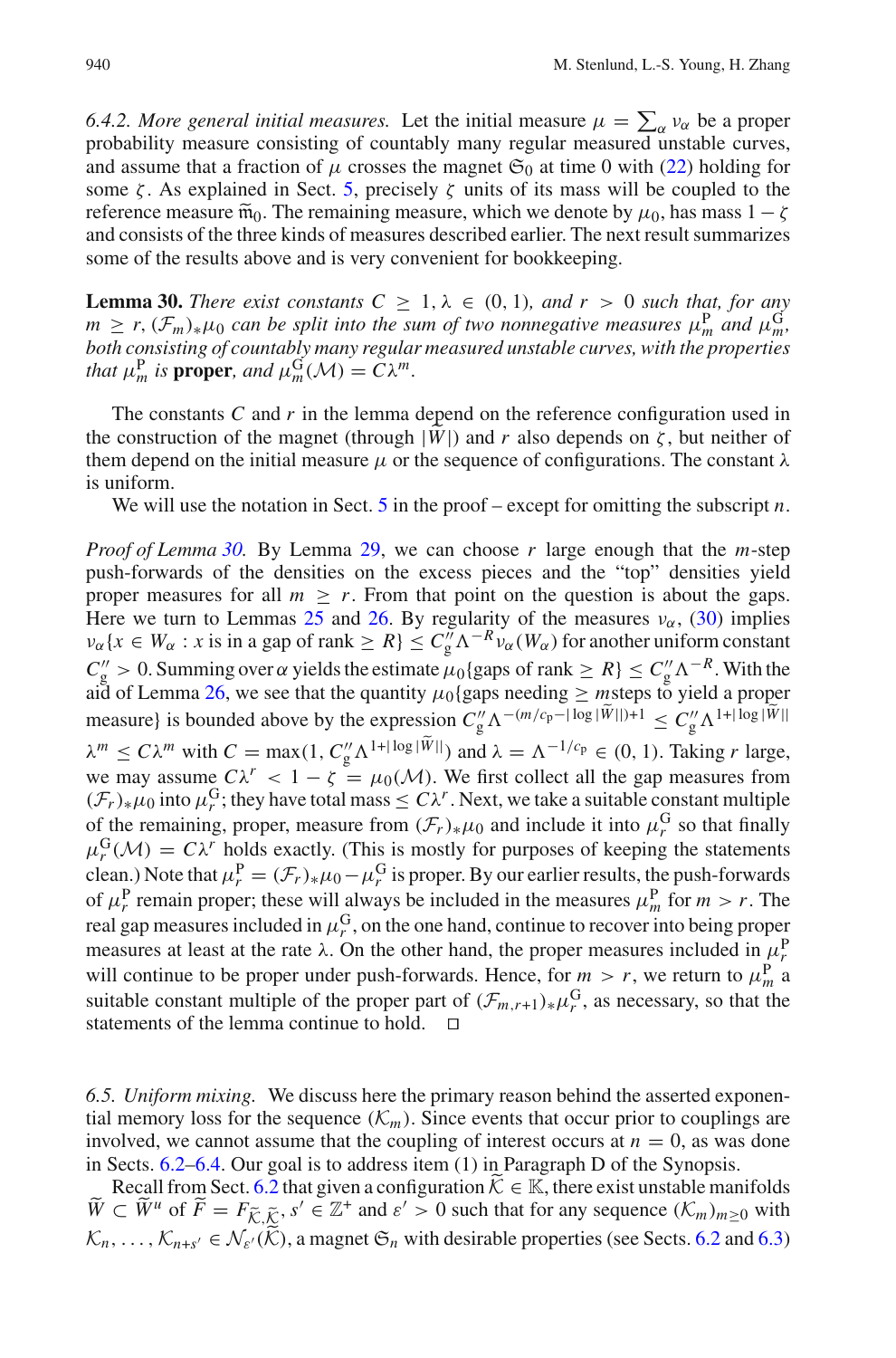*6.4.2. More general initial measures.* Let the initial measure $\mu = \sum_\alpha \nu_\alpha$ be a proper probability measure consisting of countably many regular measured unstable curves, and assume that a fraction of $\mu$ crosses the magnet $\mathfrak{S}_0$ at time 0 with (22) holding for some $\zeta$. As explained in Sect. 5, precisely $\zeta$ units of its mass will be coupled to the reference measure $\widetilde{\mathfrak{m}}_0$. The remaining measure, which we denote by $\mu_0$, has mass $1-\zeta$ and consists of the three kinds of measures described earlier. The next result summarizes some of the results above and is very convenient for bookkeeping.

**Lemma 30.** *There exist constants $C \geq 1$, $\lambda \in (0,1)$, and $r > 0$ such that, for any $m \geq r$, $(\mathcal{F}_m)_*\mu_0$ can be split into the sum of two nonnegative measures $\mu_m^{\mathrm{P}}$ and $\mu_m^{\mathrm{G}}$, both consisting of countably many regular measured unstable curves, with the properties that $\mu_m^{\mathrm{P}}$ is* **proper**, *and $\mu_m^{\mathrm{G}}(\mathcal{M}) = C\lambda^m$.*

The constants $C$ and $r$ in the lemma depend on the reference configuration used in the construction of the magnet (through $|\widetilde{W}|$) and $r$ also depends on $\zeta$, but neither of them depend on the initial measure $\mu$ or the sequence of configurations. The constant $\lambda$ is uniform.

We will use the notation in Sect. 5 in the proof – except for omitting the subscript $n$.

*Proof of Lemma 30.* By Lemma 29, we can choose $r$ large enough that the $m$-step push-forwards of the densities on the excess pieces and the "top" densities yield proper measures for all $m \geq r$. From that point on the question is about the gaps. Here we turn to Lemmas 25 and 26. By regularity of the measures $\nu_\alpha$, (30) implies $\nu_\alpha\{x \in W_\alpha : x \text{ is in a gap of rank} \geq R\} \leq C_{\mathrm{g}}''\Lambda^{-R}\nu_\alpha(W_\alpha)$ for another uniform constant $C_{\mathrm{g}}'' > 0$. Summing over $\alpha$ yields the estimate $\mu_0\{\text{gaps of rank} \geq R\} \leq C_{\mathrm{g}}''\Lambda^{-R}$. With the aid of Lemma 26, we see that the quantity $\mu_0\{\text{gaps needing} \geq m \text{steps to yield a proper measure}\}$ is bounded above by the expression $C_{\mathrm{g}}''\Lambda^{-(m/c_{\mathrm{P}}-|\log|\widetilde{W}||)+1} \leq C_{\mathrm{g}}''\Lambda^{1+|\log|\widetilde{W}||}\lambda^m \leq C\lambda^m$ with $C = \max(1, C_{\mathrm{g}}''\Lambda^{1+|\log|\widetilde{W}||})$ and $\lambda = \Lambda^{-1/c_{\mathrm{P}}} \in (0,1)$. Taking $r$ large, we may assume $C\lambda^r < 1-\zeta = \mu_0(\mathcal{M})$. We first collect all the gap measures from $(\mathcal{F}_r)_*\mu_0$ into $\mu_r^{\mathrm{G}}$; they have total mass $\leq C\lambda^r$. Next, we take a suitable constant multiple of the remaining, proper, measure from $(\mathcal{F}_r)_*\mu_0$ and include it into $\mu_r^{\mathrm{G}}$ so that finally $\mu_r^{\mathrm{G}}(\mathcal{M}) = C\lambda^r$ holds exactly. (This is mostly for purposes of keeping the statements clean.) Note that $\mu_r^{\mathrm{P}} = (\mathcal{F}_r)_*\mu_0 - \mu_r^{\mathrm{G}}$ is proper. By our earlier results, the push-forwards of $\mu_r^{\mathrm{P}}$ remain proper; these will always be included in the measures $\mu_m^{\mathrm{P}}$ for $m > r$. The real gap measures included in $\mu_r^{\mathrm{G}}$, on the one hand, continue to recover into being proper measures at least at the rate $\lambda$. On the other hand, the proper measures included in $\mu_r^{\mathrm{P}}$ will continue to be proper under push-forwards. Hence, for $m > r$, we return to $\mu_m^{\mathrm{P}}$ a suitable constant multiple of the proper part of $(\mathcal{F}_{m,r+1})_*\mu_r^{\mathrm{G}}$, as necessary, so that the statements of the lemma continue to hold. $\square$

*6.5. Uniform mixing.* We discuss here the primary reason behind the asserted exponential memory loss for the sequence $(\mathcal{K}_m)$. Since events that occur prior to couplings are involved, we cannot assume that the coupling of interest occurs at $n = 0$, as was done in Sects. 6.2–6.4. Our goal is to address item (1) in Paragraph D of the Synopsis.

Recall from Sect. 6.2 that given a configuration $\widetilde{\mathcal{K}} \in \mathbb{K}$, there exist unstable manifolds $\widetilde{W} \subset \widetilde{W}^u$ of $\widetilde{F} = F_{\widetilde{\mathcal{K}},\widetilde{\mathcal{K}}}$, $s' \in \mathbb{Z}^+$ and $\varepsilon' > 0$ such that for any sequence $(\mathcal{K}_m)_{m\geq 0}$ with $\mathcal{K}_n, \ldots, \mathcal{K}_{n+s'} \in \mathcal{N}_{\varepsilon'}(\widetilde{\mathcal{K}})$, a magnet $\mathfrak{S}_n$ with desirable properties (see Sects. 6.2 and 6.3)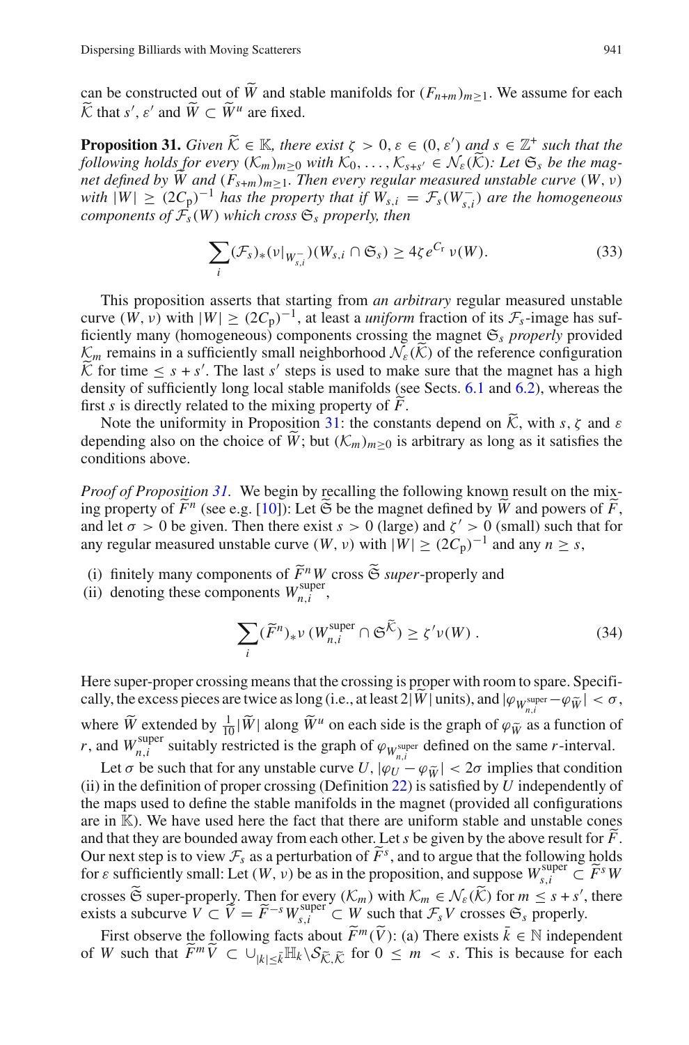can be constructed out of $\widetilde{W}$ and stable manifolds for $(F_{n+m})_{m\geq 1}$. We assume for each $\widetilde{\mathcal{K}}$ that $s'$, $\varepsilon'$ and $\widetilde{W} \subset \widetilde{W}^u$ are fixed.

**Proposition 31.** *Given $\widetilde{\mathcal{K}} \in \mathbb{K}$, there exist $\zeta > 0, \varepsilon \in (0, \varepsilon')$ and $s \in \mathbb{Z}^+$ such that the following holds for every $(\mathcal{K}_m)_{m\geq 0}$ with $\mathcal{K}_0, \ldots, \mathcal{K}_{s+s'} \in \mathcal{N}_\varepsilon(\widetilde{\mathcal{K}})$: Let $\mathfrak{S}_s$ be the magnet defined by $\widetilde{W}$ and $(F_{s+m})_{m\geq 1}$. Then every regular measured unstable curve $(W, \nu)$ with $|W| \geq (2C_{\rm p})^{-1}$ has the property that if $W_{s,i} = \mathcal{F}_s(W_{s,i}^-)$ are the homogeneous components of $\mathcal{F}_s(W)$ which cross $\mathfrak{S}_s$ properly, then*

$$\sum_i (\mathcal{F}_s)_*(\nu|_{W_{s,i}^-})(W_{s,i} \cap \mathfrak{S}_s) \geq 4\zeta e^{C_{\rm r}}\, \nu(W). \tag{33}$$

This proposition asserts that starting from *an arbitrary* regular measured unstable curve $(W, \nu)$ with $|W| \geq (2C_{\rm p})^{-1}$, at least a *uniform* fraction of its $\mathcal{F}_s$-image has sufficiently many (homogeneous) components crossing the magnet $\mathfrak{S}_s$ *properly* provided $\mathcal{K}_m$ remains in a sufficiently small neighborhood $\mathcal{N}_\varepsilon(\widetilde{\mathcal{K}})$ of the reference configuration $\widetilde{\mathcal{K}}$ for time $\leq s + s'$. The last $s'$ steps is used to make sure that the magnet has a high density of sufficiently long local stable manifolds (see Sects. 6.1 and 6.2), whereas the first $s$ is directly related to the mixing property of $\widetilde{F}$.

Note the uniformity in Proposition 31: the constants depend on $\widetilde{\mathcal{K}}$, with $s$, $\zeta$ and $\varepsilon$ depending also on the choice of $\widetilde{W}$; but $(\mathcal{K}_m)_{m\geq 0}$ is arbitrary as long as it satisfies the conditions above.

*Proof of Proposition 31.* We begin by recalling the following known result on the mixing property of $\widetilde{F}^n$ (see e.g. [10]): Let $\widetilde{\mathfrak{S}}$ be the magnet defined by $\widetilde{W}$ and powers of $\widetilde{F}$, and let $\sigma > 0$ be given. Then there exist $s > 0$ (large) and $\zeta' > 0$ (small) such that for any regular measured unstable curve $(W, \nu)$ with $|W| \geq (2C_{\rm p})^{-1}$ and any $n \geq s$,

(i) finitely many components of $\widetilde{F}^n W$ cross $\widetilde{\mathfrak{S}}$ *super*-properly and
(ii) denoting these components $W_{n,i}^{\rm super}$,

$$\sum_i (\widetilde{F}^n)_* \nu\, (W_{n,i}^{\rm super} \cap \mathfrak{S}^{\widetilde{\mathcal{K}}}) \geq \zeta' \nu(W)\,. \tag{34}$$

Here super-proper crossing means that the crossing is proper with room to spare. Specifically, the excess pieces are twice as long (i.e., at least $2|\widetilde{W}|$ units), and $|\varphi_{W_{n,i}^{\rm super}} - \varphi_{\widetilde{W}}| < \sigma$, where $\widetilde{W}$ extended by $\frac{1}{10}|\widetilde{W}|$ along $\widetilde{W}^u$ on each side is the graph of $\varphi_{\widetilde{W}}$ as a function of $r$, and $W_{n,i}^{\rm super}$ suitably restricted is the graph of $\varphi_{W_{n,i}^{\rm super}}$ defined on the same $r$-interval.

Let $\sigma$ be such that for any unstable curve $U$, $|\varphi_U - \varphi_{\widetilde{W}}| < 2\sigma$ implies that condition (ii) in the definition of proper crossing (Definition 22) is satisfied by $U$ independently of the maps used to define the stable manifolds in the magnet (provided all configurations are in $\mathbb{K}$). We have used here the fact that there are uniform stable and unstable cones and that they are bounded away from each other. Let $s$ be given by the above result for $\widetilde{F}$. Our next step is to view $\mathcal{F}_s$ as a perturbation of $\widetilde{F}^s$, and to argue that the following holds for $\varepsilon$ sufficiently small: Let $(W, \nu)$ be as in the proposition, and suppose $W_{s,i}^{\rm super} \subset \widetilde{F}^s W$ crosses $\widetilde{\mathfrak{S}}$ super-properly. Then for every $(\mathcal{K}_m)$ with $\mathcal{K}_m \in \mathcal{N}_\varepsilon(\widetilde{\mathcal{K}})$ for $m \leq s + s'$, there exists a subcurve $V \subset \widetilde{V} = \widetilde{F}^{-s} W_{s,i}^{\rm super} \subset W$ such that $\mathcal{F}_s V$ crosses $\mathfrak{S}_s$ properly.

First observe the following facts about $\widetilde{F}^m(\widetilde{V})$: (a) There exists $\bar{k} \in \mathbb{N}$ independent of $W$ such that $\widetilde{F}^m \widetilde{V} \subset \cup_{|k|\leq \bar{k}} \mathbb{H}_k \setminus \mathcal{S}_{\widetilde{\mathcal{K}},\widetilde{\mathcal{K}}}$ for $0 \leq m < s$. This is because for each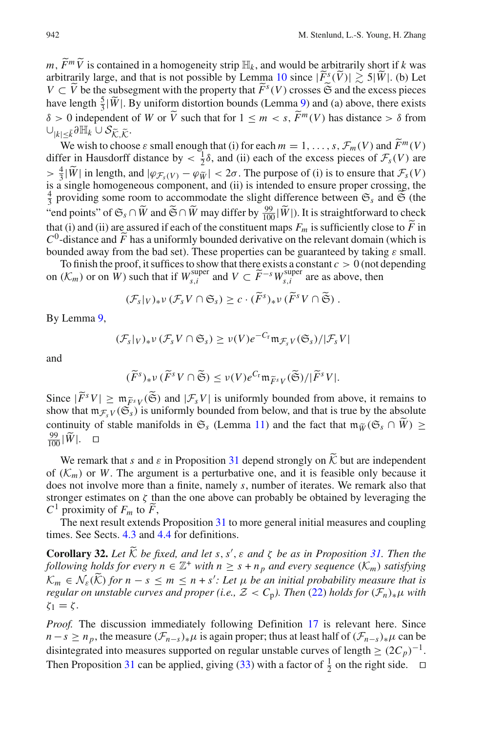$m$, $\widetilde{F}^m \widetilde{V}$ is contained in a homogeneity strip $\mathbb{H}_k$, and would be arbitrarily short if $k$ was arbitrarily large, and that is not possible by Lemma 10 since $|\widetilde{F}^s(\widetilde{V})| \gtrsim 5|\widetilde{W}|$. (b) Let $V \subset \widetilde{V}$ be the subsegment with the property that $\widetilde{F}^s(V)$ crosses $\widetilde{\mathfrak{S}}$ and the excess pieces have length $\frac{5}{3}|\widetilde{W}|$. By uniform distortion bounds (Lemma 9) and (a) above, there exists $\delta > 0$ independent of $W$ or $\widetilde{V}$ such that for $1 \le m < s$, $\widetilde{F}^m(V)$ has distance $> \delta$ from $\cup_{|k| \le \bar{k}} \partial \mathbb{H}_k \cup \mathcal{S}_{\widetilde{\mathcal{K}}, \widetilde{\mathcal{K}}}$.

We wish to choose $\varepsilon$ small enough that (i) for each $m = 1, \ldots, s$, $\mathcal{F}_m(V)$ and $\widetilde{F}^m(V)$ differ in Hausdorff distance by $< \frac{1}{2}\delta$, and (ii) each of the excess pieces of $\mathcal{F}_s(V)$ are $> \frac{4}{3}|\widetilde{W}|$ in length, and $|\varphi_{\mathcal{F}_s(V)} - \varphi_{\widetilde{W}}| < 2\sigma$. The purpose of (i) is to ensure that $\mathcal{F}_s(V)$ is a single homogeneous component, and (ii) is intended to ensure proper crossing, the $\frac{4}{3}$ providing some room to accommodate the slight difference between $\mathfrak{S}_s$ and $\widetilde{\mathfrak{S}}$ (the "end points" of $\mathfrak{S}_s \cap \widetilde{W}$ and $\widetilde{\mathfrak{S}} \cap \widetilde{W}$ may differ by $\frac{99}{100}|\widetilde{W}|$). It is straightforward to check that (i) and (ii) are assured if each of the constituent maps $F_m$ is sufficiently close to $\widetilde{F}$ in $C^0$-distance and $\widetilde{F}$ has a uniformly bounded derivative on the relevant domain (which is bounded away from the bad set). These properties can be guaranteed by taking $\varepsilon$ small.

To finish the proof, it suffices to show that there exists a constant $c > 0$ (not depending on $(\mathcal{K}_m)$ or on $W$) such that if $W_{s,i}^{\text{super}}$ and $V \subset \widetilde{F}^{-s} W_{s,i}^{\text{super}}$ are as above, then

$$(\mathcal{F}_s|_V)_* \nu\, (\mathcal{F}_s V \cap \mathfrak{S}_s) \ge c \cdot (\widetilde{F}^s)_* \nu\, (\widetilde{F}^s V \cap \widetilde{\mathfrak{S}})\,.$$

By Lemma 9,

$$(\mathcal{F}_s|_V)_* \nu\, (\mathcal{F}_s V \cap \mathfrak{S}_s) \ge \nu(V) e^{-C_{\mathrm{r}}} \mathfrak{m}_{\mathcal{F}_s V}(\mathfrak{S}_s)/|\mathcal{F}_s V|$$

and

$$(\widetilde{F}^s)_* \nu\, (\widetilde{F}^s V \cap \widetilde{\mathfrak{S}}) \le \nu(V) e^{C_{\mathrm{r}}} \mathfrak{m}_{\widetilde{F}^s V}(\widetilde{\mathfrak{S}})/|\widetilde{F}^s V|.$$

Since $|\widetilde{F}^s V| \ge \mathfrak{m}_{\widetilde{F}^s V}(\widetilde{\mathfrak{S}})$ and $|\mathcal{F}_s V|$ is uniformly bounded from above, it remains to show that $\mathfrak{m}_{\mathcal{F}_s V}(\mathfrak{S}_s)$ is uniformly bounded from below, and that is true by the absolute continuity of stable manifolds in $\mathfrak{S}_s$ (Lemma 11) and the fact that $\mathfrak{m}_{\widetilde{W}}(\mathfrak{S}_s \cap \widetilde{W}) \ge \frac{99}{100}|\widetilde{W}|$. $\square$

We remark that $s$ and $\varepsilon$ in Proposition 31 depend strongly on $\widetilde{\mathcal{K}}$ but are independent of $(\mathcal{K}_m)$ or $W$. The argument is a perturbative one, and it is feasible only because it does not involve more than a finite, namely $s$, number of iterates. We remark also that stronger estimates on $\zeta$ than the one above can probably be obtained by leveraging the $C^1$ proximity of $F_m$ to $\widetilde{F}$,

The next result extends Proposition 31 to more general initial measures and coupling times. See Sects. 4.3 and 4.4 for definitions.

**Corollary 32.** *Let $\widetilde{\mathcal{K}}$ be fixed, and let $s, s', \varepsilon$ and $\zeta$ be as in Proposition 31. Then the following holds for every $n \in \mathbb{Z}^+$ with $n \ge s + n_p$ and every sequence $(\mathcal{K}_m)$ satisfying $\mathcal{K}_m \in \mathcal{N}_\varepsilon(\widetilde{\mathcal{K}})$ for $n - s \le m \le n + s'$: Let $\mu$ be an initial probability measure that is regular on unstable curves and proper (i.e., $\mathcal{Z} < C_{\mathrm{p}}$). Then (22) holds for $(\mathcal{F}_n)_* \mu$ with $\zeta_1 = \zeta$.*

*Proof.* The discussion immediately following Definition 17 is relevant here. Since $n - s \ge n_p$, the measure $(\mathcal{F}_{n-s})_* \mu$ is again proper; thus at least half of $(\mathcal{F}_{n-s})_* \mu$ can be disintegrated into measures supported on regular unstable curves of length $\ge (2C_p)^{-1}$. Then Proposition 31 can be applied, giving (33) with a factor of $\frac{1}{2}$ on the right side. $\square$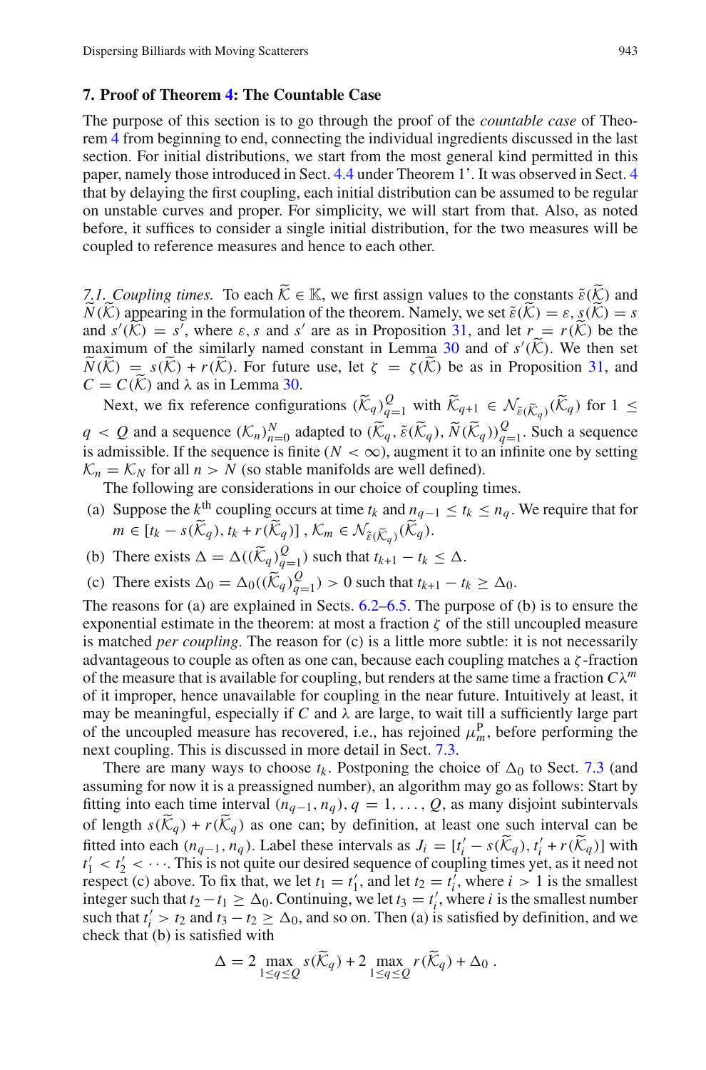## 7. Proof of Theorem 4: The Countable Case

The purpose of this section is to go through the proof of the *countable case* of Theorem 4 from beginning to end, connecting the individual ingredients discussed in the last section. For initial distributions, we start from the most general kind permitted in this paper, namely those introduced in Sect. 4.4 under Theorem 1'. It was observed in Sect. 4 that by delaying the first coupling, each initial distribution can be assumed to be regular on unstable curves and proper. For simplicity, we will start from that. Also, as noted before, it suffices to consider a single initial distribution, for the two measures will be coupled to reference measures and hence to each other.

*7.1. Coupling times.* To each $\widetilde{\mathcal{K}} \in \mathbb{K}$, we first assign values to the constants $\tilde{\varepsilon}(\widetilde{\mathcal{K}})$ and $\widetilde{N}(\widetilde{\mathcal{K}})$ appearing in the formulation of the theorem. Namely, we set $\tilde{\varepsilon}(\widetilde{\mathcal{K}}) = \varepsilon$, $s(\widetilde{\mathcal{K}}) = s$ and $s'(\widetilde{\mathcal{K}}) = s'$, where $\varepsilon$, $s$ and $s'$ are as in Proposition 31, and let $r = r(\widetilde{\mathcal{K}})$ be the maximum of the similarly named constant in Lemma 30 and of $s'(\widetilde{\mathcal{K}})$. We then set $\widetilde{N}(\widetilde{\mathcal{K}}) = s(\widetilde{\mathcal{K}}) + r(\widetilde{\mathcal{K}})$. For future use, let $\zeta = \zeta(\widetilde{\mathcal{K}})$ be as in Proposition 31, and $C = C(\widetilde{\mathcal{K}})$ and $\lambda$ as in Lemma 30.

Next, we fix reference configurations $(\widetilde{\mathcal{K}}_q)_{q=1}^{Q}$ with $\widetilde{\mathcal{K}}_{q+1} \in \mathcal{N}_{\tilde{\varepsilon}(\widetilde{\mathcal{K}}_q)}(\widetilde{\mathcal{K}}_q)$ for $1 \le q < Q$ and a sequence $(\mathcal{K}_n)_{n=0}^{N}$ adapted to $(\widetilde{\mathcal{K}}_q, \tilde{\varepsilon}(\widetilde{\mathcal{K}}_q), \widetilde{N}(\widetilde{\mathcal{K}}_q))_{q=1}^{Q}$. Such a sequence is admissible. If the sequence is finite ($N < \infty$), augment it to an infinite one by setting $\mathcal{K}_n = \mathcal{K}_N$ for all $n > N$ (so stable manifolds are well defined).

The following are considerations in our choice of coupling times.

(a) Suppose the $k^{\text{th}}$ coupling occurs at time $t_k$ and $n_{q-1} \le t_k \le n_q$. We require that for $m \in [t_k - s(\widetilde{\mathcal{K}}_q), t_k + r(\widetilde{\mathcal{K}}_q)]$, $\mathcal{K}_m \in \mathcal{N}_{\tilde{\varepsilon}(\widetilde{\mathcal{K}}_q)}(\widetilde{\mathcal{K}}_q)$.

(b) There exists $\Delta = \Delta((\widetilde{\mathcal{K}}_q)_{q=1}^{Q})$ such that $t_{k+1} - t_k \le \Delta$.

(c) There exists $\Delta_0 = \Delta_0((\widetilde{\mathcal{K}}_q)_{q=1}^{Q}) > 0$ such that $t_{k+1} - t_k \ge \Delta_0$.

The reasons for (a) are explained in Sects. 6.2–6.5. The purpose of (b) is to ensure the exponential estimate in the theorem: at most a fraction $\zeta$ of the still uncoupled measure is matched *per coupling*. The reason for (c) is a little more subtle: it is not necessarily advantageous to couple as often as one can, because each coupling matches a $\zeta$-fraction of the measure that is available for coupling, but renders at the same time a fraction $C\lambda^m$ of it improper, hence unavailable for coupling in the near future. Intuitively at least, it may be meaningful, especially if $C$ and $\lambda$ are large, to wait till a sufficiently large part of the uncoupled measure has recovered, i.e., has rejoined $\mu_m^{\mathrm{P}}$, before performing the next coupling. This is discussed in more detail in Sect. 7.3.

There are many ways to choose $t_k$. Postponing the choice of $\Delta_0$ to Sect. 7.3 (and assuming for now it is a preassigned number), an algorithm may go as follows: Start by fitting into each time interval $(n_{q-1}, n_q)$, $q = 1, \ldots, Q$, as many disjoint subintervals of length $s(\widetilde{\mathcal{K}}_q) + r(\widetilde{\mathcal{K}}_q)$ as one can; by definition, at least one such interval can be fitted into each $(n_{q-1}, n_q)$. Label these intervals as $J_i = [t'_i - s(\widetilde{\mathcal{K}}_q), t'_i + r(\widetilde{\mathcal{K}}_q)]$ with $t'_1 < t'_2 < \cdots$. This is not quite our desired sequence of coupling times yet, as it need not respect (c) above. To fix that, we let $t_1 = t'_1$, and let $t_2 = t'_i$, where $i > 1$ is the smallest integer such that $t_2 - t_1 \ge \Delta_0$. Continuing, we let $t_3 = t'_i$, where $i$ is the smallest number such that $t'_i > t_2$ and $t_3 - t_2 \ge \Delta_0$, and so on. Then (a) is satisfied by definition, and we check that (b) is satisfied with

$$\Delta = 2 \max_{1 \le q \le Q} s(\widetilde{\mathcal{K}}_q) + 2 \max_{1 \le q \le Q} r(\widetilde{\mathcal{K}}_q) + \Delta_0 \,.$$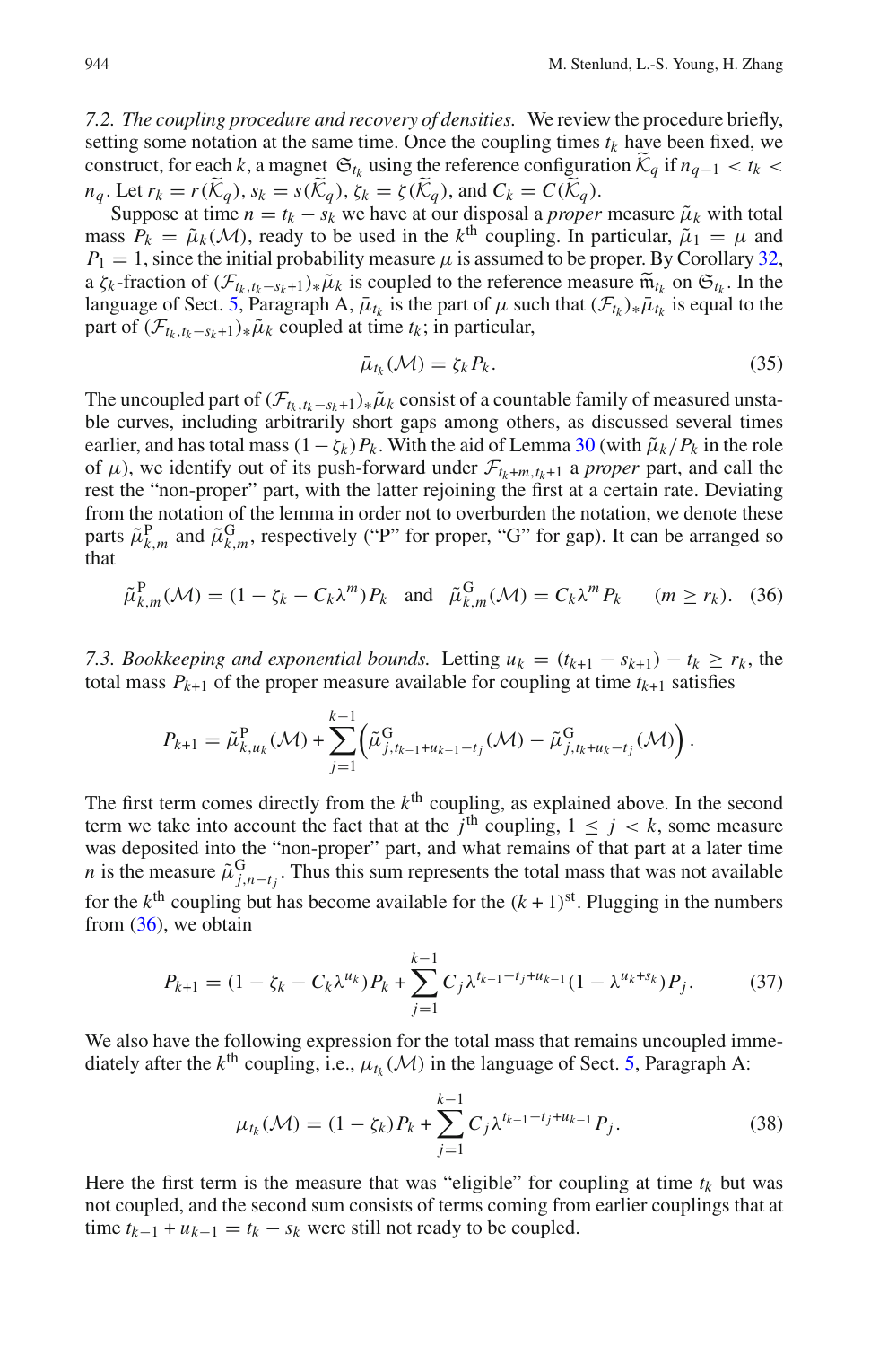*7.2. The coupling procedure and recovery of densities.* We review the procedure briefly, setting some notation at the same time. Once the coupling times $t_k$ have been fixed, we construct, for each $k$, a magnet $\mathfrak{S}_{t_k}$ using the reference configuration $\widetilde{\mathcal{K}}_q$ if $n_{q-1} < t_k < n_q$. Let $r_k = r(\widetilde{\mathcal{K}}_q)$, $s_k = s(\widetilde{\mathcal{K}}_q)$, $\zeta_k = \zeta(\widetilde{\mathcal{K}}_q)$, and $C_k = C(\widetilde{\mathcal{K}}_q)$.

Suppose at time $n = t_k - s_k$ we have at our disposal a *proper* measure $\tilde{\mu}_k$ with total mass $P_k = \tilde{\mu}_k(\mathcal{M})$, ready to be used in the $k^{\text{th}}$ coupling. In particular, $\tilde{\mu}_1 = \mu$ and $P_1 = 1$, since the initial probability measure $\mu$ is assumed to be proper. By Corollary 32, a $\zeta_k$-fraction of $(\mathcal{F}_{t_k, t_k - s_k + 1})_* \tilde{\mu}_k$ is coupled to the reference measure $\widetilde{\mathfrak{m}}_{t_k}$ on $\mathfrak{S}_{t_k}$. In the language of Sect. 5, Paragraph A, $\bar{\mu}_{t_k}$ is the part of $\mu$ such that $(\mathcal{F}_{t_k})_* \bar{\mu}_{t_k}$ is equal to the part of $(\mathcal{F}_{t_k, t_k - s_k + 1})_* \tilde{\mu}_k$ coupled at time $t_k$; in particular,

$$\bar{\mu}_{t_k}(\mathcal{M}) = \zeta_k P_k. \tag{35}$$

The uncoupled part of $(\mathcal{F}_{t_k, t_k - s_k + 1})_* \tilde{\mu}_k$ consist of a countable family of measured unstable curves, including arbitrarily short gaps among others, as discussed several times earlier, and has total mass $(1 - \zeta_k) P_k$. With the aid of Lemma 30 (with $\tilde{\mu}_k / P_k$ in the role of $\mu$), we identify out of its push-forward under $\mathcal{F}_{t_k + m, t_k + 1}$ a *proper* part, and call the rest the "non-proper" part, with the latter rejoining the first at a certain rate. Deviating from the notation of the lemma in order not to overburden the notation, we denote these parts $\tilde{\mu}^{\mathrm{P}}_{k,m}$ and $\tilde{\mu}^{\mathrm{G}}_{k,m}$, respectively ("P" for proper, "G" for gap). It can be arranged so that

$$\tilde{\mu}^{\mathrm{P}}_{k,m}(\mathcal{M}) = (1 - \zeta_k - C_k \lambda^m) P_k \quad \text{and} \quad \tilde{\mu}^{\mathrm{G}}_{k,m}(\mathcal{M}) = C_k \lambda^m P_k \qquad (m \geq r_k). \tag{36}$$

*7.3. Bookkeeping and exponential bounds.* Letting $u_k = (t_{k+1} - s_{k+1}) - t_k \geq r_k$, the total mass $P_{k+1}$ of the proper measure available for coupling at time $t_{k+1}$ satisfies

$$P_{k+1} = \tilde{\mu}^{\mathrm{P}}_{k,u_k}(\mathcal{M}) + \sum_{j=1}^{k-1} \left( \tilde{\mu}^{\mathrm{G}}_{j, t_{k-1} + u_{k-1} - t_j}(\mathcal{M}) - \tilde{\mu}^{\mathrm{G}}_{j, t_k + u_k - t_j}(\mathcal{M}) \right).$$

The first term comes directly from the $k^{\text{th}}$ coupling, as explained above. In the second term we take into account the fact that at the $j^{\text{th}}$ coupling, $1 \leq j < k$, some measure was deposited into the "non-proper" part, and what remains of that part at a later time $n$ is the measure $\tilde{\mu}^{\mathrm{G}}_{j, n - t_j}$. Thus this sum represents the total mass that was not available for the $k^{\text{th}}$ coupling but has become available for the $(k+1)^{\text{st}}$. Plugging in the numbers from (36), we obtain

$$P_{k+1} = (1 - \zeta_k - C_k \lambda^{u_k}) P_k + \sum_{j=1}^{k-1} C_j \lambda^{t_{k-1} - t_j + u_{k-1}} (1 - \lambda^{u_k + s_k}) P_j. \tag{37}$$

We also have the following expression for the total mass that remains uncoupled immediately after the $k^{\text{th}}$ coupling, i.e., $\mu_{t_k}(\mathcal{M})$ in the language of Sect. 5, Paragraph A:

$$\mu_{t_k}(\mathcal{M}) = (1 - \zeta_k) P_k + \sum_{j=1}^{k-1} C_j \lambda^{t_{k-1} - t_j + u_{k-1}} P_j. \tag{38}$$

Here the first term is the measure that was "eligible" for coupling at time $t_k$ but was not coupled, and the second sum consists of terms coming from earlier couplings that at time $t_{k-1} + u_{k-1} = t_k - s_k$ were still not ready to be coupled.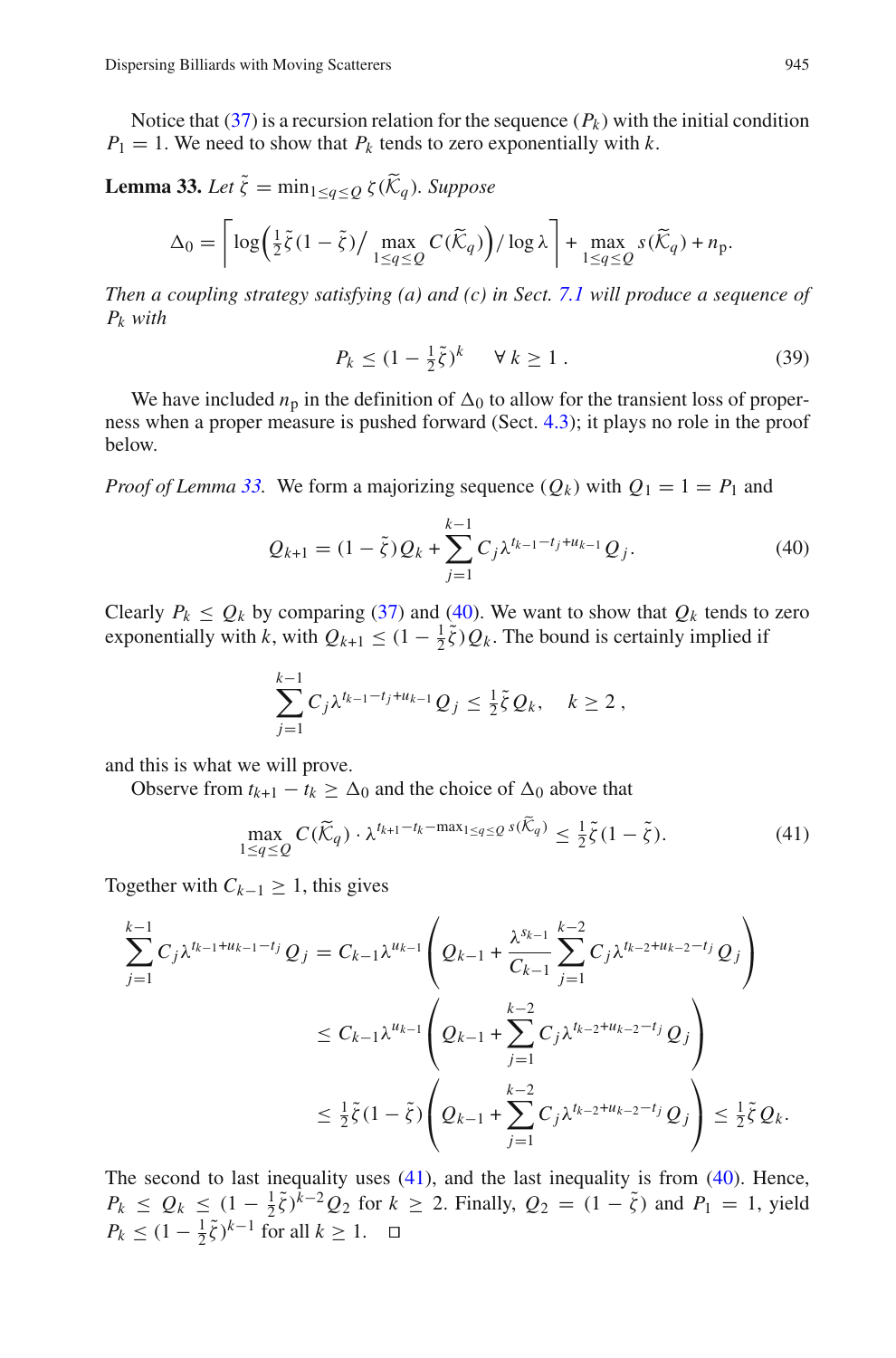Notice that (37) is a recursion relation for the sequence $(P_k)$ with the initial condition $P_1 = 1$. We need to show that $P_k$ tends to zero exponentially with $k$.

**Lemma 33.** *Let* $\tilde{\zeta} = \min_{1 \le q \le Q} \zeta(\widetilde{\mathcal{K}}_q)$. *Suppose*

$$\Delta_0 = \left\lceil \log\left(\tfrac{1}{2}\tilde{\zeta}(1-\tilde{\zeta}) \Big/ \max_{1\le q\le Q} C(\widetilde{\mathcal{K}}_q)\right) \Big/ \log\lambda \right\rceil + \max_{1\le q\le Q} s(\widetilde{\mathcal{K}}_q) + n_{\mathrm{p}}.$$

*Then a coupling strategy satisfying (a) and (c) in Sect. 7.1 will produce a sequence of* $P_k$ *with*

$$P_k \le (1 - \tfrac{1}{2}\tilde{\zeta})^k \qquad \forall\, k \ge 1\,. \tag{39}$$

We have included $n_{\mathrm{p}}$ in the definition of $\Delta_0$ to allow for the transient loss of properness when a proper measure is pushed forward (Sect. 4.3); it plays no role in the proof below.

*Proof of Lemma 33.* We form a majorizing sequence $(Q_k)$ with $Q_1 = 1 = P_1$ and

$$Q_{k+1} = (1-\tilde{\zeta})Q_k + \sum_{j=1}^{k-1} C_j \lambda^{t_{k-1}-t_j+u_{k-1}} Q_j. \tag{40}$$

Clearly $P_k \le Q_k$ by comparing (37) and (40). We want to show that $Q_k$ tends to zero exponentially with $k$, with $Q_{k+1} \le (1-\frac{1}{2}\tilde{\zeta})Q_k$. The bound is certainly implied if

$$\sum_{j=1}^{k-1} C_j \lambda^{t_{k-1}-t_j+u_{k-1}} Q_j \le \tfrac{1}{2}\tilde{\zeta} Q_k, \quad k \ge 2\,,$$

and this is what we will prove.

Observe from $t_{k+1} - t_k \ge \Delta_0$ and the choice of $\Delta_0$ above that

$$\max_{1\le q\le Q} C(\widetilde{\mathcal{K}}_q) \cdot \lambda^{t_{k+1}-t_k-\max_{1\le q\le Q} s(\widetilde{\mathcal{K}}_q)} \le \tfrac{1}{2}\tilde{\zeta}(1-\tilde{\zeta}). \tag{41}$$

Together with $C_{k-1} \ge 1$, this gives

$$\begin{aligned}
\sum_{j=1}^{k-1} C_j \lambda^{t_{k-1}+u_{k-1}-t_j} Q_j &= C_{k-1}\lambda^{u_{k-1}}\left(Q_{k-1} + \frac{\lambda^{s_{k-1}}}{C_{k-1}} \sum_{j=1}^{k-2} C_j \lambda^{t_{k-2}+u_{k-2}-t_j} Q_j\right) \\
&\le C_{k-1}\lambda^{u_{k-1}}\left(Q_{k-1} + \sum_{j=1}^{k-2} C_j \lambda^{t_{k-2}+u_{k-2}-t_j} Q_j\right) \\
&\le \tfrac{1}{2}\tilde{\zeta}(1-\tilde{\zeta})\left(Q_{k-1} + \sum_{j=1}^{k-2} C_j \lambda^{t_{k-2}+u_{k-2}-t_j} Q_j\right) \le \tfrac{1}{2}\tilde{\zeta} Q_k.
\end{aligned}$$

The second to last inequality uses (41), and the last inequality is from (40). Hence, $P_k \le Q_k \le (1-\frac{1}{2}\tilde{\zeta})^{k-2} Q_2$ for $k \ge 2$. Finally, $Q_2 = (1-\tilde{\zeta})$ and $P_1 = 1$, yield $P_k \le (1-\frac{1}{2}\tilde{\zeta})^{k-1}$ for all $k \ge 1$. $\square$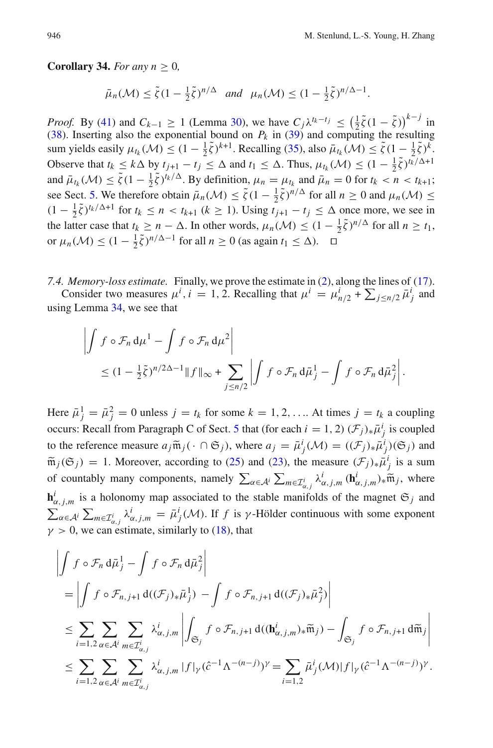**Corollary 34.** *For any $n \ge 0$,*

$$\bar{\mu}_n(\mathcal{M}) \le \tilde{\zeta}(1 - \tfrac{1}{2}\tilde{\zeta})^{n/\Delta} \quad \textit{and} \quad \mu_n(\mathcal{M}) \le (1 - \tfrac{1}{2}\tilde{\zeta})^{n/\Delta - 1}.$$

*Proof.* By (41) and $C_{k-1} \ge 1$ (Lemma 30), we have $C_j \lambda^{t_k - t_j} \le \left(\frac{1}{2}\tilde{\zeta}(1-\tilde{\zeta})\right)^{k-j}$ in (38). Inserting also the exponential bound on $P_k$ in (39) and computing the resulting sum yields easily $\mu_{t_k}(\mathcal{M}) \le (1 - \frac{1}{2}\tilde{\zeta})^{k+1}$. Recalling (35), also $\bar{\mu}_{t_k}(\mathcal{M}) \le \tilde{\zeta}(1 - \frac{1}{2}\tilde{\zeta})^k$. Observe that $t_k \le k\Delta$ by $t_{j+1} - t_j \le \Delta$ and $t_1 \le \Delta$. Thus, $\mu_{t_k}(\mathcal{M}) \le (1 - \frac{1}{2}\tilde{\zeta})^{t_k/\Delta + 1}$ and $\bar{\mu}_{t_k}(\mathcal{M}) \le \tilde{\zeta}(1 - \frac{1}{2}\tilde{\zeta})^{t_k/\Delta}$. By definition, $\mu_n = \mu_{t_k}$ and $\bar{\mu}_n = 0$ for $t_k < n < t_{k+1}$; see Sect. 5. We therefore obtain $\bar{\mu}_n(\mathcal{M}) \le \tilde{\zeta}(1 - \frac{1}{2}\tilde{\zeta})^{n/\Delta}$ for all $n \ge 0$ and $\mu_n(\mathcal{M}) \le (1 - \frac{1}{2}\tilde{\zeta})^{t_k/\Delta + 1}$ for $t_k \le n < t_{k+1}$ $(k \ge 1)$. Using $t_{j+1} - t_j \le \Delta$ once more, we see in the latter case that $t_k \ge n - \Delta$. In other words, $\mu_n(\mathcal{M}) \le (1 - \frac{1}{2}\tilde{\zeta})^{n/\Delta}$ for all $n \ge t_1$, or $\mu_n(\mathcal{M}) \le (1 - \frac{1}{2}\tilde{\zeta})^{n/\Delta - 1}$ for all $n \ge 0$ (as again $t_1 \le \Delta$). $\square$

*7.4. Memory-loss estimate.* Finally, we prove the estimate in (2), along the lines of (17).

Consider two measures $\mu^i$, $i = 1, 2$. Recalling that $\mu^i = \mu^i_{n/2} + \sum_{j \le n/2} \bar{\mu}^i_j$ and using Lemma 34, we see that

$$\left| \int f \circ \mathcal{F}_n \, \mathrm{d}\mu^1 - \int f \circ \mathcal{F}_n \, \mathrm{d}\mu^2 \right|$$
$$\le (1 - \tfrac{1}{2}\tilde{\zeta})^{n/2\Delta - 1} \|f\|_\infty + \sum_{j \le n/2} \left| \int f \circ \mathcal{F}_n \, \mathrm{d}\bar{\mu}^1_j - \int f \circ \mathcal{F}_n \, \mathrm{d}\bar{\mu}^2_j \right|.$$

Here $\bar{\mu}^1_j = \bar{\mu}^2_j = 0$ unless $j = t_k$ for some $k = 1, 2, \ldots$. At times $j = t_k$ a coupling occurs: Recall from Paragraph C of Sect. 5 that (for each $i = 1, 2$) $(\mathcal{F}_j)_* \bar{\mu}^i_j$ is coupled to the reference measure $a_j \widetilde{\mathfrak{m}}_j(\,\cdot \cap \mathfrak{S}_j)$, where $a_j = \bar{\mu}^i_j(\mathcal{M}) = ((\mathcal{F}_j)_* \bar{\mu}^i_j)(\mathfrak{S}_j)$ and $\widetilde{\mathfrak{m}}_j(\mathfrak{S}_j) = 1$. Moreover, according to (25) and (23), the measure $(\mathcal{F}_j)_* \bar{\mu}^i_j$ is a sum of countably many components, namely $\sum_{\alpha \in \mathcal{A}^i} \sum_{m \in \mathcal{I}^i_{\alpha,j}} \lambda^i_{\alpha,j,m} (\mathbf{h}^i_{\alpha,j,m})_* \widetilde{\mathfrak{m}}_j$, where $\mathbf{h}^i_{\alpha,j,m}$ is a holonomy map associated to the stable manifolds of the magnet $\mathfrak{S}_j$ and $\sum_{\alpha \in \mathcal{A}^i} \sum_{m \in \mathcal{I}^i_{\alpha,j}} \lambda^i_{\alpha,j,m} = \bar{\mu}^i_j(\mathcal{M})$. If $f$ is $\gamma$-Hölder continuous with some exponent $\gamma > 0$, we can estimate, similarly to (18), that

$$\left| \int f \circ \mathcal{F}_n \, \mathrm{d}\bar{\mu}^1_j - \int f \circ \mathcal{F}_n \, \mathrm{d}\bar{\mu}^2_j \right|$$
$$= \left| \int f \circ \mathcal{F}_{n,j+1} \, \mathrm{d}((\mathcal{F}_j)_* \bar{\mu}^1_j) - \int f \circ \mathcal{F}_{n,j+1} \, \mathrm{d}((\mathcal{F}_j)_* \bar{\mu}^2_j) \right|$$
$$\le \sum_{i=1,2} \sum_{\alpha \in \mathcal{A}^i} \sum_{m \in \mathcal{I}^i_{\alpha,j}} \lambda^i_{\alpha,j,m} \left| \int_{\mathfrak{S}_j} f \circ \mathcal{F}_{n,j+1} \, \mathrm{d}((\mathbf{h}^i_{\alpha,j,m})_* \widetilde{\mathfrak{m}}_j) - \int_{\mathfrak{S}_j} f \circ \mathcal{F}_{n,j+1} \, \mathrm{d}\widetilde{\mathfrak{m}}_j \right|$$
$$\le \sum_{i=1,2} \sum_{\alpha \in \mathcal{A}^i} \sum_{m \in \mathcal{I}^i_{\alpha,j}} \lambda^i_{\alpha,j,m} |f|_\gamma (\hat{c}^{-1} \Lambda^{-(n-j)})^\gamma = \sum_{i=1,2} \bar{\mu}^i_j(\mathcal{M}) |f|_\gamma (\hat{c}^{-1} \Lambda^{-(n-j)})^\gamma.$$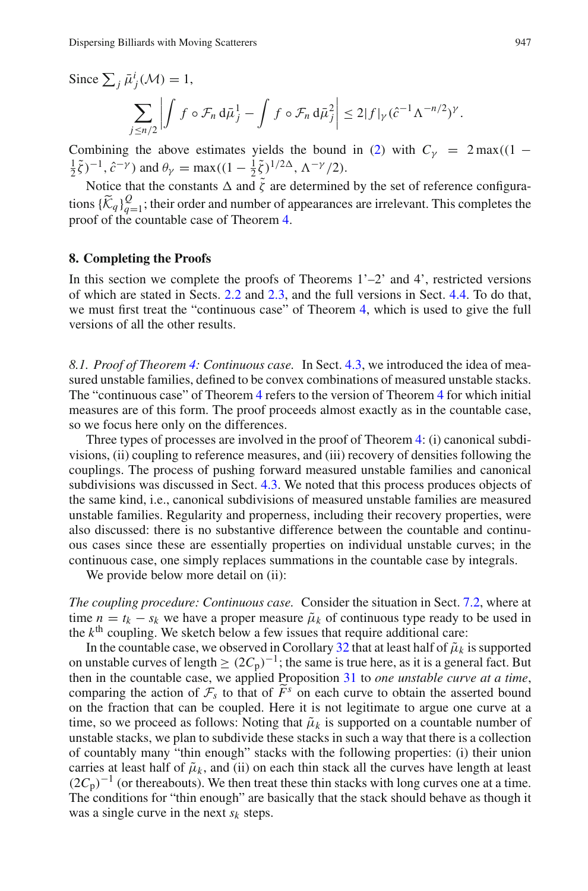Since $\sum_j \bar{\mu}^i_j(\mathcal{M}) = 1$,

$$\sum_{j \le n/2} \left| \int f \circ \mathcal{F}_n \, \mathrm{d}\bar{\mu}^1_j - \int f \circ \mathcal{F}_n \, \mathrm{d}\bar{\mu}^2_j \right| \le 2|f|_\gamma (\hat{c}^{-1} \Lambda^{-n/2})^\gamma.$$

Combining the above estimates yields the bound in (2) with $C_\gamma = 2\max((1 - \frac{1}{2}\tilde{\zeta})^{-1}, \hat{c}^{-\gamma})$ and $\theta_\gamma = \max((1 - \frac{1}{2}\tilde{\zeta})^{1/2\Delta}, \Lambda^{-\gamma}/2)$.

Notice that the constants $\Delta$ and $\tilde{\zeta}$ are determined by the set of reference configurations $\{\widetilde{\mathcal{K}}_q\}_{q=1}^{Q}$; their order and number of appearances are irrelevant. This completes the proof of the countable case of Theorem 4.

## 8. Completing the Proofs

In this section we complete the proofs of Theorems 1'–2' and 4', restricted versions of which are stated in Sects. 2.2 and 2.3, and the full versions in Sect. 4.4. To do that, we must first treat the "continuous case" of Theorem 4, which is used to give the full versions of all the other results.

*8.1. Proof of Theorem 4: Continuous case.* In Sect. 4.3, we introduced the idea of measured unstable families, defined to be convex combinations of measured unstable stacks. The "continuous case" of Theorem 4 refers to the version of Theorem 4 for which initial measures are of this form. The proof proceeds almost exactly as in the countable case, so we focus here only on the differences.

Three types of processes are involved in the proof of Theorem 4: (i) canonical subdivisions, (ii) coupling to reference measures, and (iii) recovery of densities following the couplings. The process of pushing forward measured unstable families and canonical subdivisions was discussed in Sect. 4.3. We noted that this process produces objects of the same kind, i.e., canonical subdivisions of measured unstable families are measured unstable families. Regularity and properness, including their recovery properties, were also discussed: there is no substantive difference between the countable and continuous cases since these are essentially properties on individual unstable curves; in the continuous case, one simply replaces summations in the countable case by integrals.

We provide below more detail on (ii):

*The coupling procedure: Continuous case.* Consider the situation in Sect. 7.2, where at time $n = t_k - s_k$ we have a proper measure $\tilde{\mu}_k$ of continuous type ready to be used in the $k^{\text{th}}$ coupling. We sketch below a few issues that require additional care:

In the countable case, we observed in Corollary 32 that at least half of $\tilde{\mu}_k$ is supported on unstable curves of length $\ge (2C_\mathrm{p})^{-1}$; the same is true here, as it is a general fact. But then in the countable case, we applied Proposition 31 to *one unstable curve at a time*, comparing the action of $\mathcal{F}_s$ to that of $\widetilde{F}^s$ on each curve to obtain the asserted bound on the fraction that can be coupled. Here it is not legitimate to argue one curve at a time, so we proceed as follows: Noting that $\tilde{\mu}_k$ is supported on a countable number of unstable stacks, we plan to subdivide these stacks in such a way that there is a collection of countably many "thin enough" stacks with the following properties: (i) their union carries at least half of $\tilde{\mu}_k$, and (ii) on each thin stack all the curves have length at least $(2C_\mathrm{p})^{-1}$ (or thereabouts). We then treat these thin stacks with long curves one at a time. The conditions for "thin enough" are basically that the stack should behave as though it was a single curve in the next $s_k$ steps.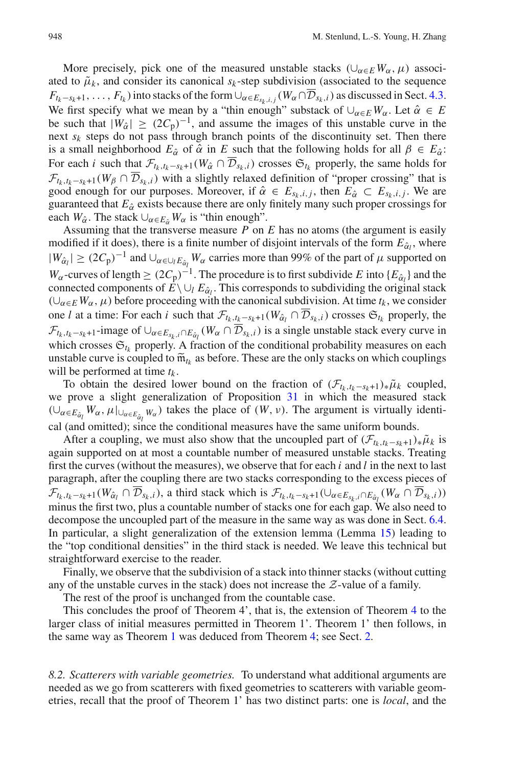More precisely, pick one of the measured unstable stacks $(\cup_{\alpha\in E} W_\alpha, \mu)$ associated to $\tilde{\mu}_k$, and consider its canonical $s_k$-step subdivision (associated to the sequence $F_{t_k-s_k+1}, \ldots, F_{t_k}$) into stacks of the form $\cup_{\alpha\in E_{s_k,i,j}}(W_\alpha \cap \overline{\mathcal{D}}_{s_k,i})$ as discussed in Sect. 4.3. We first specify what we mean by a "thin enough" substack of $\cup_{\alpha\in E} W_\alpha$. Let $\hat{\alpha} \in E$ be such that $|W_{\hat{\alpha}}| \geq (2C_{\rm p})^{-1}$, and assume the images of this unstable curve in the next $s_k$ steps do not pass through branch points of the discontinuity set. Then there is a small neighborhood $E_{\hat{\alpha}}$ of $\hat{\alpha}$ in $E$ such that the following holds for all $\beta \in E_{\hat{\alpha}}$: For each $i$ such that $\mathcal{F}_{t_k,t_k-s_k+1}(W_{\hat{\alpha}} \cap \overline{\mathcal{D}}_{s_k,i})$ crosses $\mathfrak{S}_{t_k}$ properly, the same holds for $\mathcal{F}_{t_k,t_k-s_k+1}(W_\beta \cap \overline{\mathcal{D}}_{s_k,i})$ with a slightly relaxed definition of "proper crossing" that is good enough for our purposes. Moreover, if $\hat{\alpha} \in E_{s_k,i,j}$, then $E_{\hat{\alpha}} \subset E_{s_k,i,j}$. We are guaranteed that $E_{\hat{\alpha}}$ exists because there are only finitely many such proper crossings for each $W_{\hat{\alpha}}$. The stack $\cup_{\alpha\in E_{\hat{\alpha}}} W_\alpha$ is "thin enough".

Assuming that the transverse measure $P$ on $E$ has no atoms (the argument is easily modified if it does), there is a finite number of disjoint intervals of the form $E_{\hat{\alpha}_l}$, where $|W_{\hat{\alpha}_l}| \geq (2C_{\rm p})^{-1}$ and $\cup_{\alpha\in\cup_l E_{\hat{\alpha}_l}} W_\alpha$ carries more than 99% of the part of $\mu$ supported on $W_\alpha$-curves of length $\geq (2C_{\rm p})^{-1}$. The procedure is to first subdivide $E$ into $\{E_{\hat{\alpha}_l}\}$ and the connected components of $E \setminus \cup_l E_{\hat{\alpha}_l}$. This corresponds to subdividing the original stack $(\cup_{\alpha\in E} W_\alpha, \mu)$ before proceeding with the canonical subdivision. At time $t_k$, we consider one $l$ at a time: For each $i$ such that $\mathcal{F}_{t_k,t_k-s_k+1}(W_{\hat{\alpha}_l} \cap \overline{\mathcal{D}}_{s_k,i})$ crosses $\mathfrak{S}_{t_k}$ properly, the $\mathcal{F}_{t_k,t_k-s_k+1}$-image of $\cup_{\alpha\in E_{s_k,i}\cap E_{\hat{\alpha}_l}}(W_\alpha \cap \overline{\mathcal{D}}_{s_k,i})$ is a single unstable stack every curve in which crosses $\mathfrak{S}_{t_k}$ properly. A fraction of the conditional probability measures on each unstable curve is coupled to $\tilde{\mathfrak{m}}_{t_k}$ as before. These are the only stacks on which couplings will be performed at time $t_k$.

To obtain the desired lower bound on the fraction of $(\mathcal{F}_{t_k,t_k-s_k+1})_*\tilde{\mu}_k$ coupled, we prove a slight generalization of Proposition 31 in which the measured stack $(\cup_{\alpha\in E_{\hat{\alpha}_l}} W_\alpha, \mu|_{\cup_{\alpha\in E_{\hat{\alpha}_l}} W_\alpha})$ takes the place of $(W, \nu)$. The argument is virtually identical (and omitted); since the conditional measures have the same uniform bounds.

After a coupling, we must also show that the uncoupled part of $(\mathcal{F}_{t_k,t_k-s_k+1})_*\tilde{\mu}_k$ is again supported on at most a countable number of measured unstable stacks. Treating first the curves (without the measures), we observe that for each $i$ and $l$ in the next to last paragraph, after the coupling there are two stacks corresponding to the excess pieces of $\mathcal{F}_{t_k,t_k-s_k+1}(W_{\hat{\alpha}_l} \cap \overline{\mathcal{D}}_{s_k,i})$, a third stack which is $\mathcal{F}_{t_k,t_k-s_k+1}(\cup_{\alpha\in E_{s_k,i}\cap E_{\hat{\alpha}_l}}(W_\alpha \cap \overline{\mathcal{D}}_{s_k,i}))$ minus the first two, plus a countable number of stacks one for each gap. We also need to decompose the uncoupled part of the measure in the same way as was done in Sect. 6.4. In particular, a slight generalization of the extension lemma (Lemma 15) leading to the "top conditional densities" in the third stack is needed. We leave this technical but straightforward exercise to the reader.

Finally, we observe that the subdivision of a stack into thinner stacks (without cutting any of the unstable curves in the stack) does not increase the $\mathcal{Z}$-value of a family.

The rest of the proof is unchanged from the countable case.

This concludes the proof of Theorem 4', that is, the extension of Theorem 4 to the larger class of initial measures permitted in Theorem 1'. Theorem 1' then follows, in the same way as Theorem 1 was deduced from Theorem 4; see Sect. 2.

*8.2. Scatterers with variable geometries.* To understand what additional arguments are needed as we go from scatterers with fixed geometries to scatterers with variable geometries, recall that the proof of Theorem 1' has two distinct parts: one is *local*, and the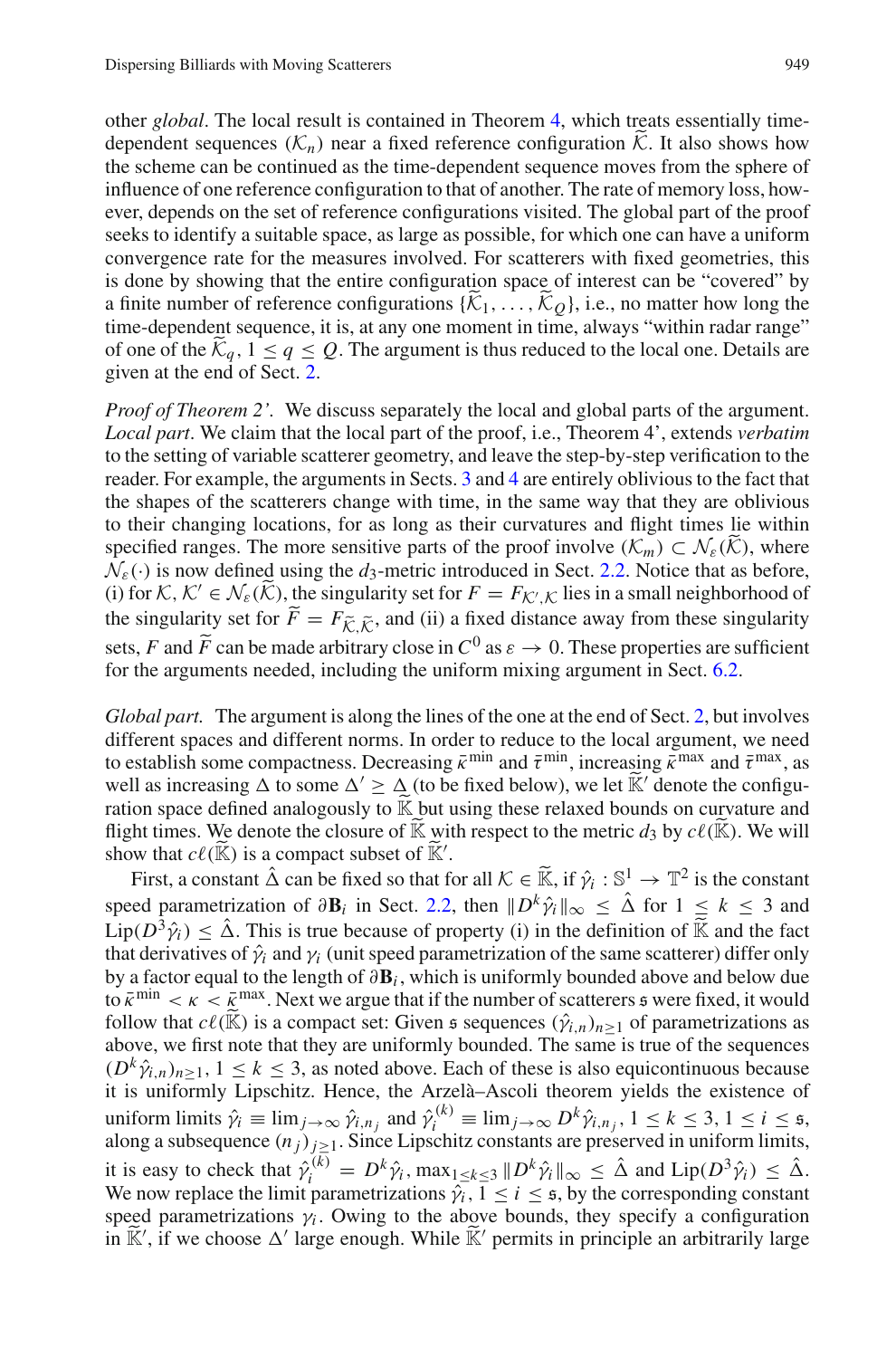other *global*. The local result is contained in Theorem 4, which treats essentially time-dependent sequences $(\mathcal{K}_n)$ near a fixed reference configuration $\widetilde{\mathcal{K}}$. It also shows how the scheme can be continued as the time-dependent sequence moves from the sphere of influence of one reference configuration to that of another. The rate of memory loss, however, depends on the set of reference configurations visited. The global part of the proof seeks to identify a suitable space, as large as possible, for which one can have a uniform convergence rate for the measures involved. For scatterers with fixed geometries, this is done by showing that the entire configuration space of interest can be "covered" by a finite number of reference configurations $\{\widetilde{\mathcal{K}}_1, \ldots, \widetilde{\mathcal{K}}_Q\}$, i.e., no matter how long the time-dependent sequence, it is, at any one moment in time, always "within radar range" of one of the $\widetilde{\mathcal{K}}_q$, $1 \leq q \leq Q$. The argument is thus reduced to the local one. Details are given at the end of Sect. 2.

*Proof of Theorem 2'.* We discuss separately the local and global parts of the argument. *Local part*. We claim that the local part of the proof, i.e., Theorem 4', extends *verbatim* to the setting of variable scatterer geometry, and leave the step-by-step verification to the reader. For example, the arguments in Sects. 3 and 4 are entirely oblivious to the fact that the shapes of the scatterers change with time, in the same way that they are oblivious to their changing locations, for as long as their curvatures and flight times lie within specified ranges. The more sensitive parts of the proof involve $(\mathcal{K}_m) \subset \mathcal{N}_\varepsilon(\widetilde{\mathcal{K}})$, where $\mathcal{N}_\varepsilon(\cdot)$ is now defined using the $d_3$-metric introduced in Sect. 2.2. Notice that as before, (i) for $\mathcal{K}, \mathcal{K}' \in \mathcal{N}_\varepsilon(\widetilde{\mathcal{K}})$, the singularity set for $F = F_{\mathcal{K}',\mathcal{K}}$ lies in a small neighborhood of the singularity set for $\widetilde{F} = F_{\widetilde{\mathcal{K}},\widetilde{\mathcal{K}}}$, and (ii) a fixed distance away from these singularity sets, $F$ and $\widetilde{F}$ can be made arbitrary close in $C^0$ as $\varepsilon \to 0$. These properties are sufficient for the arguments needed, including the uniform mixing argument in Sect. 6.2.

*Global part.* The argument is along the lines of the one at the end of Sect. 2, but involves different spaces and different norms. In order to reduce to the local argument, we need to establish some compactness. Decreasing $\bar{\kappa}^{\min}$ and $\bar{\tau}^{\min}$, increasing $\bar{\kappa}^{\max}$ and $\bar{\tau}^{\max}$, as well as increasing $\Delta$ to some $\Delta' \geq \Delta$ (to be fixed below), we let $\widetilde{\mathbb{K}}'$ denote the configuration space defined analogously to $\widetilde{\mathbb{K}}$ but using these relaxed bounds on curvature and flight times. We denote the closure of $\widetilde{\mathbb{K}}$ with respect to the metric $d_3$ by $c\ell(\widetilde{\mathbb{K}})$. We will show that $c\ell(\widetilde{\mathbb{K}})$ is a compact subset of $\widetilde{\mathbb{K}}'$.

First, a constant $\hat{\Delta}$ can be fixed so that for all $\mathcal{K} \in \widetilde{\mathbb{K}}$, if $\hat{\gamma}_i : \mathbb{S}^1 \to \mathbb{T}^2$ is the constant speed parametrization of $\partial \mathbf{B}_i$ in Sect. 2.2, then $\|D^k \hat{\gamma}_i\|_\infty \leq \hat{\Delta}$ for $1 \leq k \leq 3$ and $\mathrm{Lip}(D^3\hat{\gamma}_i) \leq \hat{\Delta}$. This is true because of property (i) in the definition of $\widetilde{\mathbb{K}}$ and the fact that derivatives of $\hat{\gamma}_i$ and $\gamma_i$ (unit speed parametrization of the same scatterer) differ only by a factor equal to the length of $\partial \mathbf{B}_i$, which is uniformly bounded above and below due to $\bar{\kappa}^{\min} < \kappa < \bar{\kappa}^{\max}$. Next we argue that if the number of scatterers $\mathfrak{s}$ were fixed, it would follow that $c\ell(\widetilde{\mathbb{K}})$ is a compact set: Given $\mathfrak{s}$ sequences $(\hat{\gamma}_{i,n})_{n\geq 1}$ of parametrizations as above, we first note that they are uniformly bounded. The same is true of the sequences $(D^k\hat{\gamma}_{i,n})_{n\geq 1}$, $1 \leq k \leq 3$, as noted above. Each of these is also equicontinuous because it is uniformly Lipschitz. Hence, the Arzelà–Ascoli theorem yields the existence of uniform limits $\hat{\gamma}_i \equiv \lim_{j\to\infty} \hat{\gamma}_{i,n_j}$ and $\hat{\gamma}_i^{(k)} \equiv \lim_{j\to\infty} D^k\hat{\gamma}_{i,n_j}$, $1 \leq k \leq 3$, $1 \leq i \leq \mathfrak{s}$, along a subsequence $(n_j)_{j\geq 1}$. Since Lipschitz constants are preserved in uniform limits, it is easy to check that $\hat{\gamma}_i^{(k)} = D^k\hat{\gamma}_i$, $\max_{1\leq k\leq 3} \|D^k\hat{\gamma}_i\|_\infty \leq \hat{\Delta}$ and $\mathrm{Lip}(D^3\hat{\gamma}_i) \leq \hat{\Delta}$. We now replace the limit parametrizations $\hat{\gamma}_i$, $1 \leq i \leq \mathfrak{s}$, by the corresponding constant speed parametrizations $\gamma_i$. Owing to the above bounds, they specify a configuration in $\widetilde{\mathbb{K}}'$, if we choose $\Delta'$ large enough. While $\widetilde{\mathbb{K}}'$ permits in principle an arbitrarily large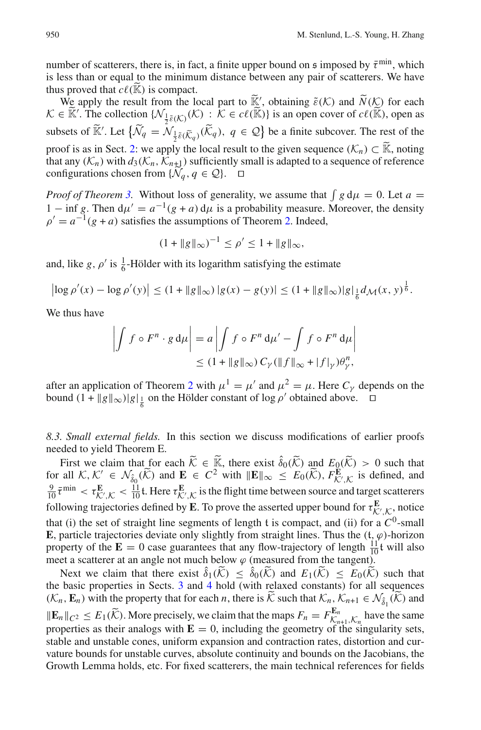number of scatterers, there is, in fact, a finite upper bound on $\mathfrak{s}$ imposed by $\bar{\tau}^{\min}$, which is less than or equal to the minimum distance between any pair of scatterers. We have thus proved that $c\ell(\widetilde{\mathbb{K}})$ is compact.

We apply the result from the local part to $\widetilde{\mathbb{K}}'$, obtaining $\tilde{\varepsilon}(\mathcal{K})$ and $\widetilde{N}(\mathcal{K})$ for each $\mathcal{K} \in \widetilde{\mathbb{K}}'$. The collection $\{\mathcal{N}_{\frac{1}{2}\tilde{\varepsilon}(\mathcal{K})}(\mathcal{K}) : \mathcal{K} \in c\ell(\widetilde{\mathbb{K}})\}$ is an open cover of $c\ell(\widetilde{\mathbb{K}})$, open as subsets of $\widetilde{\mathbb{K}}'$. Let $\{\widetilde{\mathcal{N}}_q = \mathcal{N}_{\frac{1}{2}\tilde{\varepsilon}(\widetilde{\mathcal{K}}_q)}(\widetilde{\mathcal{K}}_q),\ q \in \mathcal{Q}\}$ be a finite subcover. The rest of the proof is as in Sect. 2: we apply the local result to the given sequence $(\mathcal{K}_n) \subset \widetilde{\mathbb{K}}$, noting that any $(\mathcal{K}_n)$ with $d_3(\mathcal{K}_n, \mathcal{K}_{n+1})$ sufficiently small is adapted to a sequence of reference configurations chosen from $\{\widetilde{\mathcal{N}}_q, q \in \mathcal{Q}\}$. □

*Proof of Theorem 3.* Without loss of generality, we assume that $\int g \, \mathrm{d}\mu = 0$. Let $a = 1 - \inf g$. Then $\mathrm{d}\mu' = a^{-1}(g + a)\, \mathrm{d}\mu$ is a probability measure. Moreover, the density $\rho' = a^{-1}(g + a)$ satisfies the assumptions of Theorem 2. Indeed,

$$(1 + \|g\|_\infty)^{-1} \le \rho' \le 1 + \|g\|_\infty,$$

and, like $g$, $\rho'$ is $\frac{1}{6}$-Hölder with its logarithm satisfying the estimate

$$\left|\log \rho'(x) - \log \rho'(y)\right| \le (1 + \|g\|_\infty)\, |g(x) - g(y)| \le (1 + \|g\|_\infty) |g|_{\frac{1}{6}} d_{\mathcal{M}}(x, y)^{\frac{1}{6}}.$$

We thus have

$$\begin{aligned}\left|\int f \circ F^n \cdot g \, \mathrm{d}\mu\right| &= a \left|\int f \circ F^n \, \mathrm{d}\mu' - \int f \circ F^n \, \mathrm{d}\mu\right| \\ &\le (1 + \|g\|_\infty)\, C_\gamma (\|f\|_\infty + |f|_\gamma) \theta_\gamma^n,\end{aligned}$$

after an application of Theorem 2 with $\mu^1 = \mu'$ and $\mu^2 = \mu$. Here $C_\gamma$ depends on the bound $(1 + \|g\|_\infty)|g|_{\frac{1}{6}}$ on the Hölder constant of $\log \rho'$ obtained above. □

*8.3. Small external fields.* In this section we discuss modifications of earlier proofs needed to yield Theorem E.

First we claim that for each $\widetilde{\mathcal{K}} \in \widetilde{\mathbb{K}}$, there exist $\hat{\delta}_0(\widetilde{\mathcal{K}})$ and $E_0(\widetilde{\mathcal{K}}) > 0$ such that for all $\mathcal{K}, \mathcal{K}' \in \mathcal{N}_{\hat{\delta}_0}(\widetilde{\mathcal{K}})$ and $\mathbf{E} \in C^2$ with $\|\mathbf{E}\|_\infty \le E_0(\widetilde{\mathcal{K}})$, $F^{\mathbf{E}}_{\mathcal{K}',\mathcal{K}}$ is defined, and $\frac{9}{10}\bar{\tau}^{\min} < \tau^{\mathbf{E}}_{\mathcal{K}',\mathcal{K}} < \frac{11}{10}\mathfrak{t}$. Here $\tau^{\mathbf{E}}_{\mathcal{K}',\mathcal{K}}$ is the flight time between source and target scatterers following trajectories defined by $\mathbf{E}$. To prove the asserted upper bound for $\tau^{\mathbf{E}}_{\mathcal{K}',\mathcal{K}}$, notice that (i) the set of straight line segments of length $\mathfrak{t}$ is compact, and (ii) for a $C^0$-small $\mathbf{E}$, particle trajectories deviate only slightly from straight lines. Thus the $(\mathfrak{t}, \varphi)$-horizon property of the $\mathbf{E} = 0$ case guarantees that any flow-trajectory of length $\frac{11}{10}\mathfrak{t}$ will also meet a scatterer at an angle not much below $\varphi$ (measured from the tangent).

Next we claim that there exist $\hat{\delta}_1(\widetilde{\mathcal{K}}) \le \hat{\delta}_0(\widetilde{\mathcal{K}})$ and $E_1(\widetilde{\mathcal{K}}) \le E_0(\widetilde{\mathcal{K}})$ such that the basic properties in Sects. 3 and 4 hold (with relaxed constants) for all sequences $(\mathcal{K}_n, \mathbf{E}_n)$ with the property that for each $n$, there is $\widetilde{\mathcal{K}}$ such that $\mathcal{K}_n, \mathcal{K}_{n+1} \in \mathcal{N}_{\hat{\delta}_1}(\widetilde{\mathcal{K}})$ and $\|\mathbf{E}_n\|_{C^2} \le E_1(\widetilde{\mathcal{K}})$. More precisely, we claim that the maps $F_n = F^{\mathbf{E}_n}_{\mathcal{K}_{n+1},\mathcal{K}_n}$ have the same properties as their analogs with $\mathbf{E} = 0$, including the geometry of the singularity sets, stable and unstable cones, uniform expansion and contraction rates, distortion and curvature bounds for unstable curves, absolute continuity and bounds on the Jacobians, the Growth Lemma holds, etc. For fixed scatterers, the main technical references for fields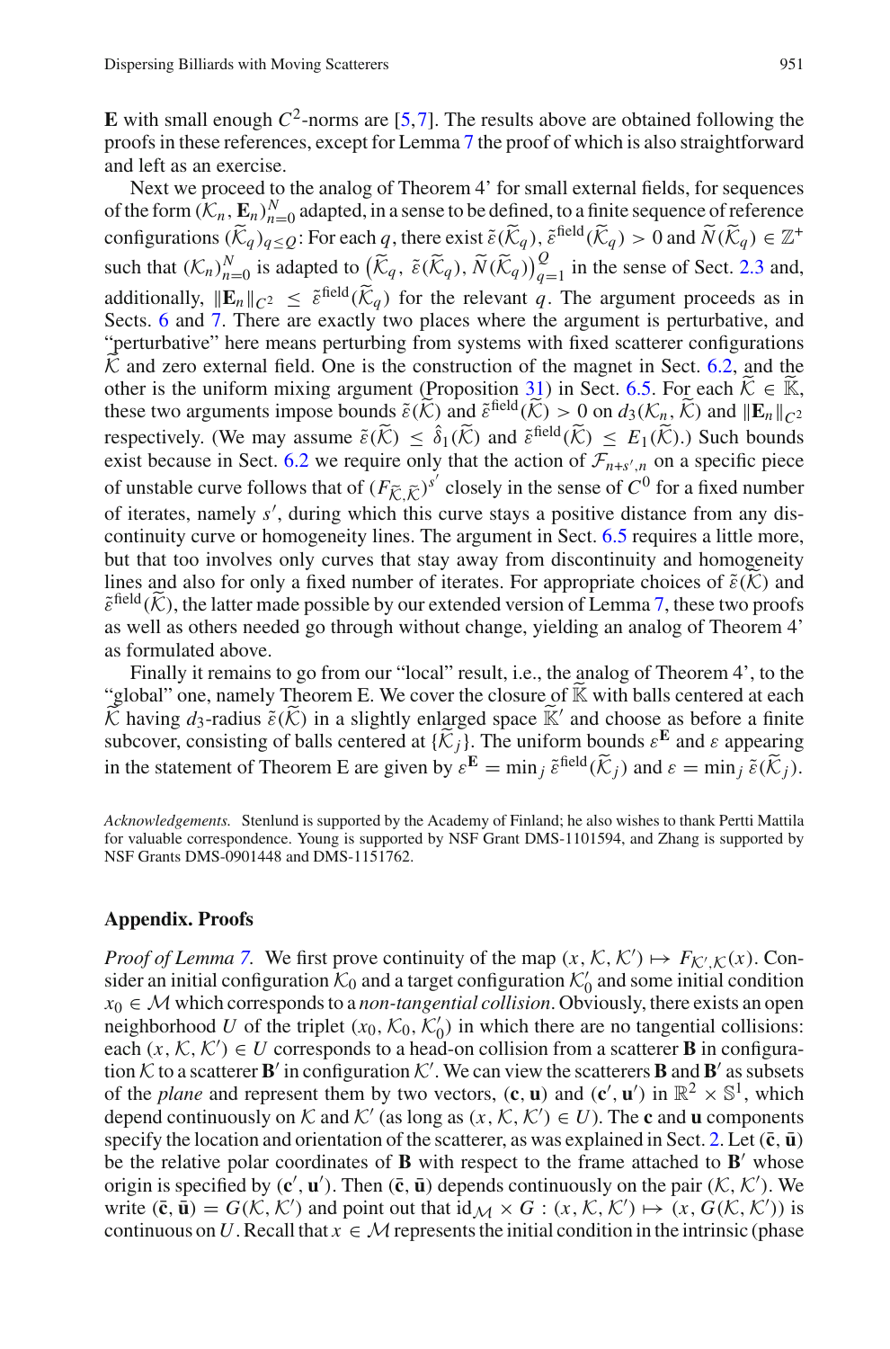$\mathbf{E}$ with small enough $C^2$-norms are [5,7]. The results above are obtained following the proofs in these references, except for Lemma 7 the proof of which is also straightforward and left as an exercise.

Next we proceed to the analog of Theorem 4' for small external fields, for sequences of the form $(\mathcal{K}_n, \mathbf{E}_n)_{n=0}^N$ adapted, in a sense to be defined, to a finite sequence of reference configurations $(\widetilde{\mathcal{K}}_q)_{q \le Q}$: For each $q$, there exist $\tilde{\varepsilon}(\widetilde{\mathcal{K}}_q)$, $\tilde{\varepsilon}^{\text{field}}(\widetilde{\mathcal{K}}_q) > 0$ and $\widetilde{N}(\widetilde{\mathcal{K}}_q) \in \mathbb{Z}^+$ such that $(\mathcal{K}_n)_{n=0}^N$ is adapted to $\big(\widetilde{\mathcal{K}}_q,\, \tilde{\varepsilon}(\widetilde{\mathcal{K}}_q),\, \widetilde{N}(\widetilde{\mathcal{K}}_q)\big)_{q=1}^Q$ in the sense of Sect. 2.3 and, additionally, $\|\mathbf{E}_n\|_{C^2} \le \tilde{\varepsilon}^{\text{field}}(\widetilde{\mathcal{K}}_q)$ for the relevant $q$. The argument proceeds as in Sects. 6 and 7. There are exactly two places where the argument is perturbative, and "perturbative" here means perturbing from systems with fixed scatterer configurations $\widetilde{\mathcal{K}}$ and zero external field. One is the construction of the magnet in Sect. 6.2, and the other is the uniform mixing argument (Proposition 31) in Sect. 6.5. For each $\widetilde{\mathcal{K}} \in \widetilde{\mathbb{K}}$, these two arguments impose bounds $\tilde{\varepsilon}(\widetilde{\mathcal{K}})$ and $\tilde{\varepsilon}^{\text{field}}(\widetilde{\mathcal{K}}) > 0$ on $d_3(\mathcal{K}_n, \widetilde{\mathcal{K}})$ and $\|\mathbf{E}_n\|_{C^2}$ respectively. (We may assume $\tilde{\varepsilon}(\widetilde{\mathcal{K}}) \le \hat{\delta}_1(\widetilde{\mathcal{K}})$ and $\tilde{\varepsilon}^{\text{field}}(\widetilde{\mathcal{K}}) \le E_1(\widetilde{\mathcal{K}})$.) Such bounds exist because in Sect. 6.2 we require only that the action of $\mathcal{F}_{n+s',n}$ on a specific piece of unstable curve follows that of $(F_{\widetilde{\mathcal{K}},\widetilde{\mathcal{K}}})^{s'}$ closely in the sense of $C^0$ for a fixed number of iterates, namely $s'$, during which this curve stays a positive distance from any discontinuity curve or homogeneity lines. The argument in Sect. 6.5 requires a little more, but that too involves only curves that stay away from discontinuity and homogeneity lines and also for only a fixed number of iterates. For appropriate choices of $\tilde{\varepsilon}(\widetilde{\mathcal{K}})$ and $\tilde{\varepsilon}^{\text{field}}(\widetilde{\mathcal{K}})$, the latter made possible by our extended version of Lemma 7, these two proofs as well as others needed go through without change, yielding an analog of Theorem 4' as formulated above.

Finally it remains to go from our "local" result, i.e., the analog of Theorem 4', to the "global" one, namely Theorem E. We cover the closure of $\widetilde{\mathbb{K}}$ with balls centered at each $\widetilde{\mathcal{K}}$ having $d_3$-radius $\tilde{\varepsilon}(\widetilde{\mathcal{K}})$ in a slightly enlarged space $\widetilde{\mathbb{K}}'$ and choose as before a finite subcover, consisting of balls centered at $\{\widetilde{\mathcal{K}}_j\}$. The uniform bounds $\varepsilon^{\mathbf{E}}$ and $\varepsilon$ appearing in the statement of Theorem E are given by $\varepsilon^{\mathbf{E}} = \min_j \tilde{\varepsilon}^{\text{field}}(\widetilde{\mathcal{K}}_j)$ and $\varepsilon = \min_j \tilde{\varepsilon}(\widetilde{\mathcal{K}}_j)$.

*Acknowledgements.* Stenlund is supported by the Academy of Finland; he also wishes to thank Pertti Mattila for valuable correspondence. Young is supported by NSF Grant DMS-1101594, and Zhang is supported by NSF Grants DMS-0901448 and DMS-1151762.

## Appendix. Proofs

*Proof of Lemma 7.* We first prove continuity of the map $(x, \mathcal{K}, \mathcal{K}') \mapsto F_{\mathcal{K}',\mathcal{K}}(x)$. Consider an initial configuration $\mathcal{K}_0$ and a target configuration $\mathcal{K}_0'$ and some initial condition $x_0 \in \mathcal{M}$ which corresponds to a *non-tangential collision*. Obviously, there exists an open neighborhood $U$ of the triplet $(x_0, \mathcal{K}_0, \mathcal{K}_0')$ in which there are no tangential collisions: each $(x, \mathcal{K}, \mathcal{K}') \in U$ corresponds to a head-on collision from a scatterer $\mathbf{B}$ in configuration $\mathcal{K}$ to a scatterer $\mathbf{B}'$ in configuration $\mathcal{K}'$. We can view the scatterers $\mathbf{B}$ and $\mathbf{B}'$ as subsets of the *plane* and represent them by two vectors, $(\mathbf{c}, \mathbf{u})$ and $(\mathbf{c}', \mathbf{u}')$ in $\mathbb{R}^2 \times \mathbb{S}^1$, which depend continuously on $\mathcal{K}$ and $\mathcal{K}'$ (as long as $(x, \mathcal{K}, \mathcal{K}') \in U$). The $\mathbf{c}$ and $\mathbf{u}$ components specify the location and orientation of the scatterer, as was explained in Sect. 2. Let $(\bar{\mathbf{c}}, \bar{\mathbf{u}})$ be the relative polar coordinates of $\mathbf{B}$ with respect to the frame attached to $\mathbf{B}'$ whose origin is specified by $(\mathbf{c}', \mathbf{u}')$. Then $(\bar{\mathbf{c}}, \bar{\mathbf{u}})$ depends continuously on the pair $(\mathcal{K}, \mathcal{K}')$. We write $(\bar{\mathbf{c}}, \bar{\mathbf{u}}) = G(\mathcal{K}, \mathcal{K}')$ and point out that $\mathrm{id}_{\mathcal{M}} \times G : (x, \mathcal{K}, \mathcal{K}') \mapsto (x, G(\mathcal{K}, \mathcal{K}'))$ is continuous on $U$. Recall that $x \in \mathcal{M}$ represents the initial condition in the intrinsic (phase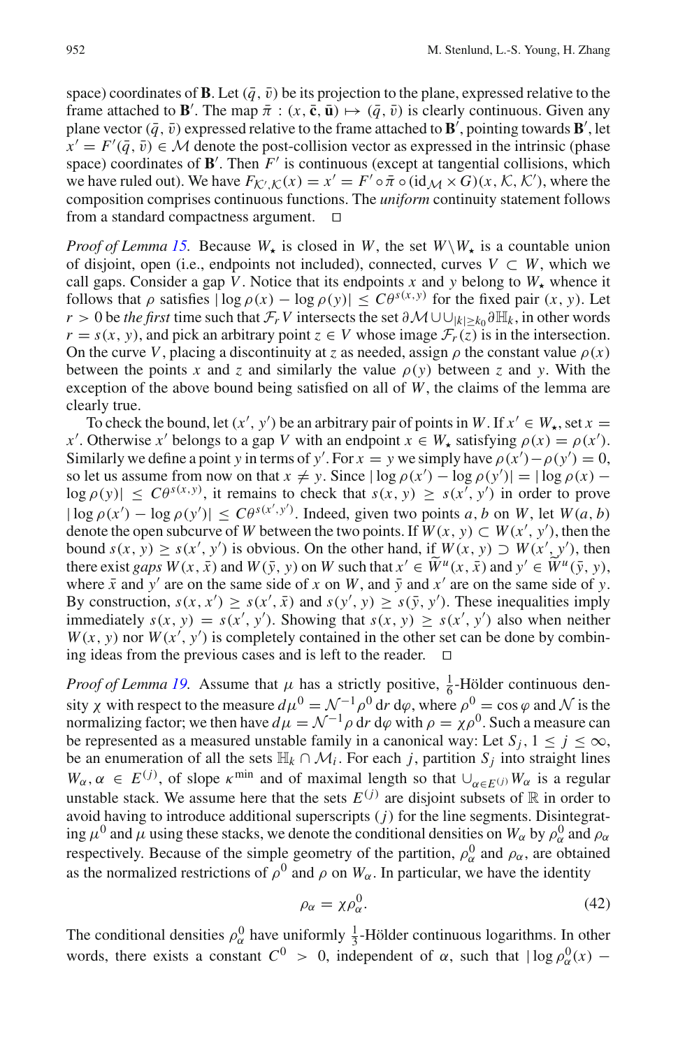space) coordinates of $\mathbf{B}$. Let $(\bar{q}, \bar{v})$ be its projection to the plane, expressed relative to the frame attached to $\mathbf{B}'$. The map $\bar{\pi} : (x, \bar{\mathbf{c}}, \bar{\mathbf{u}}) \mapsto (\bar{q}, \bar{v})$ is clearly continuous. Given any plane vector $(\bar{q}, \bar{v})$ expressed relative to the frame attached to $\mathbf{B}'$, pointing towards $\mathbf{B}'$, let $x' = F'(\bar{q}, \bar{v}) \in \mathcal{M}$ denote the post-collision vector as expressed in the intrinsic (phase space) coordinates of $\mathbf{B}'$. Then $F'$ is continuous (except at tangential collisions, which we have ruled out). We have $F_{\mathcal{K}', \mathcal{K}}(x) = x' = F' \circ \bar{\pi} \circ (\mathrm{id}_{\mathcal{M}} \times G)(x, \mathcal{K}, \mathcal{K}')$, where the composition comprises continuous functions. The *uniform* continuity statement follows from a standard compactness argument. □

*Proof of Lemma 15.* Because $W_\star$ is closed in $W$, the set $W \backslash W_\star$ is a countable union of disjoint, open (i.e., endpoints not included), connected, curves $V \subset W$, which we call gaps. Consider a gap $V$. Notice that its endpoints $x$ and $y$ belong to $W_\star$ whence it follows that $\rho$ satisfies $|\log \rho(x) - \log \rho(y)| \le C\theta^{s(x,y)}$ for the fixed pair $(x, y)$. Let $r > 0$ be *the first* time such that $\mathcal{F}_r V$ intersects the set $\partial\mathcal{M} \cup \cup_{|k| \ge k_0} \partial\mathbb{H}_k$, in other words $r = s(x, y)$, and pick an arbitrary point $z \in V$ whose image $\mathcal{F}_r(z)$ is in the intersection. On the curve $V$, placing a discontinuity at $z$ as needed, assign $\rho$ the constant value $\rho(x)$ between the points $x$ and $z$ and similarly the value $\rho(y)$ between $z$ and $y$. With the exception of the above bound being satisfied on all of $W$, the claims of the lemma are clearly true.

To check the bound, let $(x', y')$ be an arbitrary pair of points in $W$. If $x' \in W_\star$, set $x = x'$. Otherwise $x'$ belongs to a gap $V$ with an endpoint $x \in W_\star$ satisfying $\rho(x) = \rho(x')$. Similarly we define a point $y$ in terms of $y'$. For $x = y$ we simply have $\rho(x') - \rho(y') = 0$, so let us assume from now on that $x \ne y$. Since $|\log \rho(x') - \log \rho(y')| = |\log \rho(x) - \log \rho(y)| \le C\theta^{s(x,y)}$, it remains to check that $s(x, y) \ge s(x', y')$ in order to prove $|\log \rho(x') - \log \rho(y')| \le C\theta^{s(x', y')}$. Indeed, given two points $a, b$ on $W$, let $W(a, b)$ denote the open subcurve of $W$ between the two points. If $W(x, y) \subset W(x', y')$, then the bound $s(x, y) \ge s(x', y')$ is obvious. On the other hand, if $W(x, y) \supset W(x', y')$, then there exist *gaps* $W(x, \bar{x})$ and $W(\bar{y}, y)$ on $W$ such that $x' \in \widetilde{W}^u(x, \bar{x})$ and $y' \in \widetilde{W}^u(\bar{y}, y)$, where $\bar{x}$ and $y'$ are on the same side of $x$ on $W$, and $\bar{y}$ and $x'$ are on the same side of $y$. By construction, $s(x, x') \ge s(x', \bar{x})$ and $s(y', y) \ge s(\bar{y}, y')$. These inequalities imply immediately $s(x, y) = s(x', y')$. Showing that $s(x, y) \ge s(x', y')$ also when neither $W(x, y)$ nor $W(x', y')$ is completely contained in the other set can be done by combining ideas from the previous cases and is left to the reader. □

*Proof of Lemma 19.* Assume that $\mu$ has a strictly positive, $\frac{1}{6}$-Hölder continuous density $\chi$ with respect to the measure $d\mu^0 = \mathcal{N}^{-1}\rho^0 \, \mathrm{d}r \, \mathrm{d}\varphi$, where $\rho^0 = \cos\varphi$ and $\mathcal{N}$ is the normalizing factor; we then have $d\mu = \mathcal{N}^{-1}\rho \, \mathrm{d}r \, \mathrm{d}\varphi$ with $\rho = \chi\rho^0$. Such a measure can be represented as a measured unstable family in a canonical way: Let $S_j$, $1 \le j \le \infty$, be an enumeration of all the sets $\mathbb{H}_k \cap \mathcal{M}_i$. For each $j$, partition $S_j$ into straight lines $W_\alpha$, $\alpha \in E^{(j)}$, of slope $\kappa^{\min}$ and of maximal length so that $\cup_{\alpha \in E^{(j)}} W_\alpha$ is a regular unstable stack. We assume here that the sets $E^{(j)}$ are disjoint subsets of $\mathbb{R}$ in order to avoid having to introduce additional superscripts $(j)$ for the line segments. Disintegrating $\mu^0$ and $\mu$ using these stacks, we denote the conditional densities on $W_\alpha$ by $\rho_\alpha^0$ and $\rho_\alpha$ respectively. Because of the simple geometry of the partition, $\rho_\alpha^0$ and $\rho_\alpha$, are obtained as the normalized restrictions of $\rho^0$ and $\rho$ on $W_\alpha$. In particular, we have the identity

$$\rho_\alpha = \chi\rho_\alpha^0. \tag{42}$$

The conditional densities $\rho_\alpha^0$ have uniformly $\frac{1}{3}$-Hölder continuous logarithms. In other words, there exists a constant $C^0 > 0$, independent of $\alpha$, such that $|\log \rho_\alpha^0(x) -$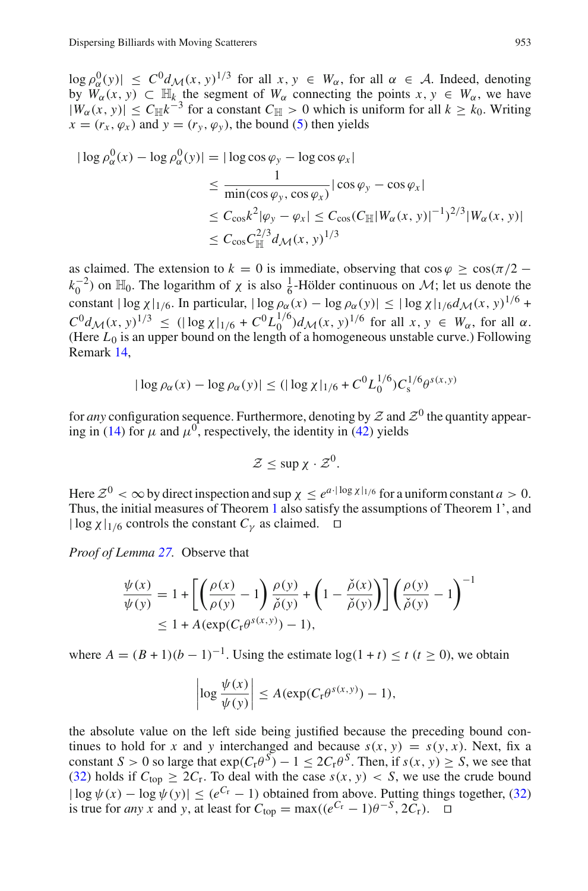$\log \rho^0_\alpha(y)| \le C^0 d_{\mathcal{M}}(x,y)^{1/3}$ for all $x, y \in W_\alpha$, for all $\alpha \in \mathcal{A}$. Indeed, denoting by $W_\alpha(x,y) \subset \mathbb{H}_k$ the segment of $W_\alpha$ connecting the points $x, y \in W_\alpha$, we have $|W_\alpha(x,y)| \le C_{\mathbb{H}} k^{-3}$ for a constant $C_{\mathbb{H}} > 0$ which is uniform for all $k \ge k_0$. Writing $x = (r_x, \varphi_x)$ and $y = (r_y, \varphi_y)$, the bound (5) then yields

$$
\begin{aligned}
|\log \rho^0_\alpha(x) - \log \rho^0_\alpha(y)| &= |\log \cos \varphi_y - \log \cos \varphi_x| \\
&\le \frac{1}{\min(\cos \varphi_y, \cos \varphi_x)} |\cos \varphi_y - \cos \varphi_x| \\
&\le C_{\cos} k^2 |\varphi_y - \varphi_x| \le C_{\cos} (C_{\mathbb{H}} |W_\alpha(x,y)|^{-1})^{2/3} |W_\alpha(x,y)| \\
&\le C_{\cos} C_{\mathbb{H}}^{2/3} d_{\mathcal{M}}(x,y)^{1/3}
\end{aligned}
$$

as claimed. The extension to $k = 0$ is immediate, observing that $\cos \varphi \ge \cos(\pi/2 - k_0^{-2})$ on $\mathbb{H}_0$. The logarithm of $\chi$ is also $\frac{1}{6}$-Hölder continuous on $\mathcal{M}$; let us denote the constant $|\log \chi|_{1/6}$. In particular, $|\log \rho_\alpha(x) - \log \rho_\alpha(y)| \le |\log \chi|_{1/6} d_{\mathcal{M}}(x,y)^{1/6} + C^0 d_{\mathcal{M}}(x,y)^{1/3} \le (|\log \chi|_{1/6} + C^0 L_0^{1/6}) d_{\mathcal{M}}(x,y)^{1/6}$ for all $x, y \in W_\alpha$, for all $\alpha$. (Here $L_0$ is an upper bound on the length of a homogeneous unstable curve.) Following Remark 14,

$$
|\log \rho_\alpha(x) - \log \rho_\alpha(y)| \le (|\log \chi|_{1/6} + C^0 L_0^{1/6}) C_{\mathrm{s}}^{1/6} \theta^{s(x,y)}
$$

for *any* configuration sequence. Furthermore, denoting by $\mathcal{Z}$ and $\mathcal{Z}^0$ the quantity appearing in (14) for $\mu$ and $\mu^0$, respectively, the identity in (42) yields

$$
\mathcal{Z} \le \sup \chi \cdot \mathcal{Z}^0.
$$

Here $\mathcal{Z}^0 < \infty$ by direct inspection and $\sup \chi \le e^{a \cdot |\log \chi|_{1/6}}$ for a uniform constant $a > 0$. Thus, the initial measures of Theorem 1 also satisfy the assumptions of Theorem 1', and $|\log \chi|_{1/6}$ controls the constant $C_\gamma$ as claimed. $\square$

*Proof of Lemma 27.* Observe that

$$
\begin{aligned}
\frac{\psi(x)}{\psi(y)} &= 1 + \left[ \left( \frac{\rho(x)}{\rho(y)} - 1 \right) \frac{\rho(y)}{\check{\rho}(y)} + \left( 1 - \frac{\check{\rho}(x)}{\check{\rho}(y)} \right) \right] \left( \frac{\rho(y)}{\check{\rho}(y)} - 1 \right)^{-1} \\
&\le 1 + A(\exp(C_{\mathrm{r}} \theta^{s(x,y)}) - 1),
\end{aligned}
$$

where $A = (B+1)(b-1)^{-1}$. Using the estimate $\log(1+t) \le t$ $(t \ge 0)$, we obtain

$$
\left| \log \frac{\psi(x)}{\psi(y)} \right| \le A(\exp(C_{\mathrm{r}} \theta^{s(x,y)}) - 1),
$$

the absolute value on the left side being justified because the preceding bound continues to hold for $x$ and $y$ interchanged and because $s(x,y) = s(y,x)$. Next, fix a constant $S > 0$ so large that $\exp(C_{\mathrm{r}} \theta^S) - 1 \le 2 C_{\mathrm{r}} \theta^S$. Then, if $s(x,y) \ge S$, we see that (32) holds if $C_{\mathrm{top}} \ge 2 C_{\mathrm{r}}$. To deal with the case $s(x,y) < S$, we use the crude bound $|\log \psi(x) - \log \psi(y)| \le (e^{C_{\mathrm{r}}} - 1)$ obtained from above. Putting things together, (32) is true for *any* $x$ and $y$, at least for $C_{\mathrm{top}} = \max((e^{C_{\mathrm{r}}} - 1)\theta^{-S}, 2 C_{\mathrm{r}})$. $\square$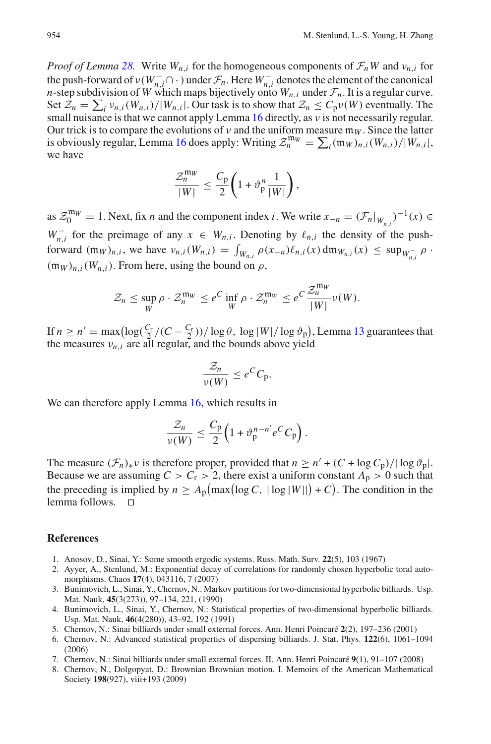*Proof of Lemma 28.* Write $W_{n,i}$ for the homogeneous components of $\mathcal{F}_n W$ and $\nu_{n,i}$ for the push-forward of $\nu(W_{n,i}^- \cap \cdot)$ under $\mathcal{F}_n$. Here $W_{n,i}^-$ denotes the element of the canonical $n$-step subdivision of $W$ which maps bijectively onto $W_{n,i}$ under $\mathcal{F}_n$. It is a regular curve. Set $\mathcal{Z}_n = \sum_i \nu_{n,i}(W_{n,i})/|W_{n,i}|$. Our task is to show that $\mathcal{Z}_n \le C_{\rm p}\nu(W)$ eventually. The small nuisance is that we cannot apply Lemma 16 directly, as $\nu$ is not necessarily regular. Our trick is to compare the evolutions of $\nu$ and the uniform measure $\mathfrak{m}_W$. Since the latter is obviously regular, Lemma 16 does apply: Writing $\mathcal{Z}_n^{\mathfrak{m}_W} = \sum_i (\mathfrak{m}_W)_{n,i}(W_{n,i})/|W_{n,i}|$, we have

$$\frac{\mathcal{Z}_n^{\mathfrak{m}_W}}{|W|} \le \frac{C_{\rm p}}{2}\left(1 + \vartheta_{\rm p}^n \frac{1}{|W|}\right),$$

as $\mathcal{Z}_0^{\mathfrak{m}_W} = 1$. Next, fix $n$ and the component index $i$. We write $x_{-n} = (\mathcal{F}_n|_{W_{n,i}^-})^{-1}(x) \in W_{n,i}^-$ for the preimage of any $x \in W_{n,i}$. Denoting by $\ell_{n,i}$ the density of the push-forward $(\mathfrak{m}_W)_{n,i}$, we have $\nu_{n,i}(W_{n,i}) = \int_{W_{n,i}} \rho(x_{-n})\ell_{n,i}(x)\,d\mathfrak{m}_{W_{n,i}}(x) \le \sup_{W_{n,i}^-}\rho \cdot (\mathfrak{m}_W)_{n,i}(W_{n,i})$. From here, using the bound on $\rho$,

$$\mathcal{Z}_n \le \sup_W \rho \cdot \mathcal{Z}_n^{\mathfrak{m}_W} \le e^C \inf_W \rho \cdot \mathcal{Z}_n^{\mathfrak{m}_W} \le e^C \frac{\mathcal{Z}_n^{\mathfrak{m}_W}}{|W|}\nu(W).$$

If $n \ge n' = \max\big(\log(\frac{C_{\rm r}}{2}/(C - \frac{C_{\rm r}}{2}))/\log\theta,\ \log|W|/\log\vartheta_{\rm p}\big)$, Lemma 13 guarantees that the measures $\nu_{n,i}$ are all regular, and the bounds above yield

$$\frac{\mathcal{Z}_n}{\nu(W)} \le e^C C_{\rm p}.$$

We can therefore apply Lemma 16, which results in

$$\frac{\mathcal{Z}_n}{\nu(W)} \le \frac{C_{\rm p}}{2}\left(1 + \vartheta_{\rm p}^{n-n'} e^C C_{\rm p}\right).$$

The measure $(\mathcal{F}_n)_*\nu$ is therefore proper, provided that $n \ge n' + (C + \log C_{\rm p})/|\log\vartheta_{\rm p}|$. Because we are assuming $C > C_{\rm r} > 2$, there exist a uniform constant $A_{\rm p} > 0$ such that the preceding is implied by $n \ge A_{\rm p}\big(\max\big(\log C,\ |\log|W||\big) + C\big)$. The condition in the lemma follows. □

## References

1. Anosov, D., Sinai, Y.: Some smooth ergodic systems. Russ. Math. Surv. **22**(5), 103 (1967)
2. Ayyer, A., Stenlund, M.: Exponential decay of correlations for randomly chosen hyperbolic toral automorphisms. Chaos **17**(4), 043116, 7 (2007)
3. Bunimovich, L., Sinai, Y., Chernov, N.. Markov partitions for two-dimensional hyperbolic billiards. Usp. Mat. Nauk, **45**(3(273)), 97–134, 221, (1990)
4. Bunimovich, L., Sinai, Y., Chernov, N.: Statistical properties of two-dimensional hyperbolic billiards. Usp. Mat. Nauk, **46**(4(280)), 43–92, 192 (1991)
5. Chernov, N.: Sinai billiards under small external forces. Ann. Henri Poincaré **2**(2), 197–236 (2001)
6. Chernov, N.: Advanced statistical properties of dispersing billiards. J. Stat. Phys. **122**(6), 1061–1094 (2006)
7. Chernov, N.: Sinai billiards under small external forces. II. Ann. Henri Poincaré **9**(1), 91–107 (2008)
8. Chernov, N., Dolgopyat, D.: Brownian Brownian motion. I. Memoirs of the American Mathematical Society **198**(927), viii+193 (2009)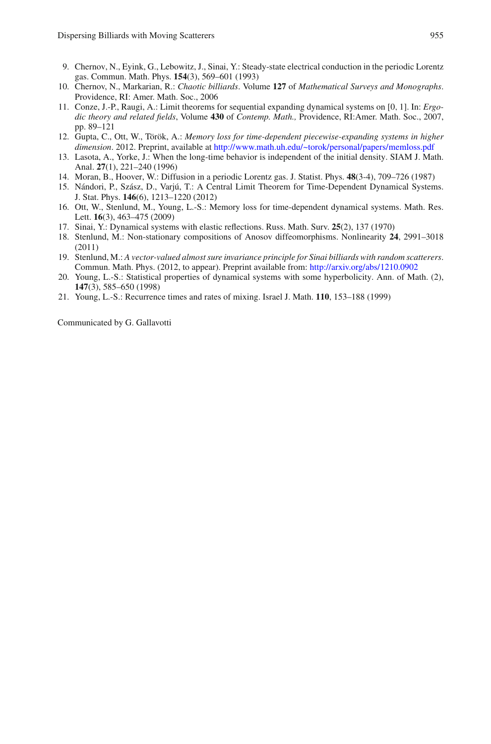9. Chernov, N., Eyink, G., Lebowitz, J., Sinai, Y.: Steady-state electrical conduction in the periodic Lorentz gas. Commun. Math. Phys. **154**(3), 569–601 (1993)
10. Chernov, N., Markarian, R.: *Chaotic billiards*. Volume **127** of *Mathematical Surveys and Monographs*. Providence, RI: Amer. Math. Soc., 2006
11. Conze, J.-P., Raugi, A.: Limit theorems for sequential expanding dynamical systems on [0, 1]. In: *Ergodic theory and related fields*, Volume **430** of *Contemp. Math.,* Providence, RI:Amer. Math. Soc., 2007, pp. 89–121
12. Gupta, C., Ott, W., Török, A.: *Memory loss for time-dependent piecewise-expanding systems in higher dimension*. 2012. Preprint, available at http://www.math.uh.edu/~torok/personal/papers/memloss.pdf
13. Lasota, A., Yorke, J.: When the long-time behavior is independent of the initial density. SIAM J. Math. Anal. **27**(1), 221–240 (1996)
14. Moran, B., Hoover, W.: Diffusion in a periodic Lorentz gas. J. Statist. Phys. **48**(3-4), 709–726 (1987)
15. Nándori, P., Szász, D., Varjú, T.: A Central Limit Theorem for Time-Dependent Dynamical Systems. J. Stat. Phys. **146**(6), 1213–1220 (2012)
16. Ott, W., Stenlund, M., Young, L.-S.: Memory loss for time-dependent dynamical systems. Math. Res. Lett. **16**(3), 463–475 (2009)
17. Sinai, Y.: Dynamical systems with elastic reflections. Russ. Math. Surv. **25**(2), 137 (1970)
18. Stenlund, M.: Non-stationary compositions of Anosov diffeomorphisms. Nonlinearity **24**, 2991–3018 (2011)
19. Stenlund, M.: *A vector-valued almost sure invariance principle for Sinai billiards with random scatterers*. Commun. Math. Phys. (2012, to appear). Preprint available from: http://arxiv.org/abs/1210.0902
20. Young, L.-S.: Statistical properties of dynamical systems with some hyperbolicity. Ann. of Math. (2), **147**(3), 585–650 (1998)
21. Young, L.-S.: Recurrence times and rates of mixing. Israel J. Math. **110**, 153–188 (1999)

Communicated by G. Gallavotti